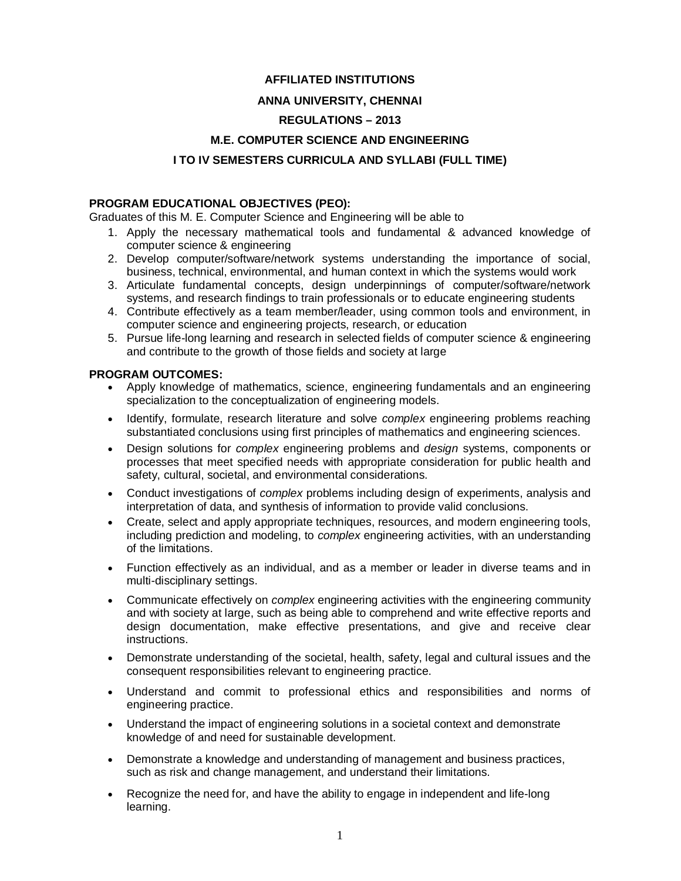# AFFILIATED INSTITUTIONS

# ANNA UNIVERSITY, CHENNAI

# REGULATIONS – 2013

# M.E. COMPUTER SCIENCE AND ENGINEERING

# I TO IV SEMESTERS CURRICULA AND SYLLABI (FULL TIME)

**PROGRAM EDUCATIONAL OBJECTIVES (PEO):**

Graduates of this M. E. Computer Science and Engineering will be able to

1. Apply the necessary mathematical tools and fundamental & advanced knowledge of computer science & engineering
2. Develop computer/software/network systems understanding the importance of social, business, technical, environmental, and human context in which the systems would work
3. Articulate fundamental concepts, design underpinnings of computer/software/network systems, and research findings to train professionals or to educate engineering students
4. Contribute effectively as a team member/leader, using common tools and environment, in computer science and engineering projects, research, or education
5. Pursue life-long learning and research in selected fields of computer science & engineering and contribute to the growth of those fields and society at large

**PROGRAM OUTCOMES:**

- Apply knowledge of mathematics, science, engineering fundamentals and an engineering specialization to the conceptualization of engineering models.
- Identify, formulate, research literature and solve *complex* engineering problems reaching substantiated conclusions using first principles of mathematics and engineering sciences.
- Design solutions for *complex* engineering problems and *design* systems, components or processes that meet specified needs with appropriate consideration for public health and safety, cultural, societal, and environmental considerations.
- Conduct investigations of *complex* problems including design of experiments, analysis and interpretation of data, and synthesis of information to provide valid conclusions.
- Create, select and apply appropriate techniques, resources, and modern engineering tools, including prediction and modeling, to *complex* engineering activities, with an understanding of the limitations.
- Function effectively as an individual, and as a member or leader in diverse teams and in multi-disciplinary settings.
- Communicate effectively on *complex* engineering activities with the engineering community and with society at large, such as being able to comprehend and write effective reports and design documentation, make effective presentations, and give and receive clear instructions.
- Demonstrate understanding of the societal, health, safety, legal and cultural issues and the consequent responsibilities relevant to engineering practice.
- Understand and commit to professional ethics and responsibilities and norms of engineering practice.
- Understand the impact of engineering solutions in a societal context and demonstrate knowledge of and need for sustainable development.
- Demonstrate a knowledge and understanding of management and business practices, such as risk and change management, and understand their limitations.
- Recognize the need for, and have the ability to engage in independent and life-long learning.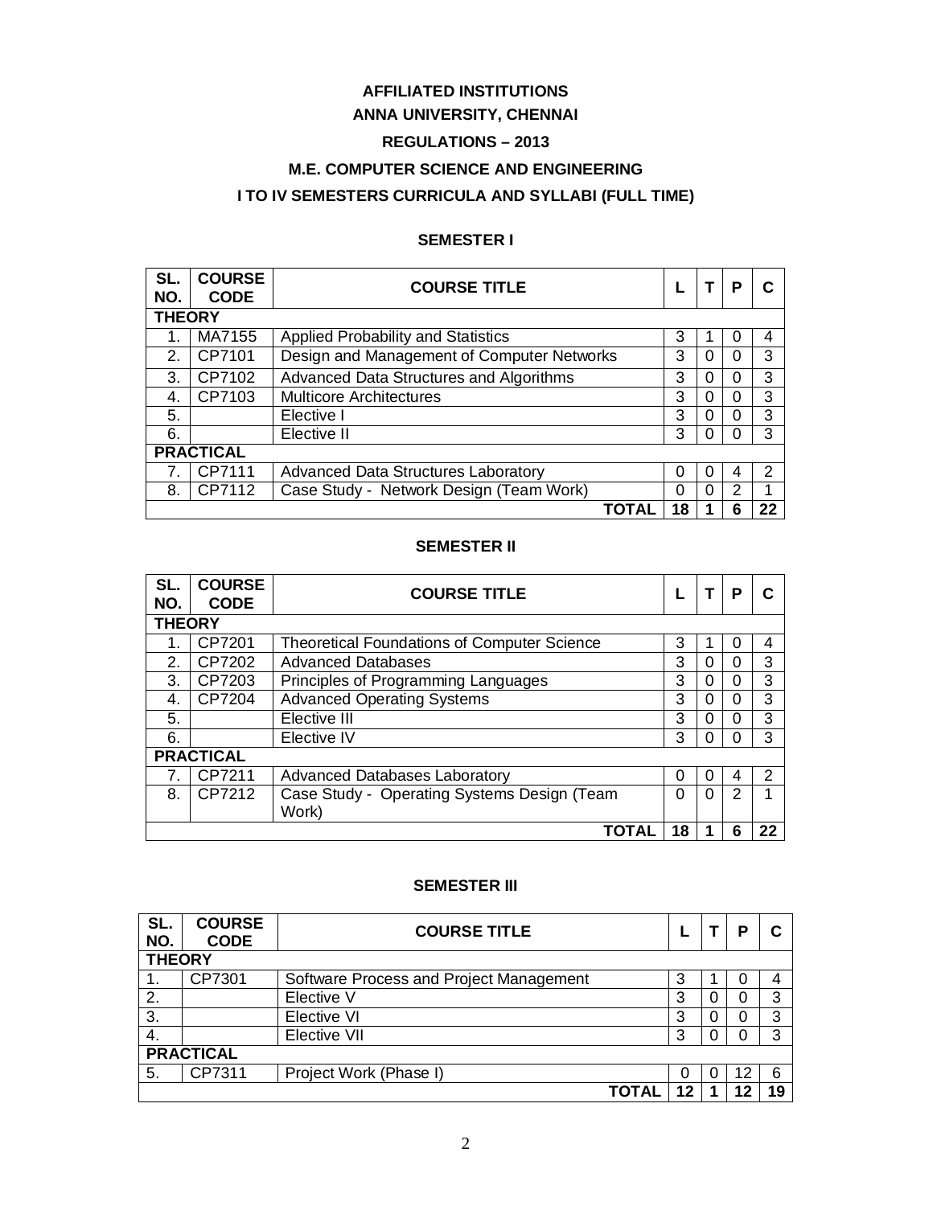**AFFILIATED INSTITUTIONS**

**ANNA UNIVERSITY, CHENNAI**

**REGULATIONS – 2013**

**M.E. COMPUTER SCIENCE AND ENGINEERING**

**I TO IV SEMESTERS CURRICULA AND SYLLABI (FULL TIME)**

## SEMESTER I

| SL. NO. | COURSE CODE | COURSE TITLE | L | T | P | C |
|---|---|---|---|---|---|---|
| **THEORY** | | | | | | |
| 1. | MA7155 | Applied Probability and Statistics | 3 | 1 | 0 | 4 |
| 2. | CP7101 | Design and Management of Computer Networks | 3 | 0 | 0 | 3 |
| 3. | CP7102 | Advanced Data Structures and Algorithms | 3 | 0 | 0 | 3 |
| 4. | CP7103 | Multicore Architectures | 3 | 0 | 0 | 3 |
| 5. | | Elective I | 3 | 0 | 0 | 3 |
| 6. | | Elective II | 3 | 0 | 0 | 3 |
| **PRACTICAL** | | | | | | |
| 7. | CP7111 | Advanced Data Structures Laboratory | 0 | 0 | 4 | 2 |
| 8. | CP7112 | Case Study - Network Design (Team Work) | 0 | 0 | 2 | 1 |
| | | **TOTAL** | **18** | **1** | **6** | **22** |

## SEMESTER II

| SL. NO. | COURSE CODE | COURSE TITLE | L | T | P | C |
|---|---|---|---|---|---|---|
| **THEORY** | | | | | | |
| 1. | CP7201 | Theoretical Foundations of Computer Science | 3 | 1 | 0 | 4 |
| 2. | CP7202 | Advanced Databases | 3 | 0 | 0 | 3 |
| 3. | CP7203 | Principles of Programming Languages | 3 | 0 | 0 | 3 |
| 4. | CP7204 | Advanced Operating Systems | 3 | 0 | 0 | 3 |
| 5. | | Elective III | 3 | 0 | 0 | 3 |
| 6. | | Elective IV | 3 | 0 | 0 | 3 |
| **PRACTICAL** | | | | | | |
| 7. | CP7211 | Advanced Databases Laboratory | 0 | 0 | 4 | 2 |
| 8. | CP7212 | Case Study - Operating Systems Design (Team Work) | 0 | 0 | 2 | 1 |
| | | **TOTAL** | **18** | **1** | **6** | **22** |

## SEMESTER III

| SL. NO. | COURSE CODE | COURSE TITLE | L | T | P | C |
|---|---|---|---|---|---|---|
| **THEORY** | | | | | | |
| 1. | CP7301 | Software Process and Project Management | 3 | 1 | 0 | 4 |
| 2. | | Elective V | 3 | 0 | 0 | 3 |
| 3. | | Elective VI | 3 | 0 | 0 | 3 |
| 4. | | Elective VII | 3 | 0 | 0 | 3 |
| **PRACTICAL** | | | | | | |
| 5. | CP7311 | Project Work (Phase I) | 0 | 0 | 12 | 6 |
| | | **TOTAL** | **12** | **1** | **12** | **19** |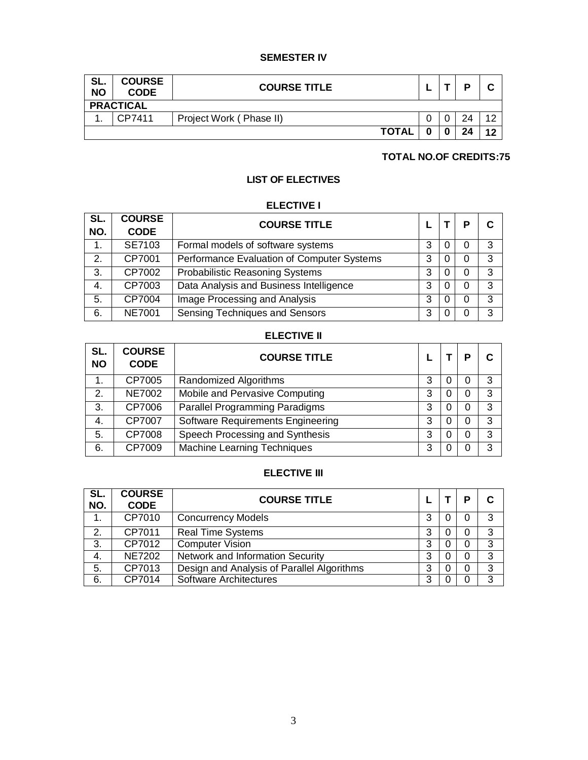## SEMESTER IV

| SL. NO | COURSE CODE | COURSE TITLE | L | T | P | C |
|---|---|---|---|---|---|---|
| **PRACTICAL** | | | | | | |
| 1. | CP7411 | Project Work ( Phase II) | 0 | 0 | 24 | 12 |
| | | **TOTAL** | **0** | **0** | **24** | **12** |

**TOTAL NO.OF CREDITS:75**

## LIST OF ELECTIVES

### ELECTIVE I

| SL. NO. | COURSE CODE | COURSE TITLE | L | T | P | C |
|---|---|---|---|---|---|---|
| 1. | SE7103 | Formal models of software systems | 3 | 0 | 0 | 3 |
| 2. | CP7001 | Performance Evaluation of Computer Systems | 3 | 0 | 0 | 3 |
| 3. | CP7002 | Probabilistic Reasoning Systems | 3 | 0 | 0 | 3 |
| 4. | CP7003 | Data Analysis and Business Intelligence | 3 | 0 | 0 | 3 |
| 5. | CP7004 | Image Processing and Analysis | 3 | 0 | 0 | 3 |
| 6. | NE7001 | Sensing Techniques and Sensors | 3 | 0 | 0 | 3 |

### ELECTIVE II

| SL. NO | COURSE CODE | COURSE TITLE | L | T | P | C |
|---|---|---|---|---|---|---|
| 1. | CP7005 | Randomized Algorithms | 3 | 0 | 0 | 3 |
| 2. | NE7002 | Mobile and Pervasive Computing | 3 | 0 | 0 | 3 |
| 3. | CP7006 | Parallel Programming Paradigms | 3 | 0 | 0 | 3 |
| 4. | CP7007 | Software Requirements Engineering | 3 | 0 | 0 | 3 |
| 5. | CP7008 | Speech Processing and Synthesis | 3 | 0 | 0 | 3 |
| 6. | CP7009 | Machine Learning Techniques | 3 | 0 | 0 | 3 |

### ELECTIVE III

| SL. NO. | COURSE CODE | COURSE TITLE | L | T | P | C |
|---|---|---|---|---|---|---|
| 1. | CP7010 | Concurrency Models | 3 | 0 | 0 | 3 |
| 2. | CP7011 | Real Time Systems | 3 | 0 | 0 | 3 |
| 3. | CP7012 | Computer Vision | 3 | 0 | 0 | 3 |
| 4. | NE7202 | Network and Information Security | 3 | 0 | 0 | 3 |
| 5. | CP7013 | Design and Analysis of Parallel Algorithms | 3 | 0 | 0 | 3 |
| 6. | CP7014 | Software Architectures | 3 | 0 | 0 | 3 |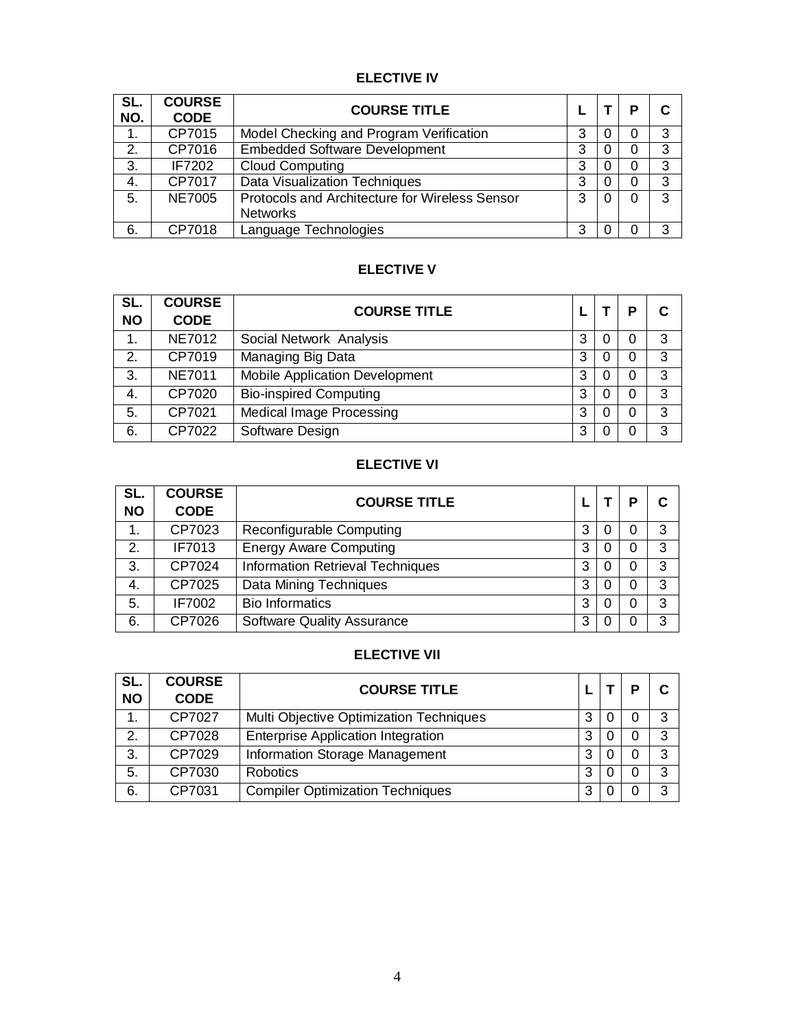## ELECTIVE IV

| SL. NO. | COURSE CODE | COURSE TITLE | L | T | P | C |
|---|---|---|---|---|---|---|
| 1. | CP7015 | Model Checking and Program Verification | 3 | 0 | 0 | 3 |
| 2. | CP7016 | Embedded Software Development | 3 | 0 | 0 | 3 |
| 3. | IF7202 | Cloud Computing | 3 | 0 | 0 | 3 |
| 4. | CP7017 | Data Visualization Techniques | 3 | 0 | 0 | 3 |
| 5. | NE7005 | Protocols and Architecture for Wireless Sensor Networks | 3 | 0 | 0 | 3 |
| 6. | CP7018 | Language Technologies | 3 | 0 | 0 | 3 |

## ELECTIVE V

| SL. NO | COURSE CODE | COURSE TITLE | L | T | P | C |
|---|---|---|---|---|---|---|
| 1. | NE7012 | Social Network Analysis | 3 | 0 | 0 | 3 |
| 2. | CP7019 | Managing Big Data | 3 | 0 | 0 | 3 |
| 3. | NE7011 | Mobile Application Development | 3 | 0 | 0 | 3 |
| 4. | CP7020 | Bio-inspired Computing | 3 | 0 | 0 | 3 |
| 5. | CP7021 | Medical Image Processing | 3 | 0 | 0 | 3 |
| 6. | CP7022 | Software Design | 3 | 0 | 0 | 3 |

## ELECTIVE VI

| SL. NO | COURSE CODE | COURSE TITLE | L | T | P | C |
|---|---|---|---|---|---|---|
| 1. | CP7023 | Reconfigurable Computing | 3 | 0 | 0 | 3 |
| 2. | IF7013 | Energy Aware Computing | 3 | 0 | 0 | 3 |
| 3. | CP7024 | Information Retrieval Techniques | 3 | 0 | 0 | 3 |
| 4. | CP7025 | Data Mining Techniques | 3 | 0 | 0 | 3 |
| 5. | IF7002 | Bio Informatics | 3 | 0 | 0 | 3 |
| 6. | CP7026 | Software Quality Assurance | 3 | 0 | 0 | 3 |

## ELECTIVE VII

| SL. NO | COURSE CODE | COURSE TITLE | L | T | P | C |
|---|---|---|---|---|---|---|
| 1. | CP7027 | Multi Objective Optimization Techniques | 3 | 0 | 0 | 3 |
| 2. | CP7028 | Enterprise Application Integration | 3 | 0 | 0 | 3 |
| 3. | CP7029 | Information Storage Management | 3 | 0 | 0 | 3 |
| 5. | CP7030 | Robotics | 3 | 0 | 0 | 3 |
| 6. | CP7031 | Compiler Optimization Techniques | 3 | 0 | 0 | 3 |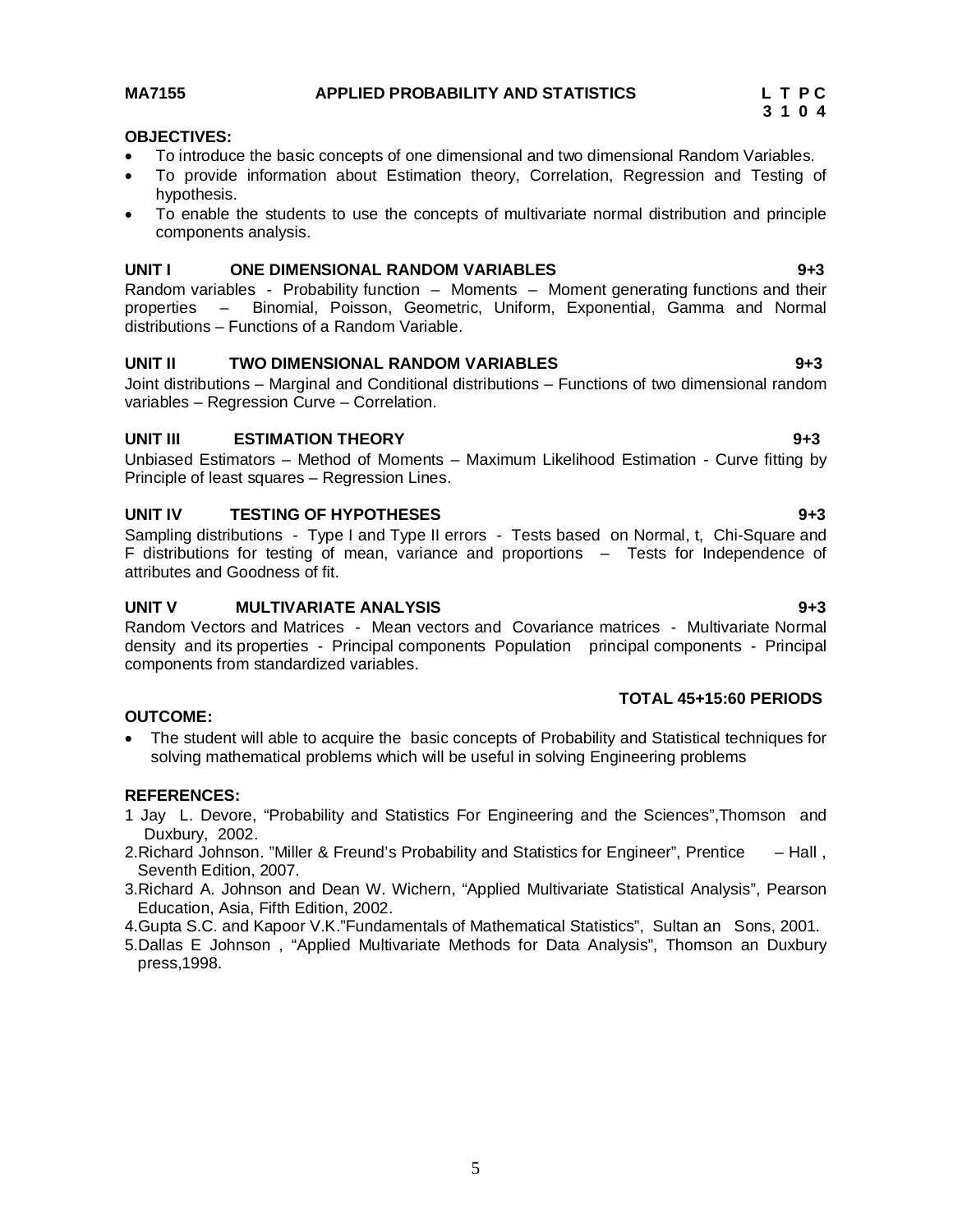**MA7155 APPLIED PROBABILITY AND STATISTICS**

| L | T | P | C |
|---|---|---|---|
| 3 | 1 | 0 | 4 |

**OBJECTIVES:**

- To introduce the basic concepts of one dimensional and two dimensional Random Variables.
- To provide information about Estimation theory, Correlation, Regression and Testing of hypothesis.
- To enable the students to use the concepts of multivariate normal distribution and principle components analysis.

**UNIT I ONE DIMENSIONAL RANDOM VARIABLES 9+3**

Random variables - Probability function – Moments – Moment generating functions and their properties – Binomial, Poisson, Geometric, Uniform, Exponential, Gamma and Normal distributions – Functions of a Random Variable.

**UNIT II TWO DIMENSIONAL RANDOM VARIABLES 9+3**

Joint distributions – Marginal and Conditional distributions – Functions of two dimensional random variables – Regression Curve – Correlation.

**UNIT III ESTIMATION THEORY 9+3**

Unbiased Estimators – Method of Moments – Maximum Likelihood Estimation - Curve fitting by Principle of least squares – Regression Lines.

**UNIT IV TESTING OF HYPOTHESES 9+3**

Sampling distributions - Type I and Type II errors - Tests based on Normal, t, Chi-Square and F distributions for testing of mean, variance and proportions – Tests for Independence of attributes and Goodness of fit.

**UNIT V MULTIVARIATE ANALYSIS 9+3**

Random Vectors and Matrices - Mean vectors and Covariance matrices - Multivariate Normal density and its properties - Principal components Population principal components - Principal components from standardized variables.

**TOTAL 45+15:60 PERIODS**

**OUTCOME:**

- The student will able to acquire the basic concepts of Probability and Statistical techniques for solving mathematical problems which will be useful in solving Engineering problems

**REFERENCES:**

1 Jay L. Devore, "Probability and Statistics For Engineering and the Sciences",Thomson and Duxbury, 2002.
2.Richard Johnson. "Miller & Freund's Probability and Statistics for Engineer", Prentice – Hall , Seventh Edition, 2007.
3.Richard A. Johnson and Dean W. Wichern, "Applied Multivariate Statistical Analysis", Pearson Education, Asia, Fifth Edition, 2002.
4.Gupta S.C. and Kapoor V.K."Fundamentals of Mathematical Statistics", Sultan an Sons, 2001.
5.Dallas E Johnson , "Applied Multivariate Methods for Data Analysis", Thomson an Duxbury press,1998.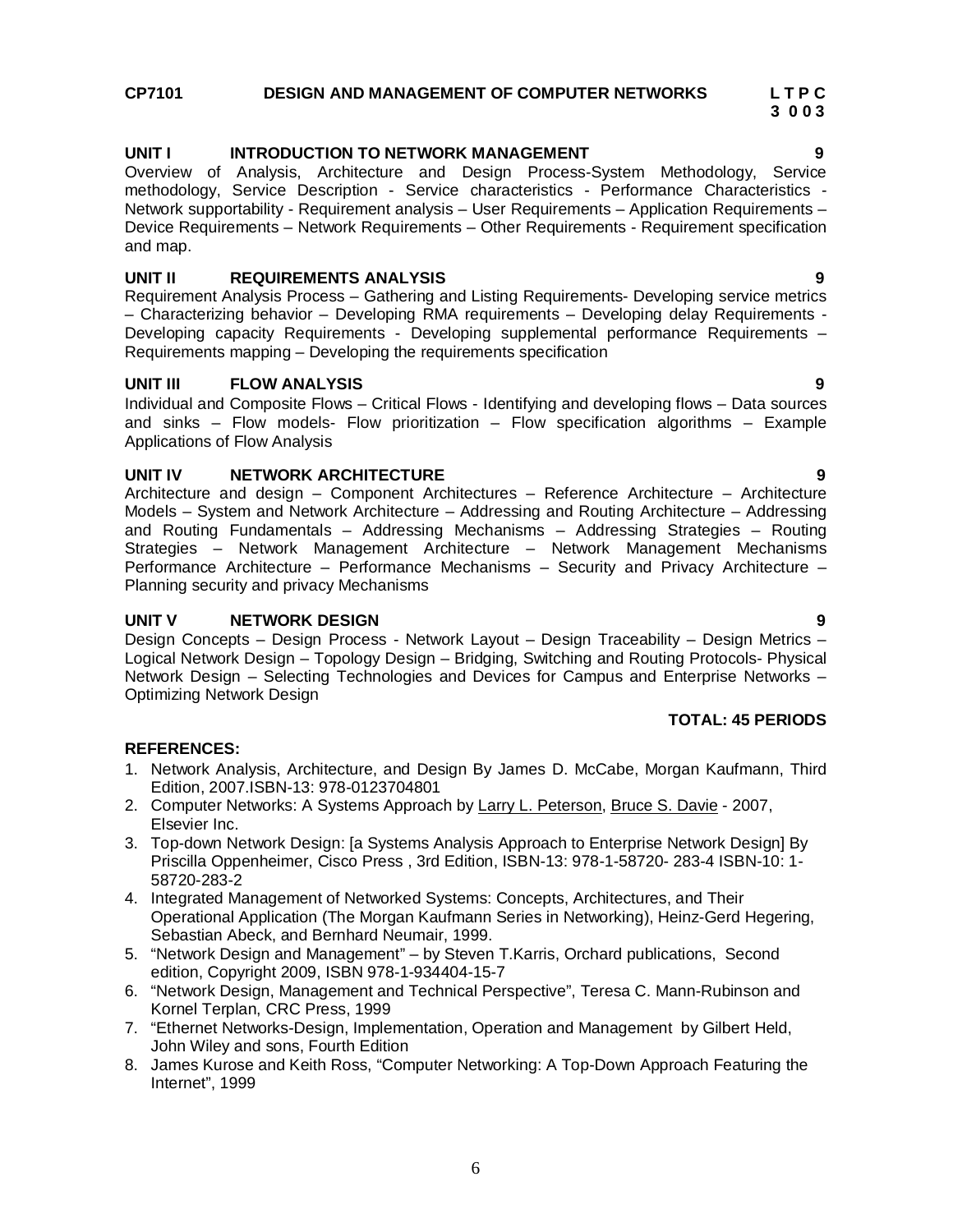**CP7101 DESIGN AND MANAGEMENT OF COMPUTER NETWORKS**

| L | T | P | C |
|---|---|---|---|
| 3 | 0 | 0 | 3 |

### UNIT I INTRODUCTION TO NETWORK MANAGEMENT — 9

Overview of Analysis, Architecture and Design Process-System Methodology, Service methodology, Service Description - Service characteristics - Performance Characteristics - Network supportability - Requirement analysis – User Requirements – Application Requirements – Device Requirements – Network Requirements – Other Requirements - Requirement specification and map.

### UNIT II REQUIREMENTS ANALYSIS — 9

Requirement Analysis Process – Gathering and Listing Requirements- Developing service metrics – Characterizing behavior – Developing RMA requirements – Developing delay Requirements - Developing capacity Requirements - Developing supplemental performance Requirements – Requirements mapping – Developing the requirements specification

### UNIT III FLOW ANALYSIS — 9

Individual and Composite Flows – Critical Flows - Identifying and developing flows – Data sources and sinks – Flow models- Flow prioritization – Flow specification algorithms – Example Applications of Flow Analysis

### UNIT IV NETWORK ARCHITECTURE — 9

Architecture and design – Component Architectures – Reference Architecture – Architecture Models – System and Network Architecture – Addressing and Routing Architecture – Addressing and Routing Fundamentals – Addressing Mechanisms – Addressing Strategies – Routing Strategies – Network Management Architecture – Network Management Mechanisms Performance Architecture – Performance Mechanisms – Security and Privacy Architecture – Planning security and privacy Mechanisms

### UNIT V NETWORK DESIGN — 9

Design Concepts – Design Process - Network Layout – Design Traceability – Design Metrics – Logical Network Design – Topology Design – Bridging, Switching and Routing Protocols- Physical Network Design – Selecting Technologies and Devices for Campus and Enterprise Networks – Optimizing Network Design

**TOTAL: 45 PERIODS**

**REFERENCES:**

1. Network Analysis, Architecture, and Design By James D. McCabe, Morgan Kaufmann, Third Edition, 2007.ISBN-13: 978-0123704801
2. Computer Networks: A Systems Approach by Larry L. Peterson, Bruce S. Davie - 2007, Elsevier Inc.
3. Top-down Network Design: [a Systems Analysis Approach to Enterprise Network Design] By Priscilla Oppenheimer, Cisco Press , 3rd Edition, ISBN-13: 978-1-58720- 283-4 ISBN-10: 1-58720-283-2
4. Integrated Management of Networked Systems: Concepts, Architectures, and Their Operational Application (The Morgan Kaufmann Series in Networking), Heinz-Gerd Hegering, Sebastian Abeck, and Bernhard Neumair, 1999.
5. "Network Design and Management" – by Steven T.Karris, Orchard publications, Second edition, Copyright 2009, ISBN 978-1-934404-15-7
6. "Network Design, Management and Technical Perspective", Teresa C. Mann-Rubinson and Kornel Terplan, CRC Press, 1999
7. "Ethernet Networks-Design, Implementation, Operation and Management by Gilbert Held, John Wiley and sons, Fourth Edition
8. James Kurose and Keith Ross, "Computer Networking: A Top-Down Approach Featuring the Internet", 1999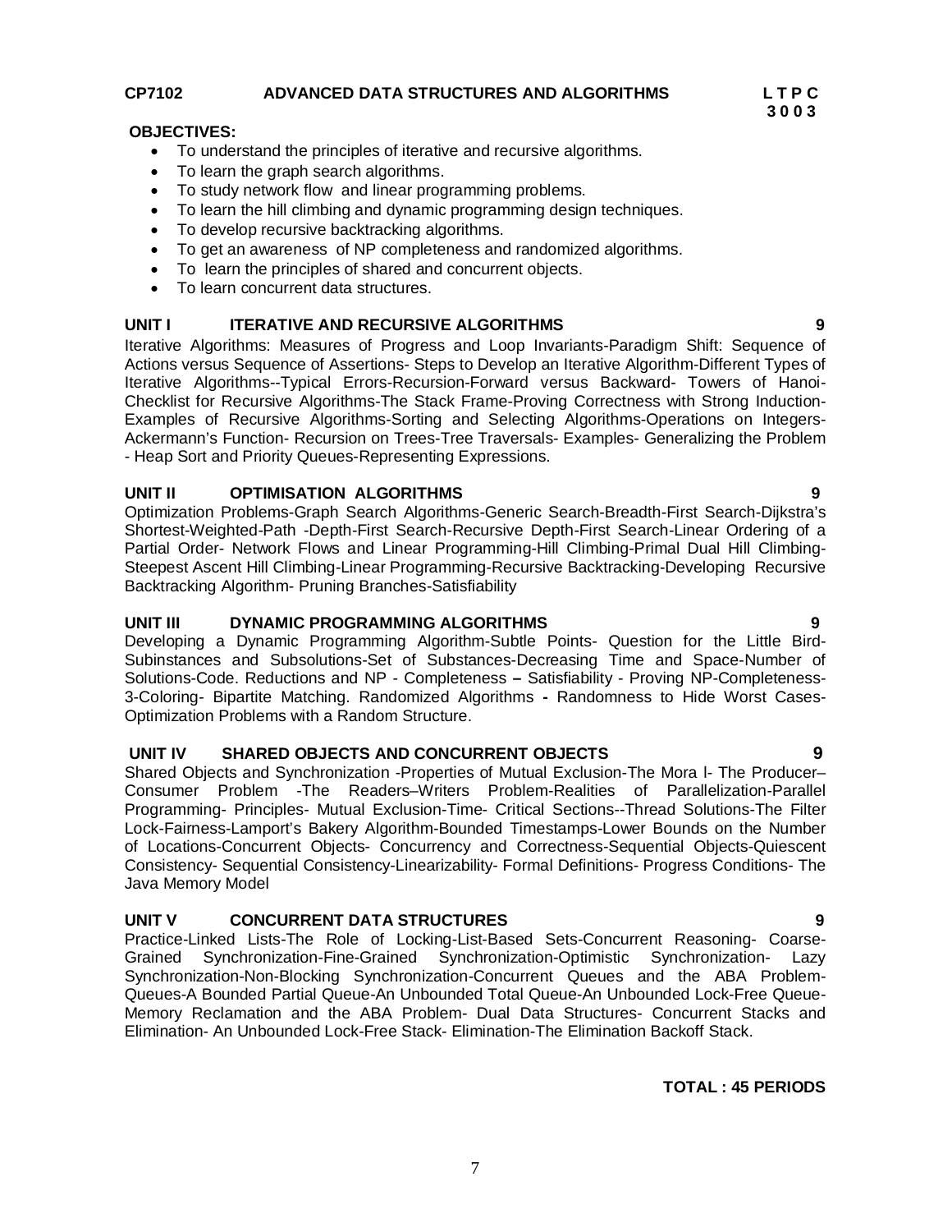**CP7102 ADVANCED DATA STRUCTURES AND ALGORITHMS** **L T P C**
**3 0 0 3**

**OBJECTIVES:**

- To understand the principles of iterative and recursive algorithms.
- To learn the graph search algorithms.
- To study network flow and linear programming problems.
- To learn the hill climbing and dynamic programming design techniques.
- To develop recursive backtracking algorithms.
- To get an awareness of NP completeness and randomized algorithms.
- To learn the principles of shared and concurrent objects.
- To learn concurrent data structures.

**UNIT I ITERATIVE AND RECURSIVE ALGORITHMS 9**

Iterative Algorithms: Measures of Progress and Loop Invariants-Paradigm Shift: Sequence of Actions versus Sequence of Assertions- Steps to Develop an Iterative Algorithm-Different Types of Iterative Algorithms--Typical Errors-Recursion-Forward versus Backward- Towers of Hanoi-Checklist for Recursive Algorithms-The Stack Frame-Proving Correctness with Strong Induction-Examples of Recursive Algorithms-Sorting and Selecting Algorithms-Operations on Integers-Ackermann's Function- Recursion on Trees-Tree Traversals- Examples- Generalizing the Problem - Heap Sort and Priority Queues-Representing Expressions.

**UNIT II OPTIMISATION ALGORITHMS 9**

Optimization Problems-Graph Search Algorithms-Generic Search-Breadth-First Search-Dijkstra's Shortest-Weighted-Path -Depth-First Search-Recursive Depth-First Search-Linear Ordering of a Partial Order- Network Flows and Linear Programming-Hill Climbing-Primal Dual Hill Climbing-Steepest Ascent Hill Climbing-Linear Programming-Recursive Backtracking-Developing Recursive Backtracking Algorithm- Pruning Branches-Satisfiability

**UNIT III DYNAMIC PROGRAMMING ALGORITHMS 9**

Developing a Dynamic Programming Algorithm-Subtle Points- Question for the Little Bird-Subinstances and Subsolutions-Set of Substances-Decreasing Time and Space-Number of Solutions-Code. Reductions and NP - Completeness **–** Satisfiability - Proving NP-Completeness-3-Coloring- Bipartite Matching. Randomized Algorithms **-** Randomness to Hide Worst Cases-Optimization Problems with a Random Structure.

**UNIT IV SHARED OBJECTS AND CONCURRENT OBJECTS 9**

Shared Objects and Synchronization -Properties of Mutual Exclusion-The Mora l- The Producer–Consumer Problem -The Readers–Writers Problem-Realities of Parallelization-Parallel Programming- Principles- Mutual Exclusion-Time- Critical Sections--Thread Solutions-The Filter Lock-Fairness-Lamport's Bakery Algorithm-Bounded Timestamps-Lower Bounds on the Number of Locations-Concurrent Objects- Concurrency and Correctness-Sequential Objects-Quiescent Consistency- Sequential Consistency-Linearizability- Formal Definitions- Progress Conditions- The Java Memory Model

**UNIT V CONCURRENT DATA STRUCTURES 9**

Practice-Linked Lists-The Role of Locking-List-Based Sets-Concurrent Reasoning- Coarse-Grained Synchronization-Fine-Grained Synchronization-Optimistic Synchronization- Lazy Synchronization-Non-Blocking Synchronization-Concurrent Queues and the ABA Problem-Queues-A Bounded Partial Queue-An Unbounded Total Queue-An Unbounded Lock-Free Queue-Memory Reclamation and the ABA Problem- Dual Data Structures- Concurrent Stacks and Elimination- An Unbounded Lock-Free Stack- Elimination-The Elimination Backoff Stack.

**TOTAL : 45 PERIODS**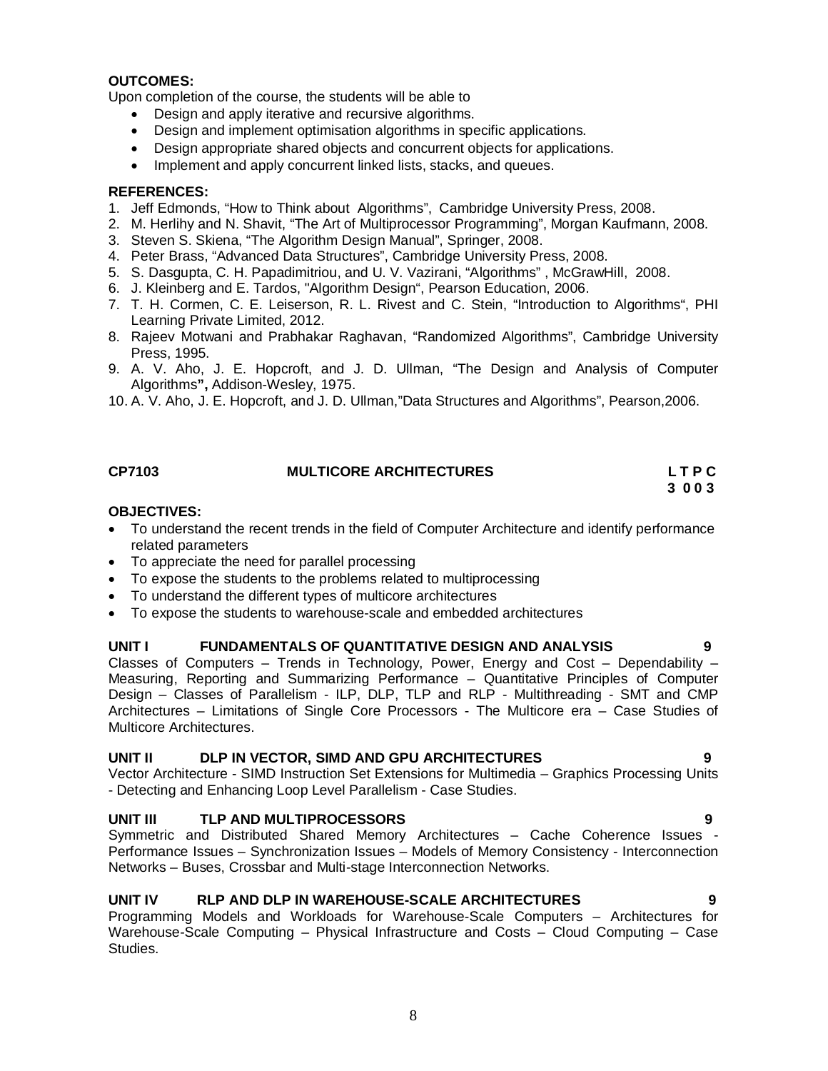**OUTCOMES:**

Upon completion of the course, the students will be able to

- Design and apply iterative and recursive algorithms.
- Design and implement optimisation algorithms in specific applications.
- Design appropriate shared objects and concurrent objects for applications.
- Implement and apply concurrent linked lists, stacks, and queues.

**REFERENCES:**

1. Jeff Edmonds, "How to Think about Algorithms", Cambridge University Press, 2008.
2. M. Herlihy and N. Shavit, "The Art of Multiprocessor Programming", Morgan Kaufmann, 2008.
3. Steven S. Skiena, "The Algorithm Design Manual", Springer, 2008.
4. Peter Brass, "Advanced Data Structures", Cambridge University Press, 2008.
5. S. Dasgupta, C. H. Papadimitriou, and U. V. Vazirani, "Algorithms" , McGrawHill, 2008.
6. J. Kleinberg and E. Tardos, "Algorithm Design", Pearson Education, 2006.
7. T. H. Cormen, C. E. Leiserson, R. L. Rivest and C. Stein, "Introduction to Algorithms", PHI Learning Private Limited, 2012.
8. Rajeev Motwani and Prabhakar Raghavan, "Randomized Algorithms", Cambridge University Press, 1995.
9. A. V. Aho, J. E. Hopcroft, and J. D. Ullman, "The Design and Analysis of Computer Algorithms", Addison-Wesley, 1975.
10. A. V. Aho, J. E. Hopcroft, and J. D. Ullman,"Data Structures and Algorithms", Pearson,2006.

## CP7103 MULTICORE ARCHITECTURES

| L | T | P | C |
|---|---|---|---|
| 3 | 0 | 0 | 3 |

**OBJECTIVES:**

- To understand the recent trends in the field of Computer Architecture and identify performance related parameters
- To appreciate the need for parallel processing
- To expose the students to the problems related to multiprocessing
- To understand the different types of multicore architectures
- To expose the students to warehouse-scale and embedded architectures

**UNIT I FUNDAMENTALS OF QUANTITATIVE DESIGN AND ANALYSIS 9**

Classes of Computers – Trends in Technology, Power, Energy and Cost – Dependability – Measuring, Reporting and Summarizing Performance – Quantitative Principles of Computer Design – Classes of Parallelism - ILP, DLP, TLP and RLP - Multithreading - SMT and CMP Architectures – Limitations of Single Core Processors - The Multicore era – Case Studies of Multicore Architectures.

**UNIT II DLP IN VECTOR, SIMD AND GPU ARCHITECTURES 9**

Vector Architecture - SIMD Instruction Set Extensions for Multimedia – Graphics Processing Units - Detecting and Enhancing Loop Level Parallelism - Case Studies.

**UNIT III TLP AND MULTIPROCESSORS 9**

Symmetric and Distributed Shared Memory Architectures – Cache Coherence Issues - Performance Issues – Synchronization Issues – Models of Memory Consistency - Interconnection Networks – Buses, Crossbar and Multi-stage Interconnection Networks.

**UNIT IV RLP AND DLP IN WAREHOUSE-SCALE ARCHITECTURES 9**

Programming Models and Workloads for Warehouse-Scale Computers – Architectures for Warehouse-Scale Computing – Physical Infrastructure and Costs – Cloud Computing – Case Studies.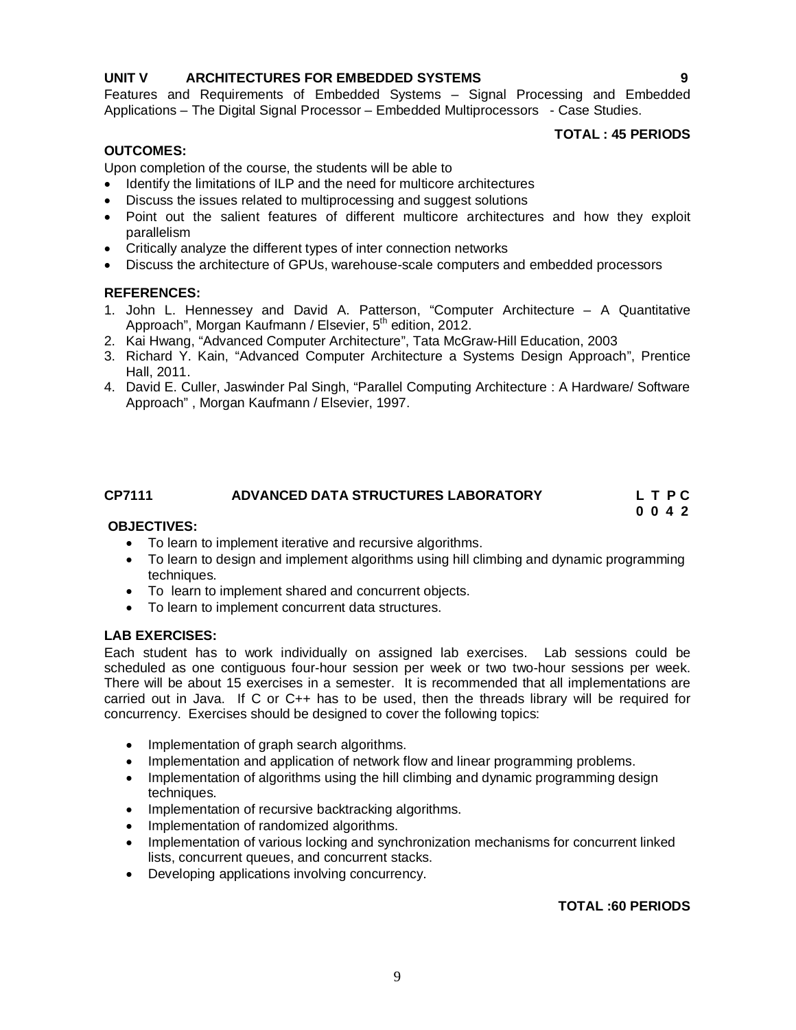**UNIT V ARCHITECTURES FOR EMBEDDED SYSTEMS 9**

Features and Requirements of Embedded Systems – Signal Processing and Embedded Applications – The Digital Signal Processor – Embedded Multiprocessors - Case Studies.

**TOTAL : 45 PERIODS**

**OUTCOMES:**

Upon completion of the course, the students will be able to

- Identify the limitations of ILP and the need for multicore architectures
- Discuss the issues related to multiprocessing and suggest solutions
- Point out the salient features of different multicore architectures and how they exploit parallelism
- Critically analyze the different types of inter connection networks
- Discuss the architecture of GPUs, warehouse-scale computers and embedded processors

**REFERENCES:**

1. John L. Hennessey and David A. Patterson, "Computer Architecture – A Quantitative Approach", Morgan Kaufmann / Elsevier, 5th edition, 2012.
2. Kai Hwang, "Advanced Computer Architecture", Tata McGraw-Hill Education, 2003
3. Richard Y. Kain, "Advanced Computer Architecture a Systems Design Approach", Prentice Hall, 2011.
4. David E. Culler, Jaswinder Pal Singh, "Parallel Computing Architecture : A Hardware/ Software Approach" , Morgan Kaufmann / Elsevier, 1997.

## CP7111 ADVANCED DATA STRUCTURES LABORATORY

**L T P C**
**0 0 4 2**

**OBJECTIVES:**

- To learn to implement iterative and recursive algorithms.
- To learn to design and implement algorithms using hill climbing and dynamic programming techniques.
- To learn to implement shared and concurrent objects.
- To learn to implement concurrent data structures.

**LAB EXERCISES:**

Each student has to work individually on assigned lab exercises. Lab sessions could be scheduled as one contiguous four-hour session per week or two two-hour sessions per week. There will be about 15 exercises in a semester. It is recommended that all implementations are carried out in Java. If C or C++ has to be used, then the threads library will be required for concurrency. Exercises should be designed to cover the following topics:

- Implementation of graph search algorithms.
- Implementation and application of network flow and linear programming problems.
- Implementation of algorithms using the hill climbing and dynamic programming design techniques.
- Implementation of recursive backtracking algorithms.
- Implementation of randomized algorithms.
- Implementation of various locking and synchronization mechanisms for concurrent linked lists, concurrent queues, and concurrent stacks.
- Developing applications involving concurrency.

**TOTAL :60 PERIODS**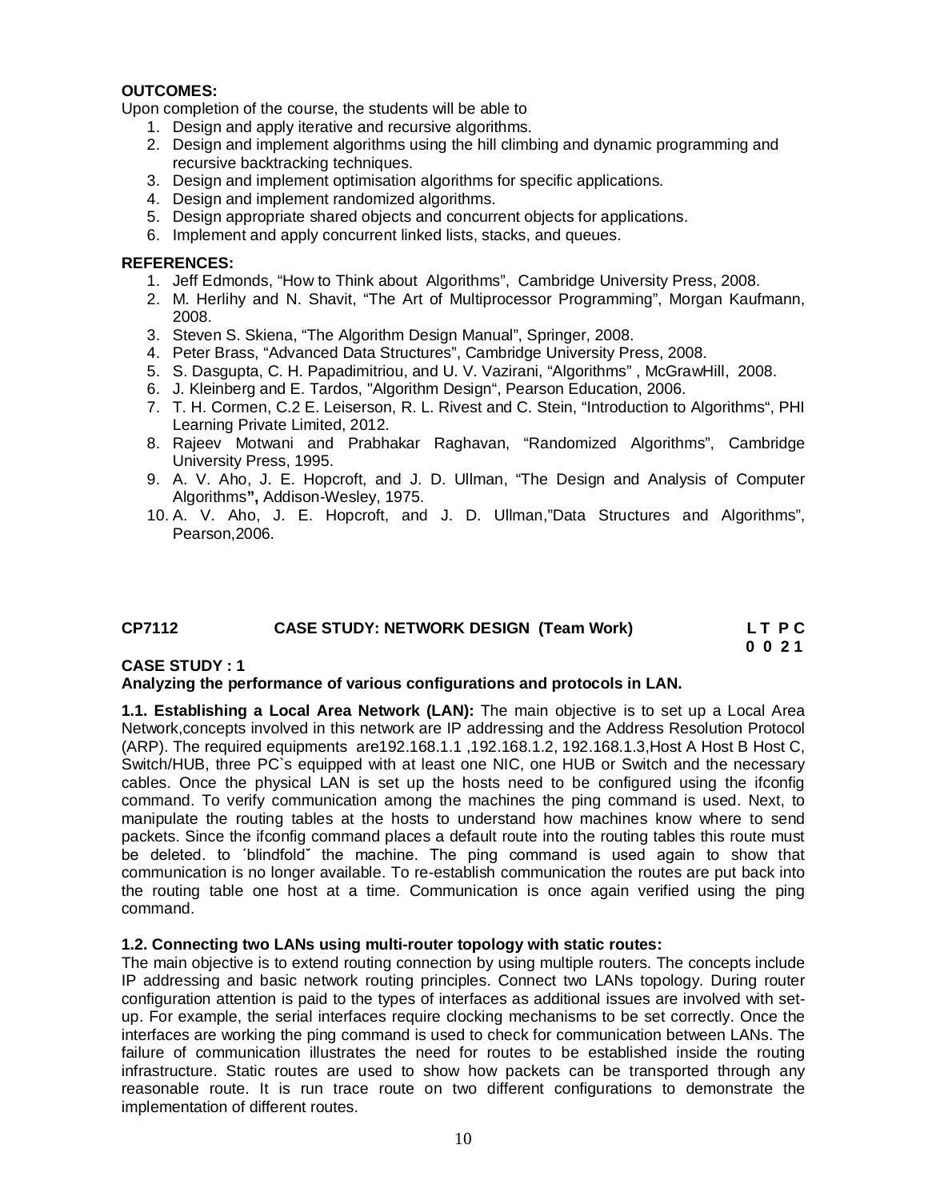**OUTCOMES:**

Upon completion of the course, the students will be able to

1. Design and apply iterative and recursive algorithms.
2. Design and implement algorithms using the hill climbing and dynamic programming and recursive backtracking techniques.
3. Design and implement optimisation algorithms for specific applications.
4. Design and implement randomized algorithms.
5. Design appropriate shared objects and concurrent objects for applications.
6. Implement and apply concurrent linked lists, stacks, and queues.

**REFERENCES:**

1. Jeff Edmonds, "How to Think about Algorithms", Cambridge University Press, 2008.
2. M. Herlihy and N. Shavit, "The Art of Multiprocessor Programming", Morgan Kaufmann, 2008.
3. Steven S. Skiena, "The Algorithm Design Manual", Springer, 2008.
4. Peter Brass, "Advanced Data Structures", Cambridge University Press, 2008.
5. S. Dasgupta, C. H. Papadimitriou, and U. V. Vazirani, "Algorithms" , McGrawHill, 2008.
6. J. Kleinberg and E. Tardos, "Algorithm Design", Pearson Education, 2006.
7. T. H. Cormen, C.2 E. Leiserson, R. L. Rivest and C. Stein, "Introduction to Algorithms", PHI Learning Private Limited, 2012.
8. Rajeev Motwani and Prabhakar Raghavan, "Randomized Algorithms", Cambridge University Press, 1995.
9. A. V. Aho, J. E. Hopcroft, and J. D. Ullman, "The Design and Analysis of Computer Algorithms**",** Addison-Wesley, 1975.
10. A. V. Aho, J. E. Hopcroft, and J. D. Ullman,"Data Structures and Algorithms", Pearson,2006.

**CP7112 CASE STUDY: NETWORK DESIGN (Team Work) L T P C**
**0 0 2 1**

**CASE STUDY : 1**

**Analyzing the performance of various configurations and protocols in LAN.**

**1.1. Establishing a Local Area Network (LAN):** The main objective is to set up a Local Area Network,concepts involved in this network are IP addressing and the Address Resolution Protocol (ARP). The required equipments are192.168.1.1 ,192.168.1.2, 192.168.1.3,Host A Host B Host C, Switch/HUB, three PC`s equipped with at least one NIC, one HUB or Switch and the necessary cables. Once the physical LAN is set up the hosts need to be configured using the ifconfig command. To verify communication among the machines the ping command is used. Next, to manipulate the routing tables at the hosts to understand how machines know where to send packets. Since the ifconfig command places a default route into the routing tables this route must be deleted. to ´blindfoldˇ the machine. The ping command is used again to show that communication is no longer available. To re-establish communication the routes are put back into the routing table one host at a time. Communication is once again verified using the ping command.

**1.2. Connecting two LANs using multi-router topology with static routes:**

The main objective is to extend routing connection by using multiple routers. The concepts include IP addressing and basic network routing principles. Connect two LANs topology. During router configuration attention is paid to the types of interfaces as additional issues are involved with set-up. For example, the serial interfaces require clocking mechanisms to be set correctly. Once the interfaces are working the ping command is used to check for communication between LANs. The failure of communication illustrates the need for routes to be established inside the routing infrastructure. Static routes are used to show how packets can be transported through any reasonable route. It is run trace route on two different configurations to demonstrate the implementation of different routes.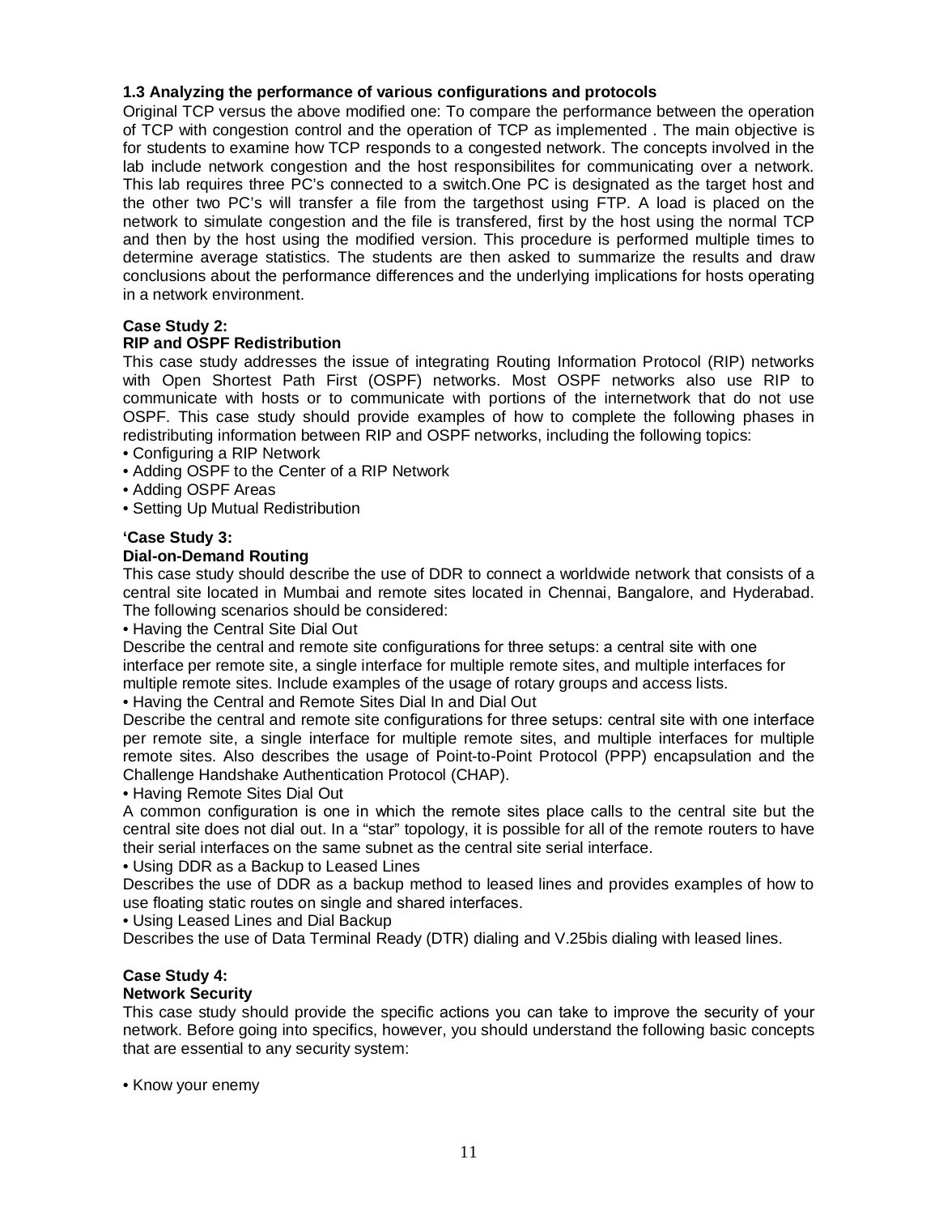**1.3 Analyzing the performance of various configurations and protocols**

Original TCP versus the above modified one: To compare the performance between the operation of TCP with congestion control and the operation of TCP as implemented . The main objective is for students to examine how TCP responds to a congested network. The concepts involved in the lab include network congestion and the host responsibilites for communicating over a network. This lab requires three PC's connected to a switch.One PC is designated as the target host and the other two PC's will transfer a file from the targethost using FTP. A load is placed on the network to simulate congestion and the file is transfered, first by the host using the normal TCP and then by the host using the modified version. This procedure is performed multiple times to determine average statistics. The students are then asked to summarize the results and draw conclusions about the performance differences and the underlying implications for hosts operating in a network environment.

**Case Study 2:**
**RIP and OSPF Redistribution**

This case study addresses the issue of integrating Routing Information Protocol (RIP) networks with Open Shortest Path First (OSPF) networks. Most OSPF networks also use RIP to communicate with hosts or to communicate with portions of the internetwork that do not use OSPF. This case study should provide examples of how to complete the following phases in redistributing information between RIP and OSPF networks, including the following topics:

- Configuring a RIP Network
- Adding OSPF to the Center of a RIP Network
- Adding OSPF Areas
- Setting Up Mutual Redistribution

**'Case Study 3:**
**Dial-on-Demand Routing**

This case study should describe the use of DDR to connect a worldwide network that consists of a central site located in Mumbai and remote sites located in Chennai, Bangalore, and Hyderabad. The following scenarios should be considered:

- Having the Central Site Dial Out

Describe the central and remote site configurations for three setups: a central site with one interface per remote site, a single interface for multiple remote sites, and multiple interfaces for multiple remote sites. Include examples of the usage of rotary groups and access lists.

- Having the Central and Remote Sites Dial In and Dial Out

Describe the central and remote site configurations for three setups: central site with one interface per remote site, a single interface for multiple remote sites, and multiple interfaces for multiple remote sites. Also describes the usage of Point-to-Point Protocol (PPP) encapsulation and the Challenge Handshake Authentication Protocol (CHAP).

- Having Remote Sites Dial Out

A common configuration is one in which the remote sites place calls to the central site but the central site does not dial out. In a "star" topology, it is possible for all of the remote routers to have their serial interfaces on the same subnet as the central site serial interface.

- Using DDR as a Backup to Leased Lines

Describes the use of DDR as a backup method to leased lines and provides examples of how to use floating static routes on single and shared interfaces.

- Using Leased Lines and Dial Backup

Describes the use of Data Terminal Ready (DTR) dialing and V.25bis dialing with leased lines.

**Case Study 4:**
**Network Security**

This case study should provide the specific actions you can take to improve the security of your network. Before going into specifics, however, you should understand the following basic concepts that are essential to any security system:

- Know your enemy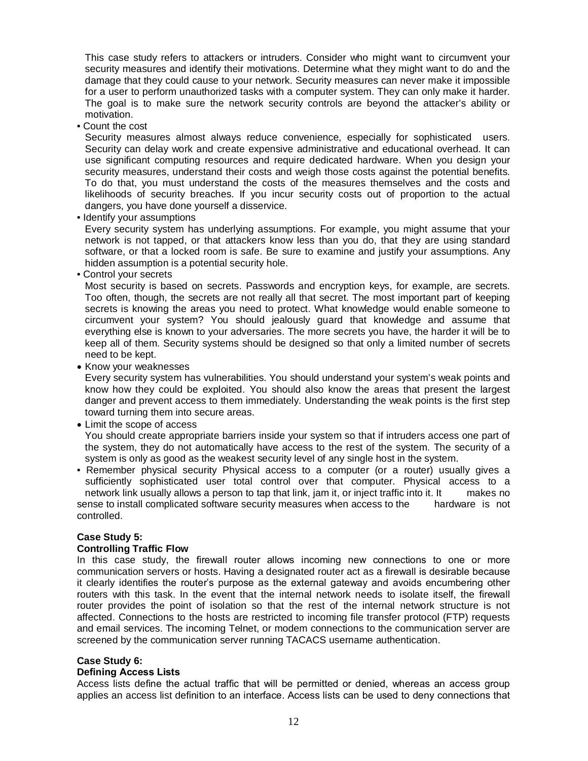This case study refers to attackers or intruders. Consider who might want to circumvent your security measures and identify their motivations. Determine what they might want to do and the damage that they could cause to your network. Security measures can never make it impossible for a user to perform unauthorized tasks with a computer system. They can only make it harder. The goal is to make sure the network security controls are beyond the attacker's ability or motivation.

- Count the cost

  Security measures almost always reduce convenience, especially for sophisticated users. Security can delay work and create expensive administrative and educational overhead. It can use significant computing resources and require dedicated hardware. When you design your security measures, understand their costs and weigh those costs against the potential benefits. To do that, you must understand the costs of the measures themselves and the costs and likelihoods of security breaches. If you incur security costs out of proportion to the actual dangers, you have done yourself a disservice.

- Identify your assumptions

  Every security system has underlying assumptions. For example, you might assume that your network is not tapped, or that attackers know less than you do, that they are using standard software, or that a locked room is safe. Be sure to examine and justify your assumptions. Any hidden assumption is a potential security hole.

- Control your secrets

  Most security is based on secrets. Passwords and encryption keys, for example, are secrets. Too often, though, the secrets are not really all that secret. The most important part of keeping secrets is knowing the areas you need to protect. What knowledge would enable someone to circumvent your system? You should jealously guard that knowledge and assume that everything else is known to your adversaries. The more secrets you have, the harder it will be to keep all of them. Security systems should be designed so that only a limited number of secrets need to be kept.

- Know your weaknesses

  Every security system has vulnerabilities. You should understand your system's weak points and know how they could be exploited. You should also know the areas that present the largest danger and prevent access to them immediately. Understanding the weak points is the first step toward turning them into secure areas.

- Limit the scope of access

  You should create appropriate barriers inside your system so that if intruders access one part of the system, they do not automatically have access to the rest of the system. The security of a system is only as good as the weakest security level of any single host in the system.

- Remember physical security Physical access to a computer (or a router) usually gives a sufficiently sophisticated user total control over that computer. Physical access to a network link usually allows a person to tap that link, jam it, or inject traffic into it. It makes no sense to install complicated software security measures when access to the hardware is not controlled.

**Case Study 5:**
**Controlling Traffic Flow**

In this case study, the firewall router allows incoming new connections to one or more communication servers or hosts. Having a designated router act as a firewall is desirable because it clearly identifies the router's purpose as the external gateway and avoids encumbering other routers with this task. In the event that the internal network needs to isolate itself, the firewall router provides the point of isolation so that the rest of the internal network structure is not affected. Connections to the hosts are restricted to incoming file transfer protocol (FTP) requests and email services. The incoming Telnet, or modem connections to the communication server are screened by the communication server running TACACS username authentication.

**Case Study 6:**
**Defining Access Lists**

Access lists define the actual traffic that will be permitted or denied, whereas an access group applies an access list definition to an interface. Access lists can be used to deny connections that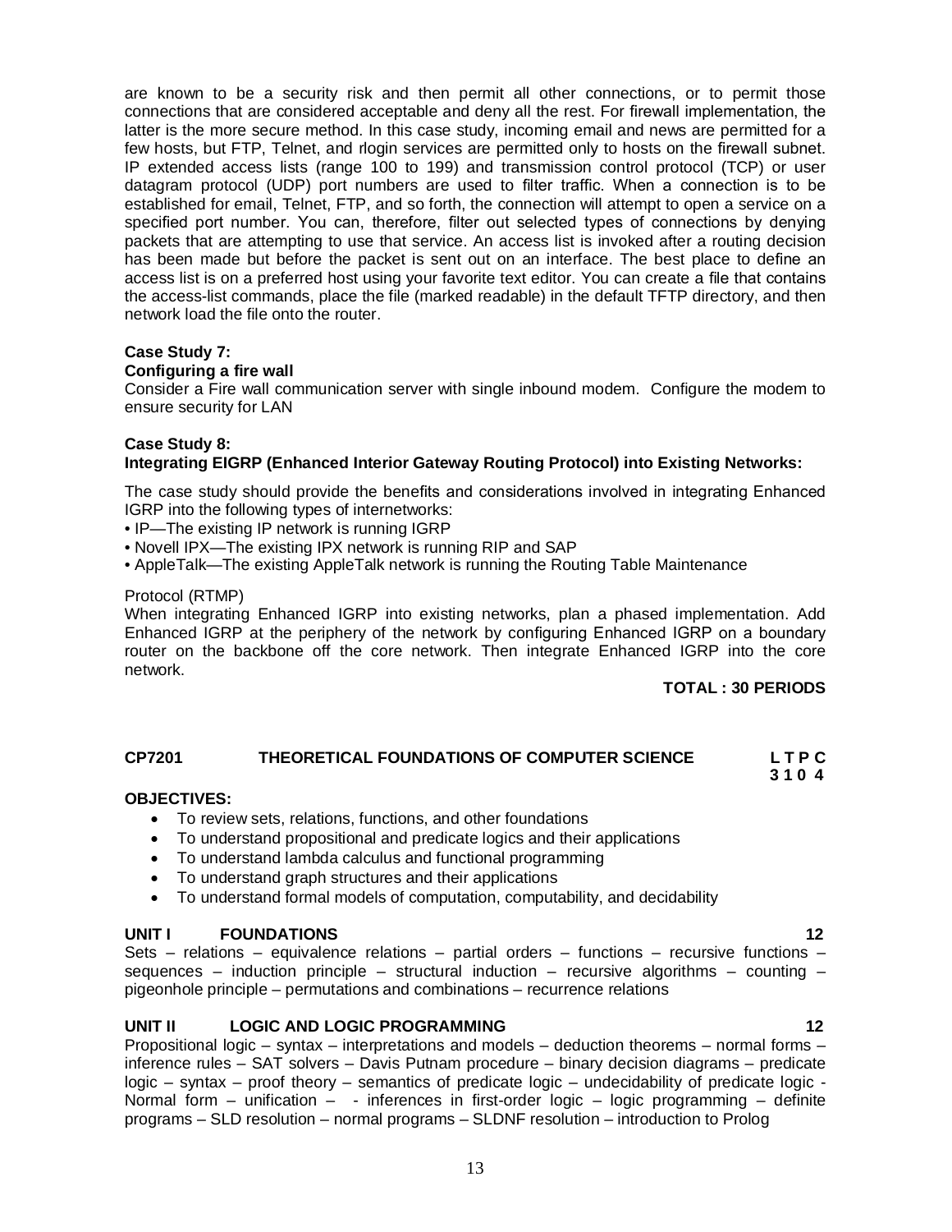are known to be a security risk and then permit all other connections, or to permit those connections that are considered acceptable and deny all the rest. For firewall implementation, the latter is the more secure method. In this case study, incoming email and news are permitted for a few hosts, but FTP, Telnet, and rlogin services are permitted only to hosts on the firewall subnet. IP extended access lists (range 100 to 199) and transmission control protocol (TCP) or user datagram protocol (UDP) port numbers are used to filter traffic. When a connection is to be established for email, Telnet, FTP, and so forth, the connection will attempt to open a service on a specified port number. You can, therefore, filter out selected types of connections by denying packets that are attempting to use that service. An access list is invoked after a routing decision has been made but before the packet is sent out on an interface. The best place to define an access list is on a preferred host using your favorite text editor. You can create a file that contains the access-list commands, place the file (marked readable) in the default TFTP directory, and then network load the file onto the router.

**Case Study 7:**
**Configuring a fire wall**

Consider a Fire wall communication server with single inbound modem. Configure the modem to ensure security for LAN

**Case Study 8:**
**Integrating EIGRP (Enhanced Interior Gateway Routing Protocol) into Existing Networks:**

The case study should provide the benefits and considerations involved in integrating Enhanced IGRP into the following types of internetworks:

- IP—The existing IP network is running IGRP
- Novell IPX—The existing IPX network is running RIP and SAP
- AppleTalk—The existing AppleTalk network is running the Routing Table Maintenance

Protocol (RTMP)

When integrating Enhanced IGRP into existing networks, plan a phased implementation. Add Enhanced IGRP at the periphery of the network by configuring Enhanced IGRP on a boundary router on the backbone off the core network. Then integrate Enhanced IGRP into the core network.

**TOTAL : 30 PERIODS**

## CP7201 THEORETICAL FOUNDATIONS OF COMPUTER SCIENCE

**L T P C**
**3 1 0 4**

**OBJECTIVES:**

- To review sets, relations, functions, and other foundations
- To understand propositional and predicate logics and their applications
- To understand lambda calculus and functional programming
- To understand graph structures and their applications
- To understand formal models of computation, computability, and decidability

### UNIT I FOUNDATIONS 12

Sets – relations – equivalence relations – partial orders – functions – recursive functions – sequences – induction principle – structural induction – recursive algorithms – counting – pigeonhole principle – permutations and combinations – recurrence relations

### UNIT II LOGIC AND LOGIC PROGRAMMING 12

Propositional logic – syntax – interpretations and models – deduction theorems – normal forms – inference rules – SAT solvers – Davis Putnam procedure – binary decision diagrams – predicate logic – syntax – proof theory – semantics of predicate logic – undecidability of predicate logic - Normal form – unification – - inferences in first-order logic – logic programming – definite programs – SLD resolution – normal programs – SLDNF resolution – introduction to Prolog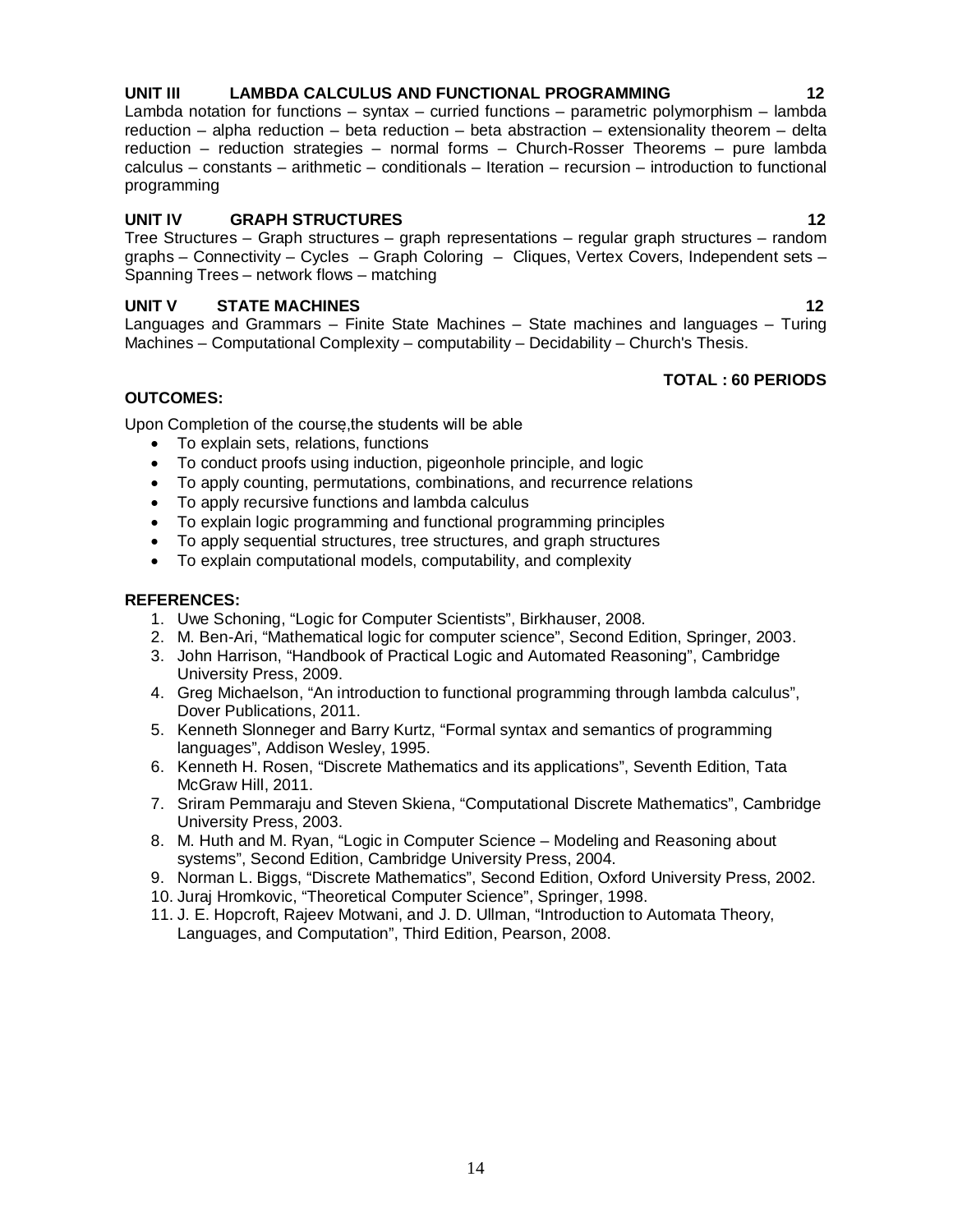**UNIT III LAMBDA CALCULUS AND FUNCTIONAL PROGRAMMING 12**

Lambda notation for functions – syntax – curried functions – parametric polymorphism – lambda reduction – alpha reduction – beta reduction – beta abstraction – extensionality theorem – delta reduction – reduction strategies – normal forms – Church-Rosser Theorems – pure lambda calculus – constants – arithmetic – conditionals – Iteration – recursion – introduction to functional programming

**UNIT IV GRAPH STRUCTURES 12**

Tree Structures – Graph structures – graph representations – regular graph structures – random graphs – Connectivity – Cycles – Graph Coloring – Cliques, Vertex Covers, Independent sets – Spanning Trees – network flows – matching

**UNIT V STATE MACHINES 12**

Languages and Grammars – Finite State Machines – State machines and languages – Turing Machines – Computational Complexity – computability – Decidability – Church's Thesis.

**TOTAL : 60 PERIODS**

**OUTCOMES:**

Upon Completion of the course,the students will be able

- To explain sets, relations, functions
- To conduct proofs using induction, pigeonhole principle, and logic
- To apply counting, permutations, combinations, and recurrence relations
- To apply recursive functions and lambda calculus
- To explain logic programming and functional programming principles
- To apply sequential structures, tree structures, and graph structures
- To explain computational models, computability, and complexity

**REFERENCES:**

1. Uwe Schoning, "Logic for Computer Scientists", Birkhauser, 2008.
2. M. Ben-Ari, "Mathematical logic for computer science", Second Edition, Springer, 2003.
3. John Harrison, "Handbook of Practical Logic and Automated Reasoning", Cambridge University Press, 2009.
4. Greg Michaelson, "An introduction to functional programming through lambda calculus", Dover Publications, 2011.
5. Kenneth Slonneger and Barry Kurtz, "Formal syntax and semantics of programming languages", Addison Wesley, 1995.
6. Kenneth H. Rosen, "Discrete Mathematics and its applications", Seventh Edition, Tata McGraw Hill, 2011.
7. Sriram Pemmaraju and Steven Skiena, "Computational Discrete Mathematics", Cambridge University Press, 2003.
8. M. Huth and M. Ryan, "Logic in Computer Science – Modeling and Reasoning about systems", Second Edition, Cambridge University Press, 2004.
9. Norman L. Biggs, "Discrete Mathematics", Second Edition, Oxford University Press, 2002.
10. Juraj Hromkovic, "Theoretical Computer Science", Springer, 1998.
11. J. E. Hopcroft, Rajeev Motwani, and J. D. Ullman, "Introduction to Automata Theory, Languages, and Computation", Third Edition, Pearson, 2008.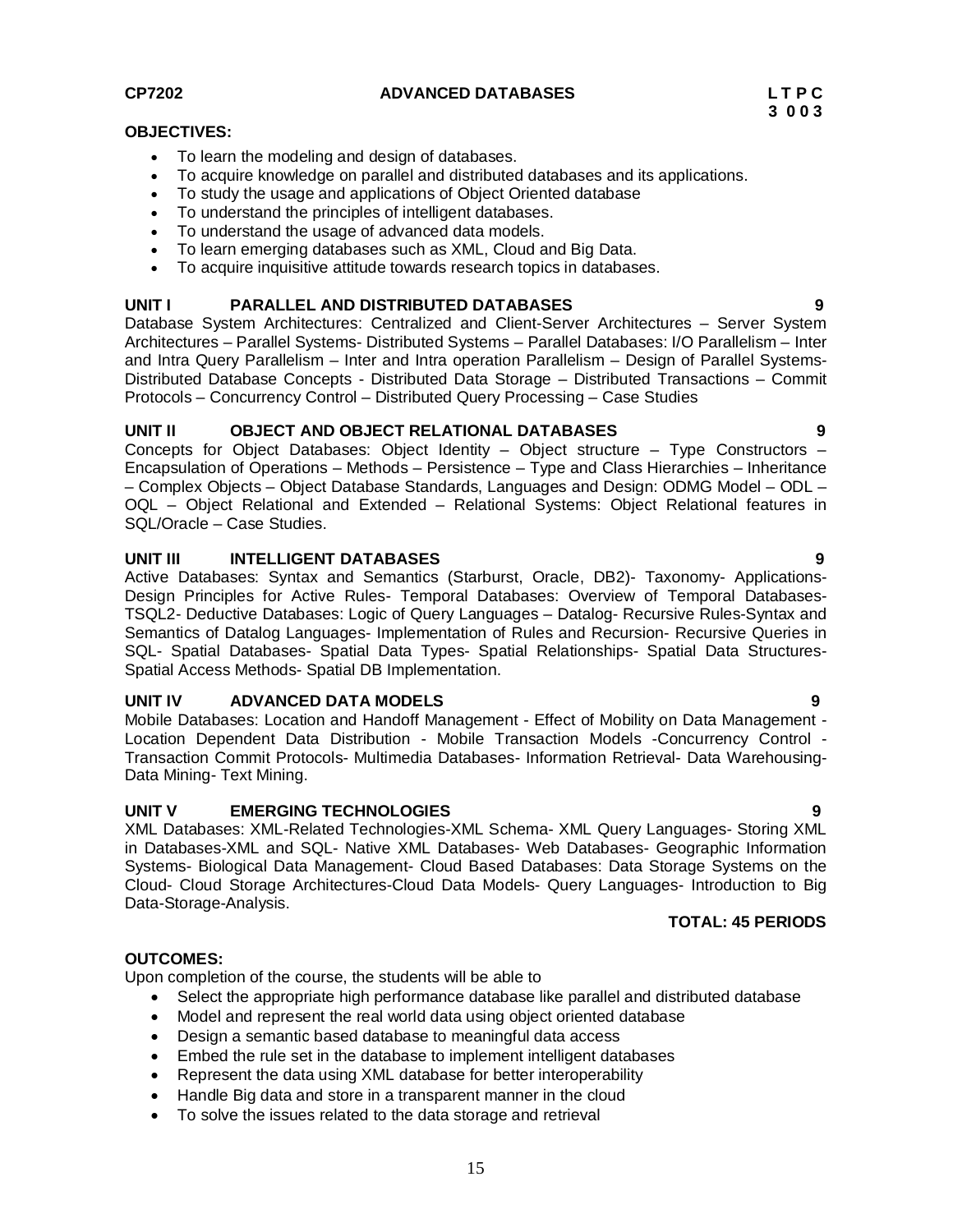**CP7202 ADVANCED DATABASES**

**L T P C**
**3 0 0 3**

**OBJECTIVES:**

- To learn the modeling and design of databases.
- To acquire knowledge on parallel and distributed databases and its applications.
- To study the usage and applications of Object Oriented database
- To understand the principles of intelligent databases.
- To understand the usage of advanced data models.
- To learn emerging databases such as XML, Cloud and Big Data.
- To acquire inquisitive attitude towards research topics in databases.

**UNIT I PARALLEL AND DISTRIBUTED DATABASES 9**

Database System Architectures: Centralized and Client-Server Architectures – Server System Architectures – Parallel Systems- Distributed Systems – Parallel Databases: I/O Parallelism – Inter and Intra Query Parallelism – Inter and Intra operation Parallelism – Design of Parallel Systems- Distributed Database Concepts - Distributed Data Storage – Distributed Transactions – Commit Protocols – Concurrency Control – Distributed Query Processing – Case Studies

**UNIT II OBJECT AND OBJECT RELATIONAL DATABASES 9**

Concepts for Object Databases: Object Identity – Object structure – Type Constructors – Encapsulation of Operations – Methods – Persistence – Type and Class Hierarchies – Inheritance – Complex Objects – Object Database Standards, Languages and Design: ODMG Model – ODL – OQL – Object Relational and Extended – Relational Systems: Object Relational features in SQL/Oracle – Case Studies.

**UNIT III INTELLIGENT DATABASES 9**

Active Databases: Syntax and Semantics (Starburst, Oracle, DB2)- Taxonomy- Applications- Design Principles for Active Rules- Temporal Databases: Overview of Temporal Databases- TSQL2- Deductive Databases: Logic of Query Languages – Datalog- Recursive Rules-Syntax and Semantics of Datalog Languages- Implementation of Rules and Recursion- Recursive Queries in SQL- Spatial Databases- Spatial Data Types- Spatial Relationships- Spatial Data Structures- Spatial Access Methods- Spatial DB Implementation.

**UNIT IV ADVANCED DATA MODELS 9**

Mobile Databases: Location and Handoff Management - Effect of Mobility on Data Management - Location Dependent Data Distribution - Mobile Transaction Models -Concurrency Control - Transaction Commit Protocols- Multimedia Databases- Information Retrieval- Data Warehousing- Data Mining- Text Mining.

**UNIT V EMERGING TECHNOLOGIES 9**

XML Databases: XML-Related Technologies-XML Schema- XML Query Languages- Storing XML in Databases-XML and SQL- Native XML Databases- Web Databases- Geographic Information Systems- Biological Data Management- Cloud Based Databases: Data Storage Systems on the Cloud- Cloud Storage Architectures-Cloud Data Models- Query Languages- Introduction to Big Data-Storage-Analysis.

**TOTAL: 45 PERIODS**

**OUTCOMES:**

Upon completion of the course, the students will be able to

- Select the appropriate high performance database like parallel and distributed database
- Model and represent the real world data using object oriented database
- Design a semantic based database to meaningful data access
- Embed the rule set in the database to implement intelligent databases
- Represent the data using XML database for better interoperability
- Handle Big data and store in a transparent manner in the cloud
- To solve the issues related to the data storage and retrieval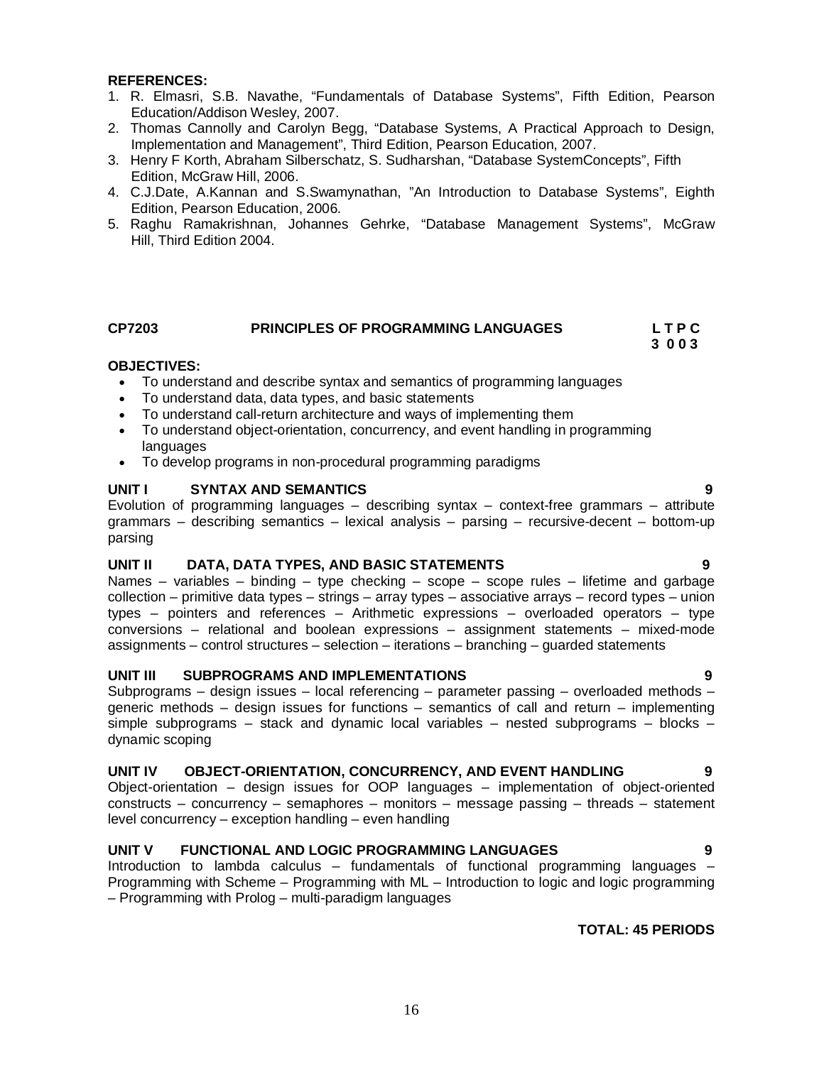**REFERENCES:**

1. R. Elmasri, S.B. Navathe, "Fundamentals of Database Systems", Fifth Edition, Pearson Education/Addison Wesley, 2007.
2. Thomas Cannolly and Carolyn Begg, "Database Systems, A Practical Approach to Design, Implementation and Management", Third Edition, Pearson Education, 2007.
3. Henry F Korth, Abraham Silberschatz, S. Sudharshan, "Database SystemConcepts", Fifth Edition, McGraw Hill, 2006.
4. C.J.Date, A.Kannan and S.Swamynathan, "An Introduction to Database Systems", Eighth Edition, Pearson Education, 2006.
5. Raghu Ramakrishnan, Johannes Gehrke, "Database Management Systems", McGraw Hill, Third Edition 2004.

## CP7203 PRINCIPLES OF PROGRAMMING LANGUAGES

| L | T | P | C |
|---|---|---|---|
| 3 | 0 | 0 | 3 |

**OBJECTIVES:**

- To understand and describe syntax and semantics of programming languages
- To understand data, data types, and basic statements
- To understand call-return architecture and ways of implementing them
- To understand object-orientation, concurrency, and event handling in programming languages
- To develop programs in non-procedural programming paradigms

**UNIT I SYNTAX AND SEMANTICS 9**

Evolution of programming languages – describing syntax – context-free grammars – attribute grammars – describing semantics – lexical analysis – parsing – recursive-decent – bottom-up parsing

**UNIT II DATA, DATA TYPES, AND BASIC STATEMENTS 9**

Names – variables – binding – type checking – scope – scope rules – lifetime and garbage collection – primitive data types – strings – array types – associative arrays – record types – union types – pointers and references – Arithmetic expressions – overloaded operators – type conversions – relational and boolean expressions – assignment statements – mixed-mode assignments – control structures – selection – iterations – branching – guarded statements

**UNIT III SUBPROGRAMS AND IMPLEMENTATIONS 9**

Subprograms – design issues – local referencing – parameter passing – overloaded methods – generic methods – design issues for functions – semantics of call and return – implementing simple subprograms – stack and dynamic local variables – nested subprograms – blocks – dynamic scoping

**UNIT IV OBJECT-ORIENTATION, CONCURRENCY, AND EVENT HANDLING 9**

Object-orientation – design issues for OOP languages – implementation of object-oriented constructs – concurrency – semaphores – monitors – message passing – threads – statement level concurrency – exception handling – even handling

**UNIT V FUNCTIONAL AND LOGIC PROGRAMMING LANGUAGES 9**

Introduction to lambda calculus – fundamentals of functional programming languages – Programming with Scheme – Programming with ML – Introduction to logic and logic programming – Programming with Prolog – multi-paradigm languages

**TOTAL: 45 PERIODS**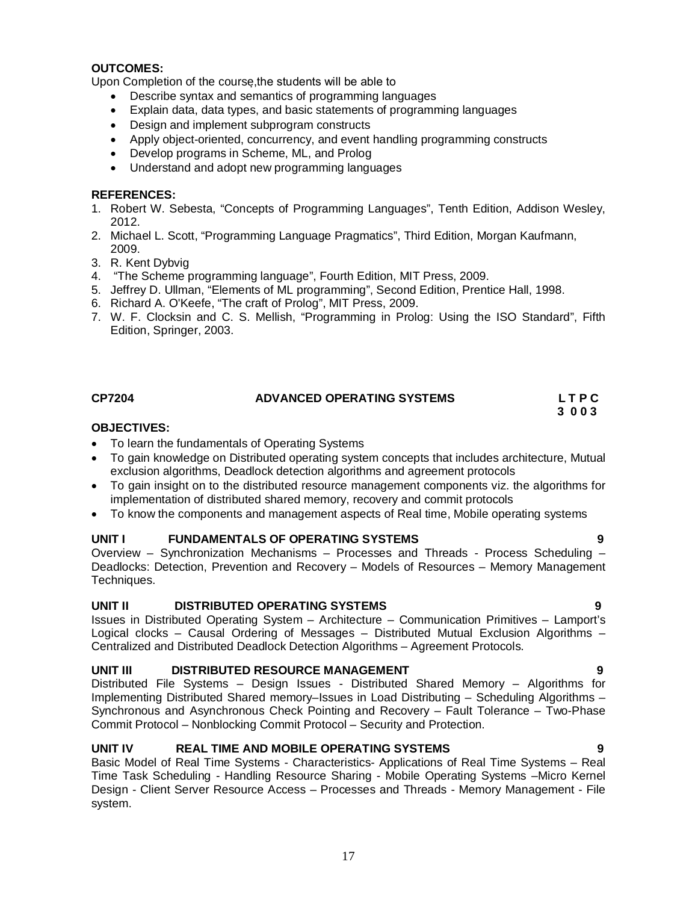**OUTCOMES:**

Upon Completion of the course,the students will be able to

- Describe syntax and semantics of programming languages
- Explain data, data types, and basic statements of programming languages
- Design and implement subprogram constructs
- Apply object-oriented, concurrency, and event handling programming constructs
- Develop programs in Scheme, ML, and Prolog
- Understand and adopt new programming languages

**REFERENCES:**

1. Robert W. Sebesta, "Concepts of Programming Languages", Tenth Edition, Addison Wesley, 2012.
2. Michael L. Scott, "Programming Language Pragmatics", Third Edition, Morgan Kaufmann, 2009.
3. R. Kent Dybvig
4. "The Scheme programming language", Fourth Edition, MIT Press, 2009.
5. Jeffrey D. Ullman, "Elements of ML programming", Second Edition, Prentice Hall, 1998.
6. Richard A. O'Keefe, "The craft of Prolog", MIT Press, 2009.
7. W. F. Clocksin and C. S. Mellish, "Programming in Prolog: Using the ISO Standard", Fifth Edition, Springer, 2003.

## CP7204 ADVANCED OPERATING SYSTEMS

**L T P C**
**3 0 0 3**

**OBJECTIVES:**

- To learn the fundamentals of Operating Systems
- To gain knowledge on Distributed operating system concepts that includes architecture, Mutual exclusion algorithms, Deadlock detection algorithms and agreement protocols
- To gain insight on to the distributed resource management components viz. the algorithms for implementation of distributed shared memory, recovery and commit protocols
- To know the components and management aspects of Real time, Mobile operating systems

**UNIT I FUNDAMENTALS OF OPERATING SYSTEMS 9**

Overview – Synchronization Mechanisms – Processes and Threads - Process Scheduling – Deadlocks: Detection, Prevention and Recovery – Models of Resources – Memory Management Techniques.

**UNIT II DISTRIBUTED OPERATING SYSTEMS 9**

Issues in Distributed Operating System – Architecture – Communication Primitives – Lamport's Logical clocks – Causal Ordering of Messages – Distributed Mutual Exclusion Algorithms – Centralized and Distributed Deadlock Detection Algorithms – Agreement Protocols.

**UNIT III DISTRIBUTED RESOURCE MANAGEMENT 9**

Distributed File Systems – Design Issues - Distributed Shared Memory – Algorithms for Implementing Distributed Shared memory–Issues in Load Distributing – Scheduling Algorithms – Synchronous and Asynchronous Check Pointing and Recovery – Fault Tolerance – Two-Phase Commit Protocol – Nonblocking Commit Protocol – Security and Protection.

**UNIT IV REAL TIME AND MOBILE OPERATING SYSTEMS 9**

Basic Model of Real Time Systems - Characteristics- Applications of Real Time Systems – Real Time Task Scheduling - Handling Resource Sharing - Mobile Operating Systems –Micro Kernel Design - Client Server Resource Access – Processes and Threads - Memory Management - File system.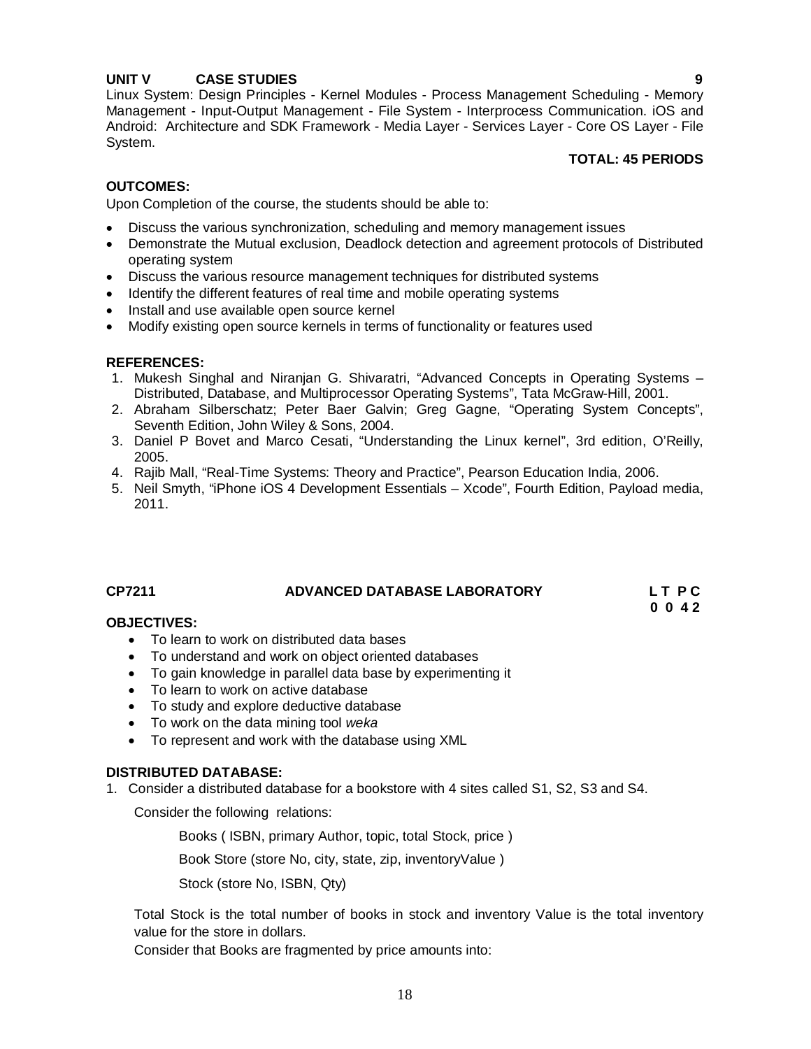**UNIT V CASE STUDIES 9**

Linux System: Design Principles - Kernel Modules - Process Management Scheduling - Memory Management - Input-Output Management - File System - Interprocess Communication. iOS and Android: Architecture and SDK Framework - Media Layer - Services Layer - Core OS Layer - File System.

**TOTAL: 45 PERIODS**

**OUTCOMES:**

Upon Completion of the course, the students should be able to:

- Discuss the various synchronization, scheduling and memory management issues
- Demonstrate the Mutual exclusion, Deadlock detection and agreement protocols of Distributed operating system
- Discuss the various resource management techniques for distributed systems
- Identify the different features of real time and mobile operating systems
- Install and use available open source kernel
- Modify existing open source kernels in terms of functionality or features used

**REFERENCES:**

1. Mukesh Singhal and Niranjan G. Shivaratri, "Advanced Concepts in Operating Systems – Distributed, Database, and Multiprocessor Operating Systems", Tata McGraw-Hill, 2001.
2. Abraham Silberschatz; Peter Baer Galvin; Greg Gagne, "Operating System Concepts", Seventh Edition, John Wiley & Sons, 2004.
3. Daniel P Bovet and Marco Cesati, "Understanding the Linux kernel", 3rd edition, O'Reilly, 2005.
4. Rajib Mall, "Real-Time Systems: Theory and Practice", Pearson Education India, 2006.
5. Neil Smyth, "iPhone iOS 4 Development Essentials – Xcode", Fourth Edition, Payload media, 2011.

**CP7211 ADVANCED DATABASE LABORATORY L T P C**
**0 0 4 2**

**OBJECTIVES:**

- To learn to work on distributed data bases
- To understand and work on object oriented databases
- To gain knowledge in parallel data base by experimenting it
- To learn to work on active database
- To study and explore deductive database
- To work on the data mining tool *weka*
- To represent and work with the database using XML

**DISTRIBUTED DATABASE:**

1. Consider a distributed database for a bookstore with 4 sites called S1, S2, S3 and S4.

   Consider the following relations:

   Books ( ISBN, primary Author, topic, total Stock, price )

   Book Store (store No, city, state, zip, inventoryValue )

   Stock (store No, ISBN, Qty)

   Total Stock is the total number of books in stock and inventory Value is the total inventory value for the store in dollars.

   Consider that Books are fragmented by price amounts into: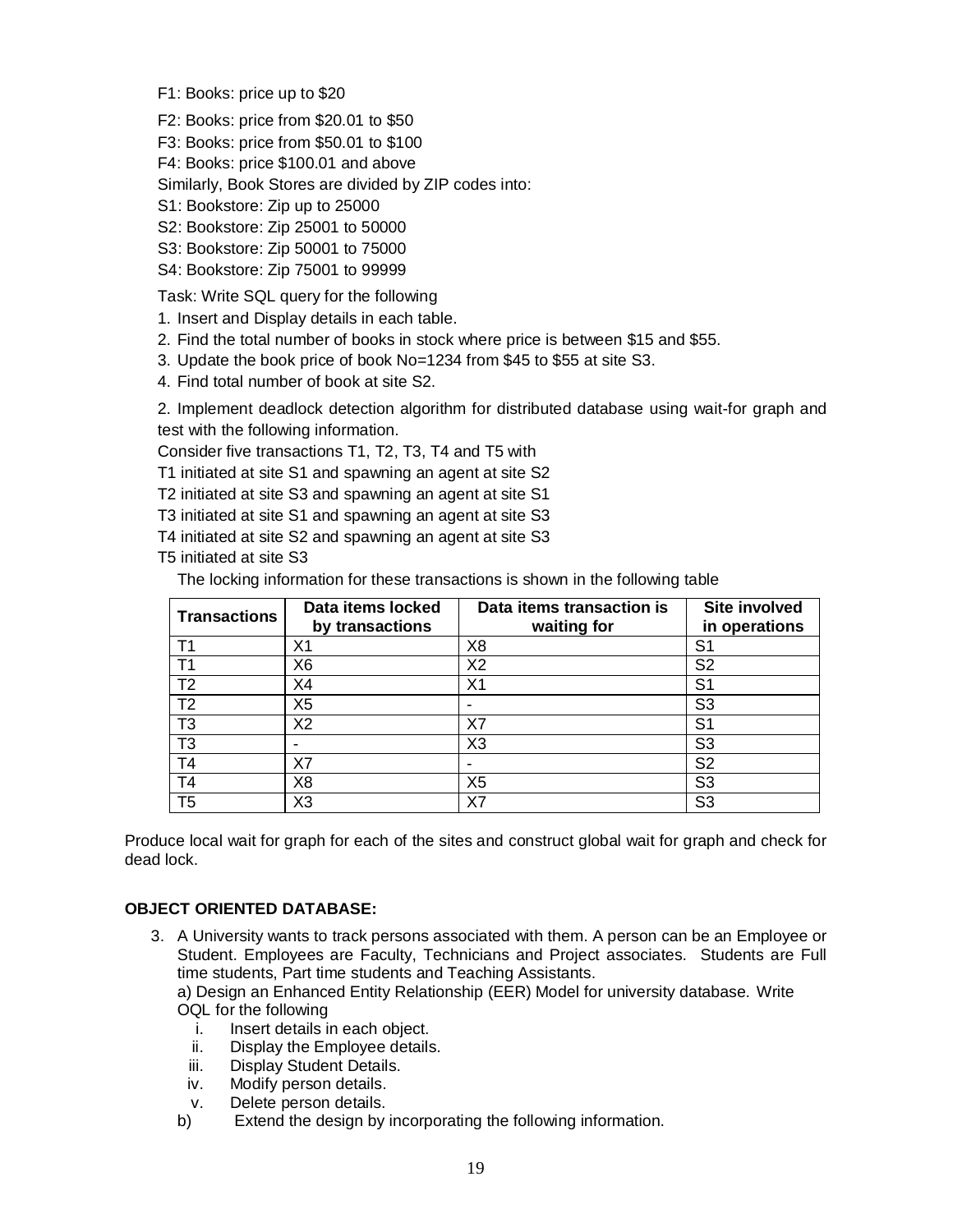F1: Books: price up to $20

F2: Books: price from $20.01 to $50

F3: Books: price from $50.01 to $100

F4: Books: price $100.01 and above

Similarly, Book Stores are divided by ZIP codes into:

S1: Bookstore: Zip up to 25000

S2: Bookstore: Zip 25001 to 50000

S3: Bookstore: Zip 50001 to 75000

S4: Bookstore: Zip 75001 to 99999

Task: Write SQL query for the following

1. Insert and Display details in each table.
2. Find the total number of books in stock where price is between $15 and $55.
3. Update the book price of book No=1234 from $45 to $55 at site S3.
4. Find total number of book at site S2.

2. Implement deadlock detection algorithm for distributed database using wait-for graph and test with the following information.

Consider five transactions T1, T2, T3, T4 and T5 with

T1 initiated at site S1 and spawning an agent at site S2

T2 initiated at site S3 and spawning an agent at site S1

T3 initiated at site S1 and spawning an agent at site S3

T4 initiated at site S2 and spawning an agent at site S3

T5 initiated at site S3

The locking information for these transactions is shown in the following table

| Transactions | Data items locked by transactions | Data items transaction is waiting for | Site involved in operations |
|---|---|---|---|
| T1 | X1 | X8 | S1 |
| T1 | X6 | X2 | S2 |
| T2 | X4 | X1 | S1 |
| T2 | X5 | - | S3 |
| T3 | X2 | X7 | S1 |
| T3 | - | X3 | S3 |
| T4 | X7 | - | S2 |
| T4 | X8 | X5 | S3 |
| T5 | X3 | X7 | S3 |

Produce local wait for graph for each of the sites and construct global wait for graph and check for dead lock.

**OBJECT ORIENTED DATABASE:**

3. A University wants to track persons associated with them. A person can be an Employee or Student. Employees are Faculty, Technicians and Project associates. Students are Full time students, Part time students and Teaching Assistants.

   a) Design an Enhanced Entity Relationship (EER) Model for university database. Write OQL for the following

      i. Insert details in each object.
      ii. Display the Employee details.
      iii. Display Student Details.
      iv. Modify person details.
      v. Delete person details.

   b) Extend the design by incorporating the following information.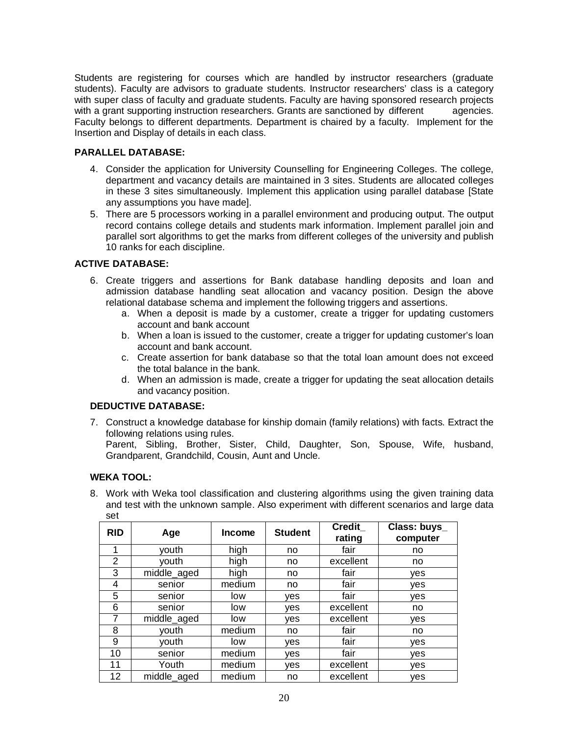Students are registering for courses which are handled by instructor researchers (graduate students). Faculty are advisors to graduate students. Instructor researchers' class is a category with super class of faculty and graduate students. Faculty are having sponsored research projects with a grant supporting instruction researchers. Grants are sanctioned by different agencies. Faculty belongs to different departments. Department is chaired by a faculty. Implement for the Insertion and Display of details in each class.

**PARALLEL DATABASE:**

4. Consider the application for University Counselling for Engineering Colleges. The college, department and vacancy details are maintained in 3 sites. Students are allocated colleges in these 3 sites simultaneously. Implement this application using parallel database [State any assumptions you have made].
5. There are 5 processors working in a parallel environment and producing output. The output record contains college details and students mark information. Implement parallel join and parallel sort algorithms to get the marks from different colleges of the university and publish 10 ranks for each discipline.

**ACTIVE DATABASE:**

6. Create triggers and assertions for Bank database handling deposits and loan and admission database handling seat allocation and vacancy position. Design the above relational database schema and implement the following triggers and assertions.
   a. When a deposit is made by a customer, create a trigger for updating customers account and bank account
   b. When a loan is issued to the customer, create a trigger for updating customer's loan account and bank account.
   c. Create assertion for bank database so that the total loan amount does not exceed the total balance in the bank.
   d. When an admission is made, create a trigger for updating the seat allocation details and vacancy position.

**DEDUCTIVE DATABASE:**

7. Construct a knowledge database for kinship domain (family relations) with facts. Extract the following relations using rules.
   Parent, Sibling, Brother, Sister, Child, Daughter, Son, Spouse, Wife, husband, Grandparent, Grandchild, Cousin, Aunt and Uncle.

**WEKA TOOL:**

8. Work with Weka tool classification and clustering algorithms using the given training data and test with the unknown sample. Also experiment with different scenarios and large data set

| RID | Age | Income | Student | Credit_ rating | Class: buys_ computer |
|---|---|---|---|---|---|
| 1 | youth | high | no | fair | no |
| 2 | youth | high | no | excellent | no |
| 3 | middle_aged | high | no | fair | yes |
| 4 | senior | medium | no | fair | yes |
| 5 | senior | low | yes | fair | yes |
| 6 | senior | low | yes | excellent | no |
| 7 | middle_aged | low | yes | excellent | yes |
| 8 | youth | medium | no | fair | no |
| 9 | youth | low | yes | fair | yes |
| 10 | senior | medium | yes | fair | yes |
| 11 | Youth | medium | yes | excellent | yes |
| 12 | middle_aged | medium | no | excellent | yes |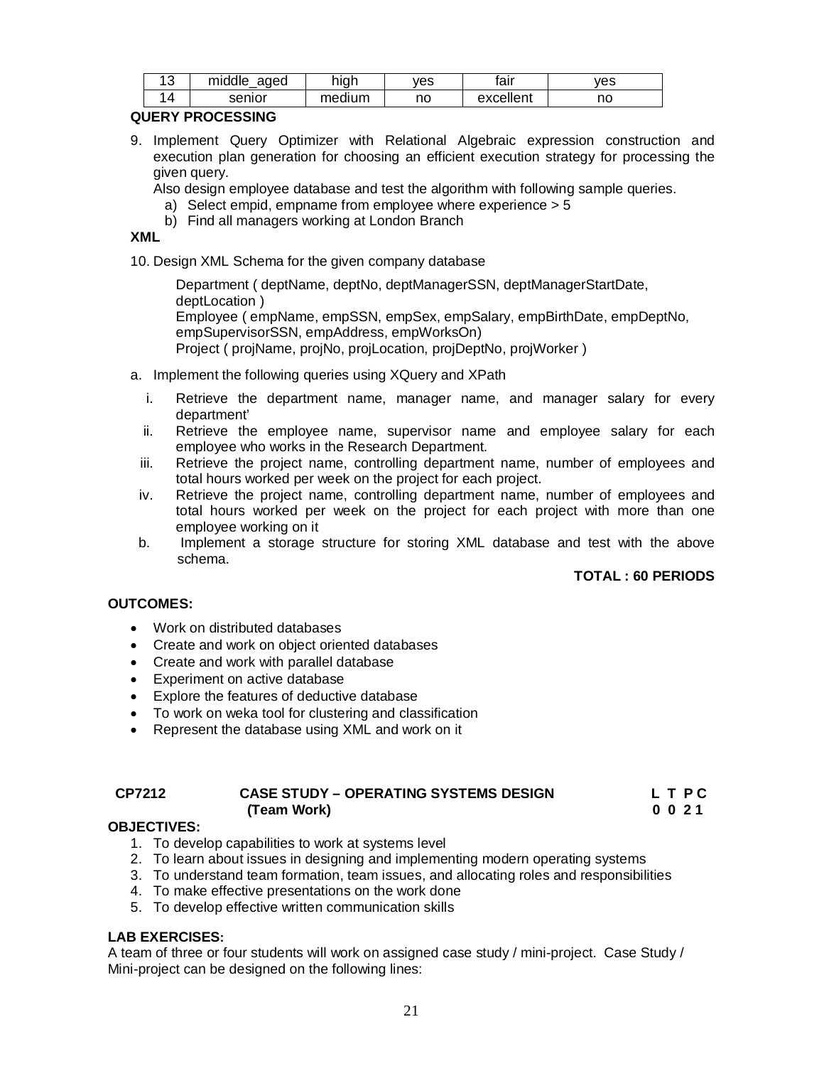| 13 | middle_aged | high | yes | fair | yes |
|---|---|---|---|---|---|
| 14 | senior | medium | no | excellent | no |

**QUERY PROCESSING**

9. Implement Query Optimizer with Relational Algebraic expression construction and execution plan generation for choosing an efficient execution strategy for processing the given query.

   Also design employee database and test the algorithm with following sample queries.

   a) Select empid, empname from employee where experience > 5
   b) Find all managers working at London Branch

**XML**

10. Design XML Schema for the given company database

    Department ( deptName, deptNo, deptManagerSSN, deptManagerStartDate, deptLocation )
    Employee ( empName, empSSN, empSex, empSalary, empBirthDate, empDeptNo, empSupervisorSSN, empAddress, empWorksOn)
    Project ( projName, projNo, projLocation, projDeptNo, projWorker )

a. Implement the following queries using XQuery and XPath

   i. Retrieve the department name, manager name, and manager salary for every department'
   ii. Retrieve the employee name, supervisor name and employee salary for each employee who works in the Research Department.
   iii. Retrieve the project name, controlling department name, number of employees and total hours worked per week on the project for each project.
   iv. Retrieve the project name, controlling department name, number of employees and total hours worked per week on the project for each project with more than one employee working on it

b. Implement a storage structure for storing XML database and test with the above schema.

**TOTAL : 60 PERIODS**

**OUTCOMES:**

- Work on distributed databases
- Create and work on object oriented databases
- Create and work with parallel database
- Experiment on active database
- Explore the features of deductive database
- To work on weka tool for clustering and classification
- Represent the database using XML and work on it

| **CP7212** | **CASE STUDY – OPERATING SYSTEMS DESIGN (Team Work)** | **L T P C** <br> **0 0 2 1** |
|---|---|---|

**OBJECTIVES:**

1. To develop capabilities to work at systems level
2. To learn about issues in designing and implementing modern operating systems
3. To understand team formation, team issues, and allocating roles and responsibilities
4. To make effective presentations on the work done
5. To develop effective written communication skills

**LAB EXERCISES:**

A team of three or four students will work on assigned case study / mini-project. Case Study / Mini-project can be designed on the following lines: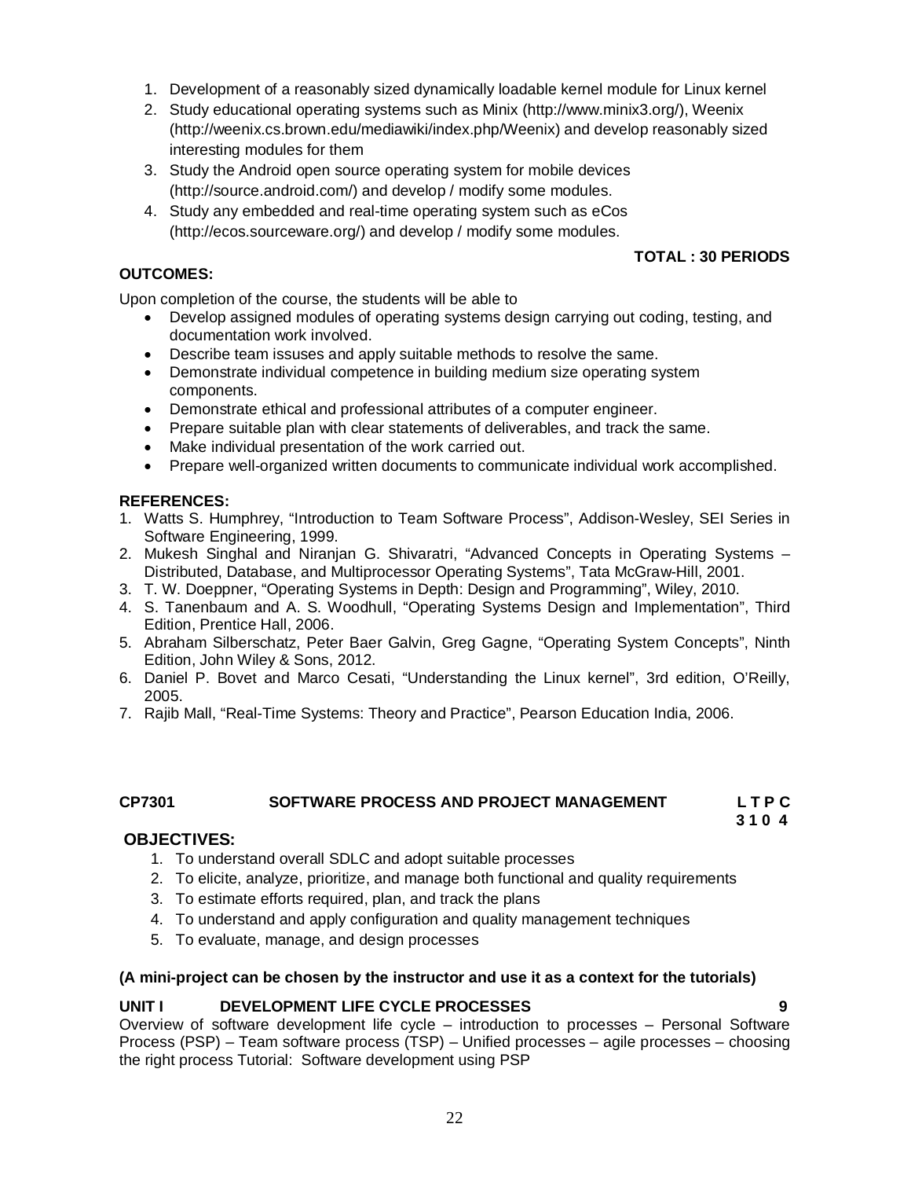1. Development of a reasonably sized dynamically loadable kernel module for Linux kernel
2. Study educational operating systems such as Minix (http://www.minix3.org/), Weenix (http://weenix.cs.brown.edu/mediawiki/index.php/Weenix) and develop reasonably sized interesting modules for them
3. Study the Android open source operating system for mobile devices (http://source.android.com/) and develop / modify some modules.
4. Study any embedded and real-time operating system such as eCos (http://ecos.sourceware.org/) and develop / modify some modules.

**TOTAL : 30 PERIODS**

**OUTCOMES:**

Upon completion of the course, the students will be able to

- Develop assigned modules of operating systems design carrying out coding, testing, and documentation work involved.
- Describe team issuses and apply suitable methods to resolve the same.
- Demonstrate individual competence in building medium size operating system components.
- Demonstrate ethical and professional attributes of a computer engineer.
- Prepare suitable plan with clear statements of deliverables, and track the same.
- Make individual presentation of the work carried out.
- Prepare well-organized written documents to communicate individual work accomplished.

**REFERENCES:**

1. Watts S. Humphrey, "Introduction to Team Software Process", Addison-Wesley, SEI Series in Software Engineering, 1999.
2. Mukesh Singhal and Niranjan G. Shivaratri, "Advanced Concepts in Operating Systems – Distributed, Database, and Multiprocessor Operating Systems", Tata McGraw-Hill, 2001.
3. T. W. Doeppner, "Operating Systems in Depth: Design and Programming", Wiley, 2010.
4. S. Tanenbaum and A. S. Woodhull, "Operating Systems Design and Implementation", Third Edition, Prentice Hall, 2006.
5. Abraham Silberschatz, Peter Baer Galvin, Greg Gagne, "Operating System Concepts", Ninth Edition, John Wiley & Sons, 2012.
6. Daniel P. Bovet and Marco Cesati, "Understanding the Linux kernel", 3rd edition, O'Reilly, 2005.
7. Rajib Mall, "Real-Time Systems: Theory and Practice", Pearson Education India, 2006.

## CP7301 SOFTWARE PROCESS AND PROJECT MANAGEMENT

**L T P C**
**3 1 0 4**

**OBJECTIVES:**

1. To understand overall SDLC and adopt suitable processes
2. To elicite, analyze, prioritize, and manage both functional and quality requirements
3. To estimate efforts required, plan, and track the plans
4. To understand and apply configuration and quality management techniques
5. To evaluate, manage, and design processes

**(A mini-project can be chosen by the instructor and use it as a context for the tutorials)**

**UNIT I DEVELOPMENT LIFE CYCLE PROCESSES 9**

Overview of software development life cycle – introduction to processes – Personal Software Process (PSP) – Team software process (TSP) – Unified processes – agile processes – choosing the right process Tutorial: Software development using PSP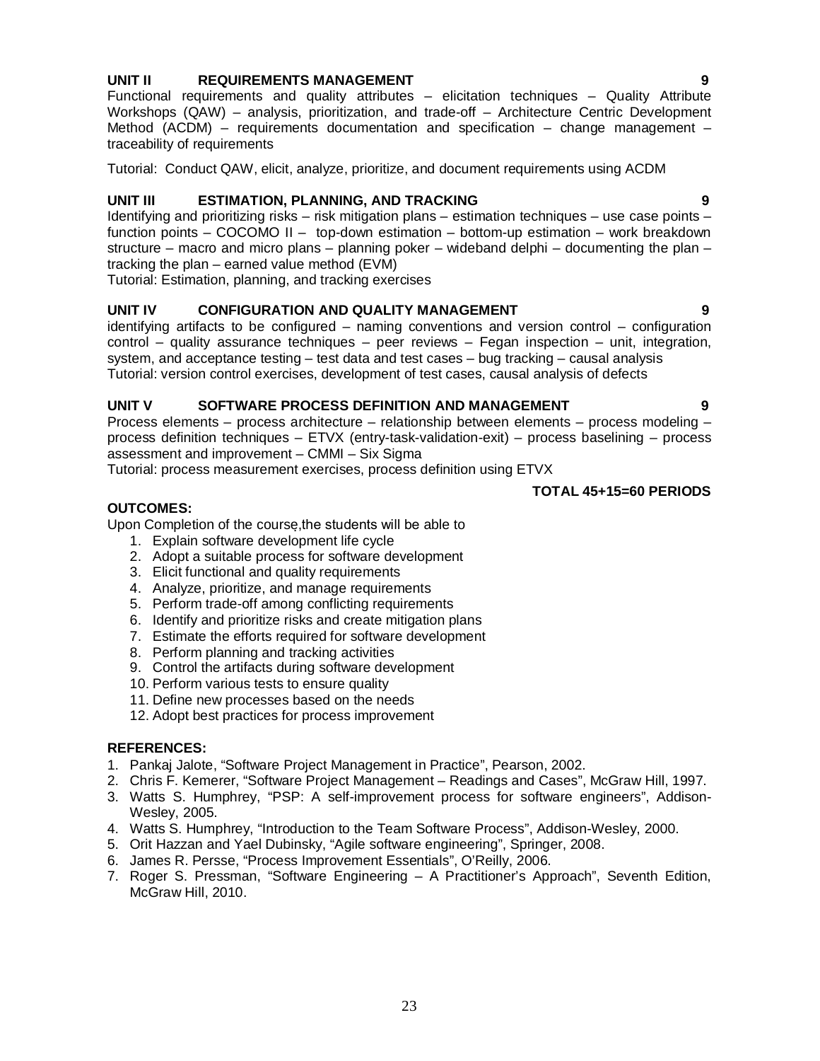**UNIT II REQUIREMENTS MANAGEMENT 9**

Functional requirements and quality attributes – elicitation techniques – Quality Attribute Workshops (QAW) – analysis, prioritization, and trade-off – Architecture Centric Development Method (ACDM) – requirements documentation and specification – change management – traceability of requirements

Tutorial: Conduct QAW, elicit, analyze, prioritize, and document requirements using ACDM

**UNIT III ESTIMATION, PLANNING, AND TRACKING 9**

Identifying and prioritizing risks – risk mitigation plans – estimation techniques – use case points – function points – COCOMO II – top-down estimation – bottom-up estimation – work breakdown structure – macro and micro plans – planning poker – wideband delphi – documenting the plan – tracking the plan – earned value method (EVM)

Tutorial: Estimation, planning, and tracking exercises

**UNIT IV CONFIGURATION AND QUALITY MANAGEMENT 9**

identifying artifacts to be configured – naming conventions and version control – configuration control – quality assurance techniques – peer reviews – Fegan inspection – unit, integration, system, and acceptance testing – test data and test cases – bug tracking – causal analysis

Tutorial: version control exercises, development of test cases, causal analysis of defects

**UNIT V SOFTWARE PROCESS DEFINITION AND MANAGEMENT 9**

Process elements – process architecture – relationship between elements – process modeling – process definition techniques – ETVX (entry-task-validation-exit) – process baselining – process assessment and improvement – CMMI – Six Sigma

Tutorial: process measurement exercises, process definition using ETVX

**TOTAL 45+15=60 PERIODS**

**OUTCOMES:**

Upon Completion of the course,the students will be able to

1. Explain software development life cycle
2. Adopt a suitable process for software development
3. Elicit functional and quality requirements
4. Analyze, prioritize, and manage requirements
5. Perform trade-off among conflicting requirements
6. Identify and prioritize risks and create mitigation plans
7. Estimate the efforts required for software development
8. Perform planning and tracking activities
9. Control the artifacts during software development
10. Perform various tests to ensure quality
11. Define new processes based on the needs
12. Adopt best practices for process improvement

**REFERENCES:**

1. Pankaj Jalote, "Software Project Management in Practice", Pearson, 2002.
2. Chris F. Kemerer, "Software Project Management – Readings and Cases", McGraw Hill, 1997.
3. Watts S. Humphrey, "PSP: A self-improvement process for software engineers", Addison-Wesley, 2005.
4. Watts S. Humphrey, "Introduction to the Team Software Process", Addison-Wesley, 2000.
5. Orit Hazzan and Yael Dubinsky, "Agile software engineering", Springer, 2008.
6. James R. Persse, "Process Improvement Essentials", O'Reilly, 2006.
7. Roger S. Pressman, "Software Engineering – A Practitioner's Approach", Seventh Edition, McGraw Hill, 2010.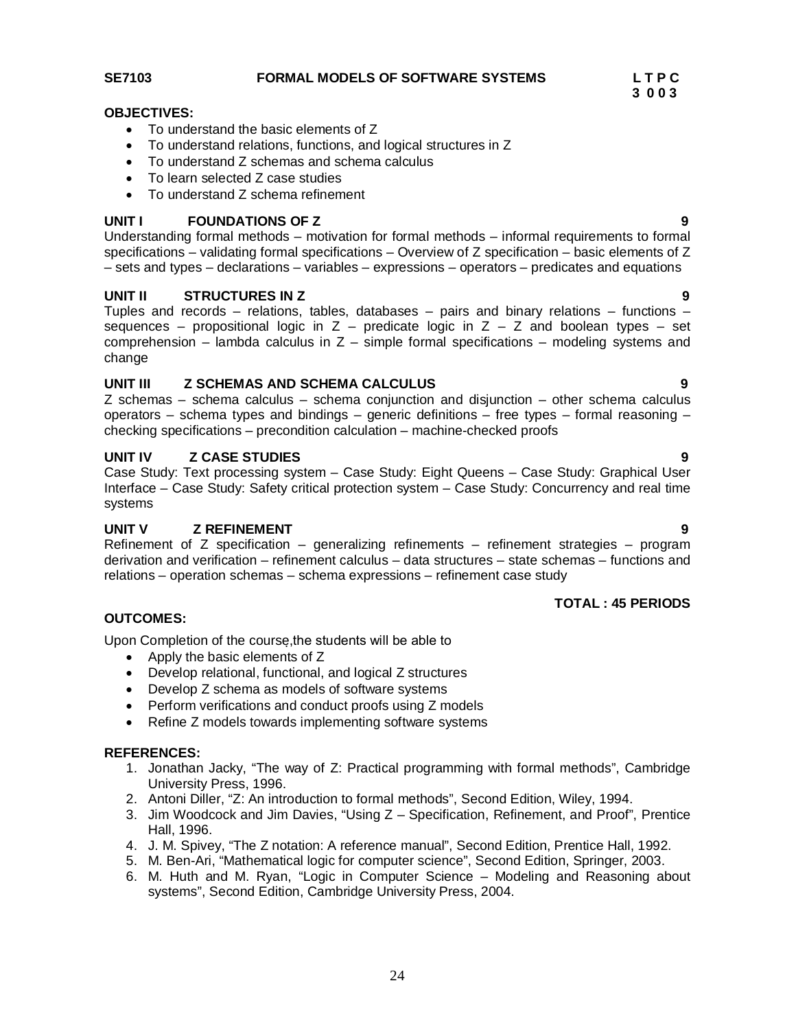**SE7103 FORMAL MODELS OF SOFTWARE SYSTEMS**

**L T P C**
**3 0 0 3**

**OBJECTIVES:**

- To understand the basic elements of Z
- To understand relations, functions, and logical structures in Z
- To understand Z schemas and schema calculus
- To learn selected Z case studies
- To understand Z schema refinement

**UNIT I FOUNDATIONS OF Z** **9**

Understanding formal methods – motivation for formal methods – informal requirements to formal specifications – validating formal specifications – Overview of Z specification – basic elements of Z – sets and types – declarations – variables – expressions – operators – predicates and equations

**UNIT II STRUCTURES IN Z** **9**

Tuples and records – relations, tables, databases – pairs and binary relations – functions – sequences – propositional logic in Z – predicate logic in Z – Z and boolean types – set comprehension – lambda calculus in Z – simple formal specifications – modeling systems and change

**UNIT III Z SCHEMAS AND SCHEMA CALCULUS** **9**

Z schemas – schema calculus – schema conjunction and disjunction – other schema calculus operators – schema types and bindings – generic definitions – free types – formal reasoning – checking specifications – precondition calculation – machine-checked proofs

**UNIT IV Z CASE STUDIES** **9**

Case Study: Text processing system – Case Study: Eight Queens – Case Study: Graphical User Interface – Case Study: Safety critical protection system – Case Study: Concurrency and real time systems

**UNIT V Z REFINEMENT** **9**

Refinement of Z specification – generalizing refinements – refinement strategies – program derivation and verification – refinement calculus – data structures – state schemas – functions and relations – operation schemas – schema expressions – refinement case study

**TOTAL : 45 PERIODS**

**OUTCOMES:**

Upon Completion of the course,the students will be able to

- Apply the basic elements of Z
- Develop relational, functional, and logical Z structures
- Develop Z schema as models of software systems
- Perform verifications and conduct proofs using Z models
- Refine Z models towards implementing software systems

**REFERENCES:**

1. Jonathan Jacky, "The way of Z: Practical programming with formal methods", Cambridge University Press, 1996.
2. Antoni Diller, "Z: An introduction to formal methods", Second Edition, Wiley, 1994.
3. Jim Woodcock and Jim Davies, "Using Z – Specification, Refinement, and Proof", Prentice Hall, 1996.
4. J. M. Spivey, "The Z notation: A reference manual", Second Edition, Prentice Hall, 1992.
5. M. Ben-Ari, "Mathematical logic for computer science", Second Edition, Springer, 2003.
6. M. Huth and M. Ryan, "Logic in Computer Science – Modeling and Reasoning about systems", Second Edition, Cambridge University Press, 2004.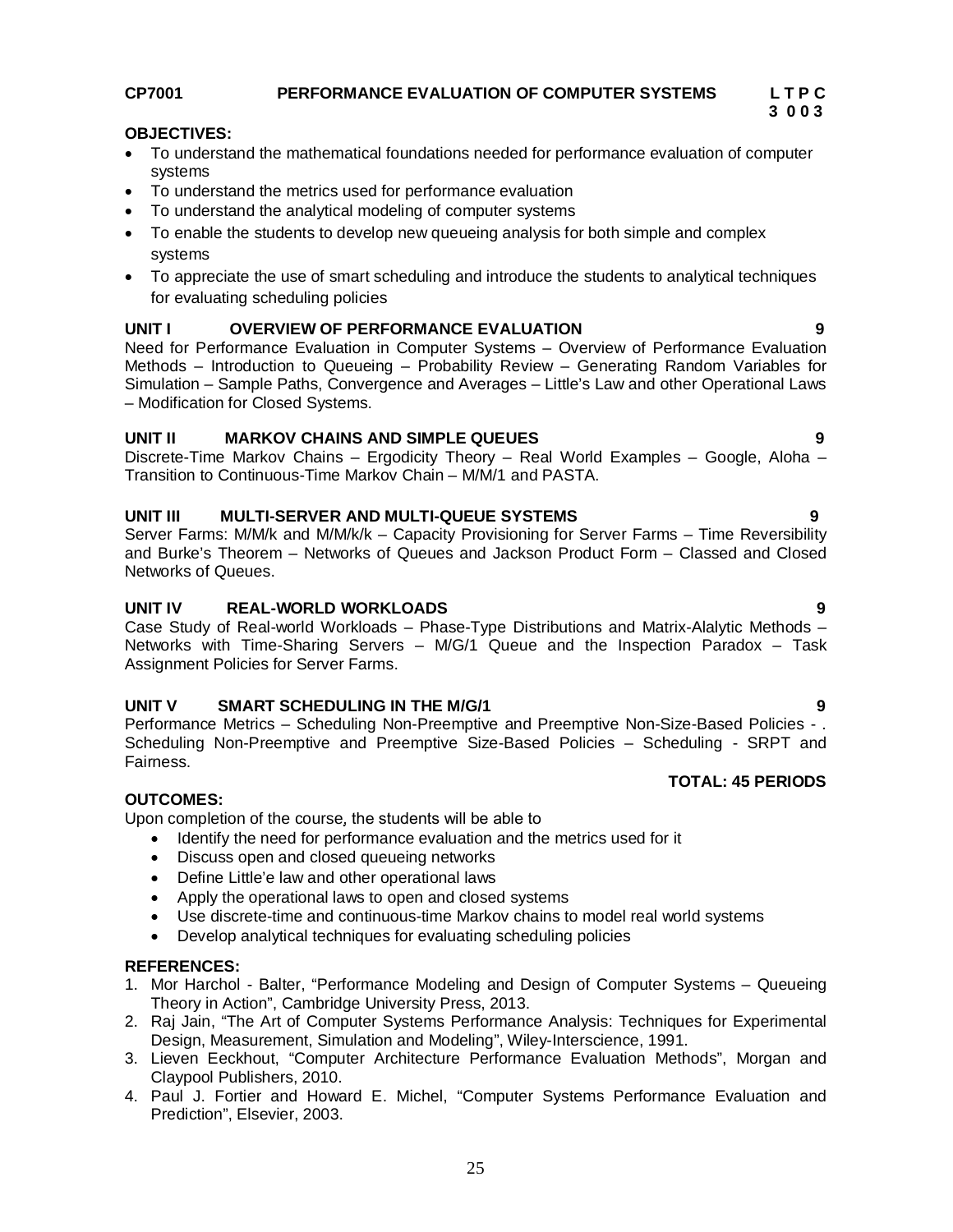**CP7001 PERFORMANCE EVALUATION OF COMPUTER SYSTEMS** **L T P C**
**3 0 0 3**

**OBJECTIVES:**

- To understand the mathematical foundations needed for performance evaluation of computer systems
- To understand the metrics used for performance evaluation
- To understand the analytical modeling of computer systems
- To enable the students to develop new queueing analysis for both simple and complex systems
- To appreciate the use of smart scheduling and introduce the students to analytical techniques for evaluating scheduling policies

**UNIT I OVERVIEW OF PERFORMANCE EVALUATION 9**

Need for Performance Evaluation in Computer Systems – Overview of Performance Evaluation Methods – Introduction to Queueing – Probability Review – Generating Random Variables for Simulation – Sample Paths, Convergence and Averages – Little's Law and other Operational Laws – Modification for Closed Systems.

**UNIT II MARKOV CHAINS AND SIMPLE QUEUES 9**

Discrete-Time Markov Chains – Ergodicity Theory – Real World Examples – Google, Aloha – Transition to Continuous-Time Markov Chain – M/M/1 and PASTA.

**UNIT III MULTI-SERVER AND MULTI-QUEUE SYSTEMS 9**

Server Farms: M/M/k and M/M/k/k – Capacity Provisioning for Server Farms – Time Reversibility and Burke's Theorem – Networks of Queues and Jackson Product Form – Classed and Closed Networks of Queues.

**UNIT IV REAL-WORLD WORKLOADS 9**

Case Study of Real-world Workloads – Phase-Type Distributions and Matrix-Alalytic Methods – Networks with Time-Sharing Servers – M/G/1 Queue and the Inspection Paradox – Task Assignment Policies for Server Farms.

**UNIT V SMART SCHEDULING IN THE M/G/1 9**

Performance Metrics – Scheduling Non-Preemptive and Preemptive Non-Size-Based Policies - . Scheduling Non-Preemptive and Preemptive Size-Based Policies – Scheduling - SRPT and Fairness.

**TOTAL: 45 PERIODS**

**OUTCOMES:**

Upon completion of the course, the students will be able to

- Identify the need for performance evaluation and the metrics used for it
- Discuss open and closed queueing networks
- Define Little'e law and other operational laws
- Apply the operational laws to open and closed systems
- Use discrete-time and continuous-time Markov chains to model real world systems
- Develop analytical techniques for evaluating scheduling policies

**REFERENCES:**

1. Mor Harchol - Balter, "Performance Modeling and Design of Computer Systems – Queueing Theory in Action", Cambridge University Press, 2013.
2. Raj Jain, "The Art of Computer Systems Performance Analysis: Techniques for Experimental Design, Measurement, Simulation and Modeling", Wiley-Interscience, 1991.
3. Lieven Eeckhout, "Computer Architecture Performance Evaluation Methods", Morgan and Claypool Publishers, 2010.
4. Paul J. Fortier and Howard E. Michel, "Computer Systems Performance Evaluation and Prediction", Elsevier, 2003.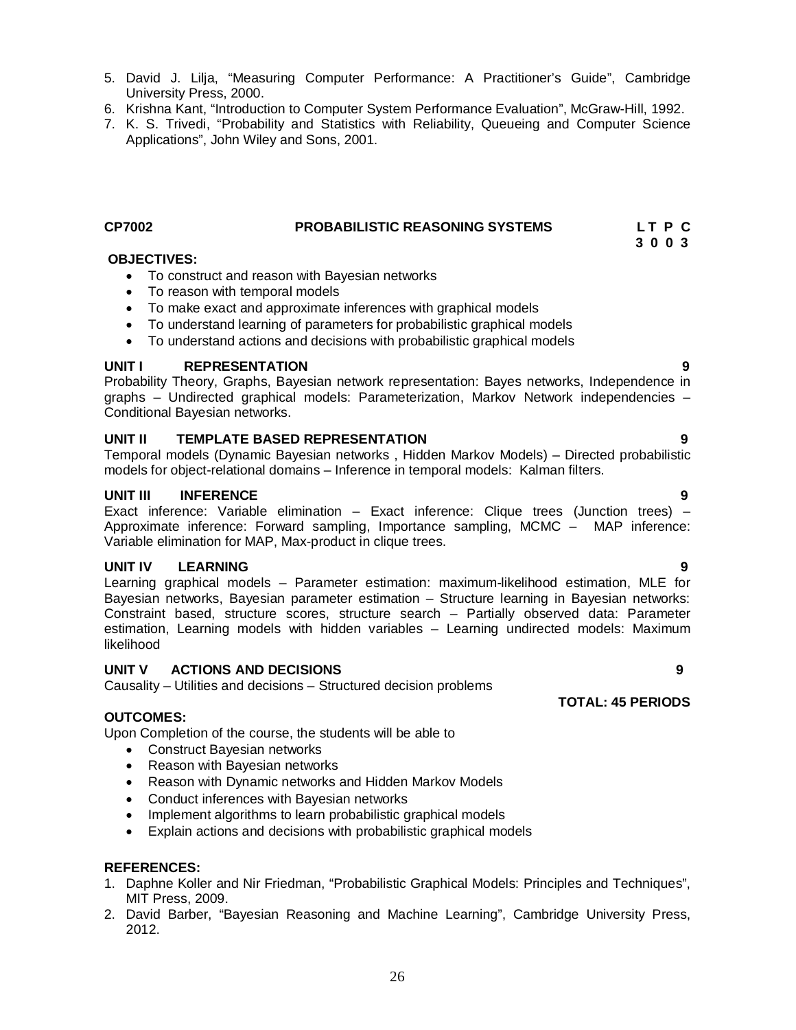5. David J. Lilja, "Measuring Computer Performance: A Practitioner's Guide", Cambridge University Press, 2000.
6. Krishna Kant, "Introduction to Computer System Performance Evaluation", McGraw-Hill, 1992.
7. K. S. Trivedi, "Probability and Statistics with Reliability, Queueing and Computer Science Applications", John Wiley and Sons, 2001.

## CP7002 PROBABILISTIC REASONING SYSTEMS

**L T P C**
**3 0 0 3**

**OBJECTIVES:**

- To construct and reason with Bayesian networks
- To reason with temporal models
- To make exact and approximate inferences with graphical models
- To understand learning of parameters for probabilistic graphical models
- To understand actions and decisions with probabilistic graphical models

**UNIT I REPRESENTATION 9**

Probability Theory, Graphs, Bayesian network representation: Bayes networks, Independence in graphs – Undirected graphical models: Parameterization, Markov Network independencies – Conditional Bayesian networks.

**UNIT II TEMPLATE BASED REPRESENTATION 9**

Temporal models (Dynamic Bayesian networks , Hidden Markov Models) – Directed probabilistic models for object-relational domains – Inference in temporal models: Kalman filters.

**UNIT III INFERENCE 9**

Exact inference: Variable elimination – Exact inference: Clique trees (Junction trees) – Approximate inference: Forward sampling, Importance sampling, MCMC – MAP inference: Variable elimination for MAP, Max-product in clique trees.

**UNIT IV LEARNING 9**

Learning graphical models – Parameter estimation: maximum-likelihood estimation, MLE for Bayesian networks, Bayesian parameter estimation – Structure learning in Bayesian networks: Constraint based, structure scores, structure search – Partially observed data: Parameter estimation, Learning models with hidden variables – Learning undirected models: Maximum likelihood

**UNIT V ACTIONS AND DECISIONS 9**

Causality – Utilities and decisions – Structured decision problems

**TOTAL: 45 PERIODS**

**OUTCOMES:**

Upon Completion of the course, the students will be able to

- Construct Bayesian networks
- Reason with Bayesian networks
- Reason with Dynamic networks and Hidden Markov Models
- Conduct inferences with Bayesian networks
- Implement algorithms to learn probabilistic graphical models
- Explain actions and decisions with probabilistic graphical models

**REFERENCES:**

1. Daphne Koller and Nir Friedman, "Probabilistic Graphical Models: Principles and Techniques", MIT Press, 2009.
2. David Barber, "Bayesian Reasoning and Machine Learning", Cambridge University Press, 2012.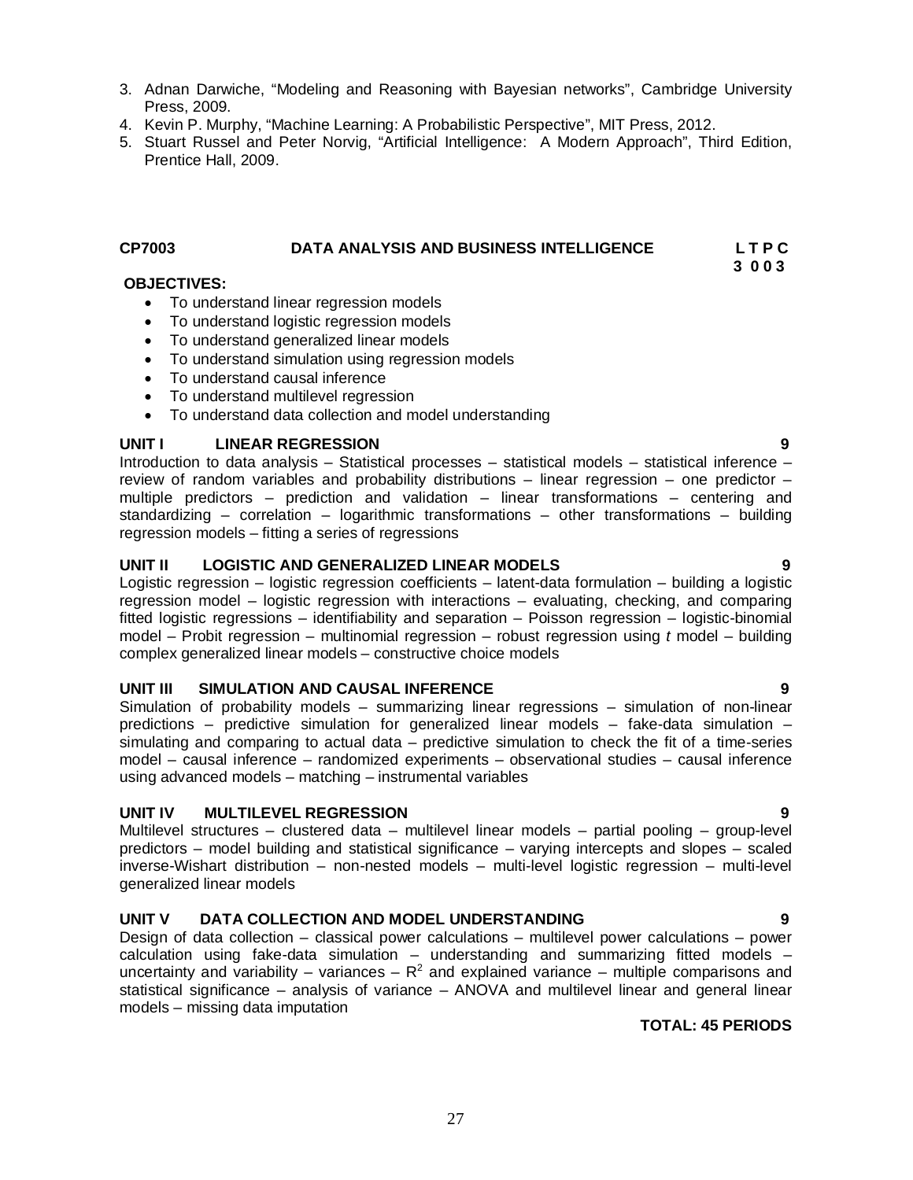3. Adnan Darwiche, “Modeling and Reasoning with Bayesian networks”, Cambridge University Press, 2009.
4. Kevin P. Murphy, “Machine Learning: A Probabilistic Perspective”, MIT Press, 2012.
5. Stuart Russel and Peter Norvig, “Artificial Intelligence: A Modern Approach”, Third Edition, Prentice Hall, 2009.

## CP7003 DATA ANALYSIS AND BUSINESS INTELLIGENCE

**L T P C**
**3 0 0 3**

**OBJECTIVES:**

- To understand linear regression models
- To understand logistic regression models
- To understand generalized linear models
- To understand simulation using regression models
- To understand causal inference
- To understand multilevel regression
- To understand data collection and model understanding

**UNIT I LINEAR REGRESSION 9**

Introduction to data analysis – Statistical processes – statistical models – statistical inference – review of random variables and probability distributions – linear regression – one predictor – multiple predictors – prediction and validation – linear transformations – centering and standardizing – correlation – logarithmic transformations – other transformations – building regression models – fitting a series of regressions

**UNIT II LOGISTIC AND GENERALIZED LINEAR MODELS 9**

Logistic regression – logistic regression coefficients – latent-data formulation – building a logistic regression model – logistic regression with interactions – evaluating, checking, and comparing fitted logistic regressions – identifiability and separation – Poisson regression – logistic-binomial model – Probit regression – multinomial regression – robust regression using *t* model – building complex generalized linear models – constructive choice models

**UNIT III SIMULATION AND CAUSAL INFERENCE 9**

Simulation of probability models – summarizing linear regressions – simulation of non-linear predictions – predictive simulation for generalized linear models – fake-data simulation – simulating and comparing to actual data – predictive simulation to check the fit of a time-series model – causal inference – randomized experiments – observational studies – causal inference using advanced models – matching – instrumental variables

**UNIT IV MULTILEVEL REGRESSION 9**

Multilevel structures – clustered data – multilevel linear models – partial pooling – group-level predictors – model building and statistical significance – varying intercepts and slopes – scaled inverse-Wishart distribution – non-nested models – multi-level logistic regression – multi-level generalized linear models

**UNIT V DATA COLLECTION AND MODEL UNDERSTANDING 9**

Design of data collection – classical power calculations – multilevel power calculations – power calculation using fake-data simulation – understanding and summarizing fitted models – uncertainty and variability – variances – $R^2$ and explained variance – multiple comparisons and statistical significance – analysis of variance – ANOVA and multilevel linear and general linear models – missing data imputation

**TOTAL: 45 PERIODS**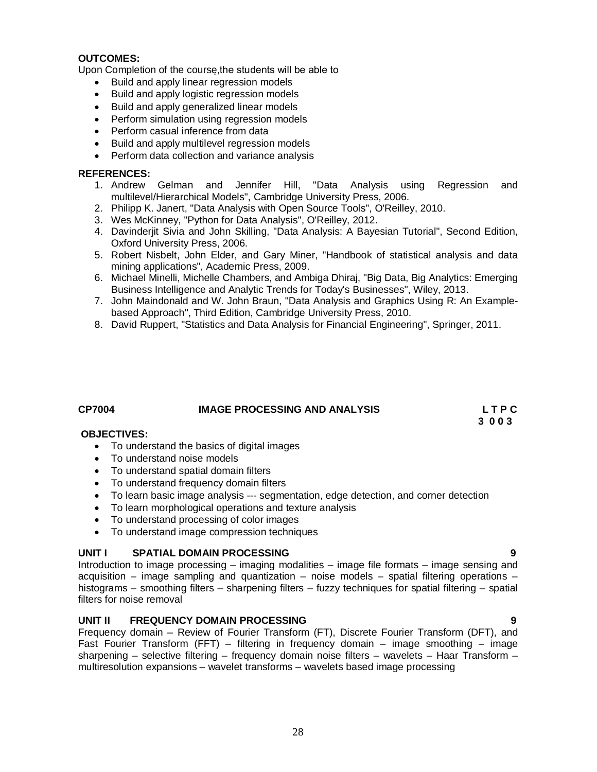**OUTCOMES:**

Upon Completion of the course,the students will be able to

- Build and apply linear regression models
- Build and apply logistic regression models
- Build and apply generalized linear models
- Perform simulation using regression models
- Perform casual inference from data
- Build and apply multilevel regression models
- Perform data collection and variance analysis

**REFERENCES:**

1. Andrew Gelman and Jennifer Hill, "Data Analysis using Regression and multilevel/Hierarchical Models", Cambridge University Press, 2006.
2. Philipp K. Janert, "Data Analysis with Open Source Tools", O'Reilley, 2010.
3. Wes McKinney, "Python for Data Analysis", O'Reilley, 2012.
4. Davinderjit Sivia and John Skilling, "Data Analysis: A Bayesian Tutorial", Second Edition, Oxford University Press, 2006.
5. Robert Nisbelt, John Elder, and Gary Miner, "Handbook of statistical analysis and data mining applications", Academic Press, 2009.
6. Michael Minelli, Michelle Chambers, and Ambiga Dhiraj, "Big Data, Big Analytics: Emerging Business Intelligence and Analytic Trends for Today's Businesses", Wiley, 2013.
7. John Maindonald and W. John Braun, "Data Analysis and Graphics Using R: An Example-based Approach", Third Edition, Cambridge University Press, 2010.
8. David Ruppert, "Statistics and Data Analysis for Financial Engineering", Springer, 2011.

## CP7004 IMAGE PROCESSING AND ANALYSIS

**L T P C**
**3 0 0 3**

**OBJECTIVES:**

- To understand the basics of digital images
- To understand noise models
- To understand spatial domain filters
- To understand frequency domain filters
- To learn basic image analysis --- segmentation, edge detection, and corner detection
- To learn morphological operations and texture analysis
- To understand processing of color images
- To understand image compression techniques

**UNIT I SPATIAL DOMAIN PROCESSING 9**

Introduction to image processing – imaging modalities – image file formats – image sensing and acquisition – image sampling and quantization – noise models – spatial filtering operations – histograms – smoothing filters – sharpening filters – fuzzy techniques for spatial filtering – spatial filters for noise removal

**UNIT II FREQUENCY DOMAIN PROCESSING 9**

Frequency domain – Review of Fourier Transform (FT), Discrete Fourier Transform (DFT), and Fast Fourier Transform (FFT) – filtering in frequency domain – image smoothing – image sharpening – selective filtering – frequency domain noise filters – wavelets – Haar Transform – multiresolution expansions – wavelet transforms – wavelets based image processing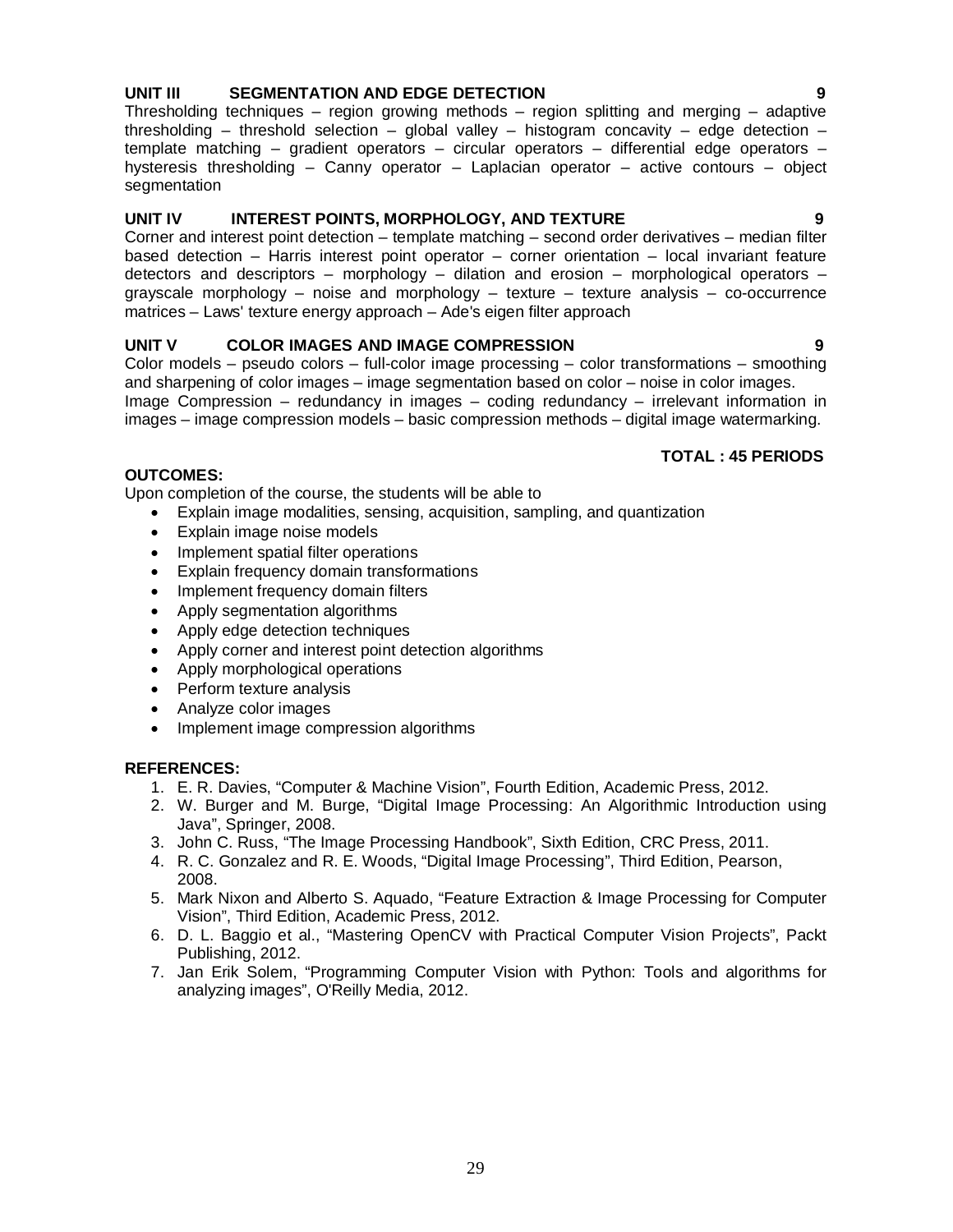**UNIT III SEGMENTATION AND EDGE DETECTION 9**

Thresholding techniques – region growing methods – region splitting and merging – adaptive thresholding – threshold selection – global valley – histogram concavity – edge detection – template matching – gradient operators – circular operators – differential edge operators – hysteresis thresholding – Canny operator – Laplacian operator – active contours – object segmentation

**UNIT IV INTEREST POINTS, MORPHOLOGY, AND TEXTURE 9**

Corner and interest point detection – template matching – second order derivatives – median filter based detection – Harris interest point operator – corner orientation – local invariant feature detectors and descriptors – morphology – dilation and erosion – morphological operators – grayscale morphology – noise and morphology – texture – texture analysis – co-occurrence matrices – Laws' texture energy approach – Ade's eigen filter approach

**UNIT V COLOR IMAGES AND IMAGE COMPRESSION 9**

Color models – pseudo colors – full-color image processing – color transformations – smoothing and sharpening of color images – image segmentation based on color – noise in color images.
Image Compression – redundancy in images – coding redundancy – irrelevant information in images – image compression models – basic compression methods – digital image watermarking.

**TOTAL : 45 PERIODS**

**OUTCOMES:**

Upon completion of the course, the students will be able to

- Explain image modalities, sensing, acquisition, sampling, and quantization
- Explain image noise models
- Implement spatial filter operations
- Explain frequency domain transformations
- Implement frequency domain filters
- Apply segmentation algorithms
- Apply edge detection techniques
- Apply corner and interest point detection algorithms
- Apply morphological operations
- Perform texture analysis
- Analyze color images
- Implement image compression algorithms

**REFERENCES:**

1. E. R. Davies, "Computer & Machine Vision", Fourth Edition, Academic Press, 2012.
2. W. Burger and M. Burge, "Digital Image Processing: An Algorithmic Introduction using Java", Springer, 2008.
3. John C. Russ, "The Image Processing Handbook", Sixth Edition, CRC Press, 2011.
4. R. C. Gonzalez and R. E. Woods, "Digital Image Processing", Third Edition, Pearson, 2008.
5. Mark Nixon and Alberto S. Aquado, "Feature Extraction & Image Processing for Computer Vision", Third Edition, Academic Press, 2012.
6. D. L. Baggio et al., "Mastering OpenCV with Practical Computer Vision Projects", Packt Publishing, 2012.
7. Jan Erik Solem, "Programming Computer Vision with Python: Tools and algorithms for analyzing images", O'Reilly Media, 2012.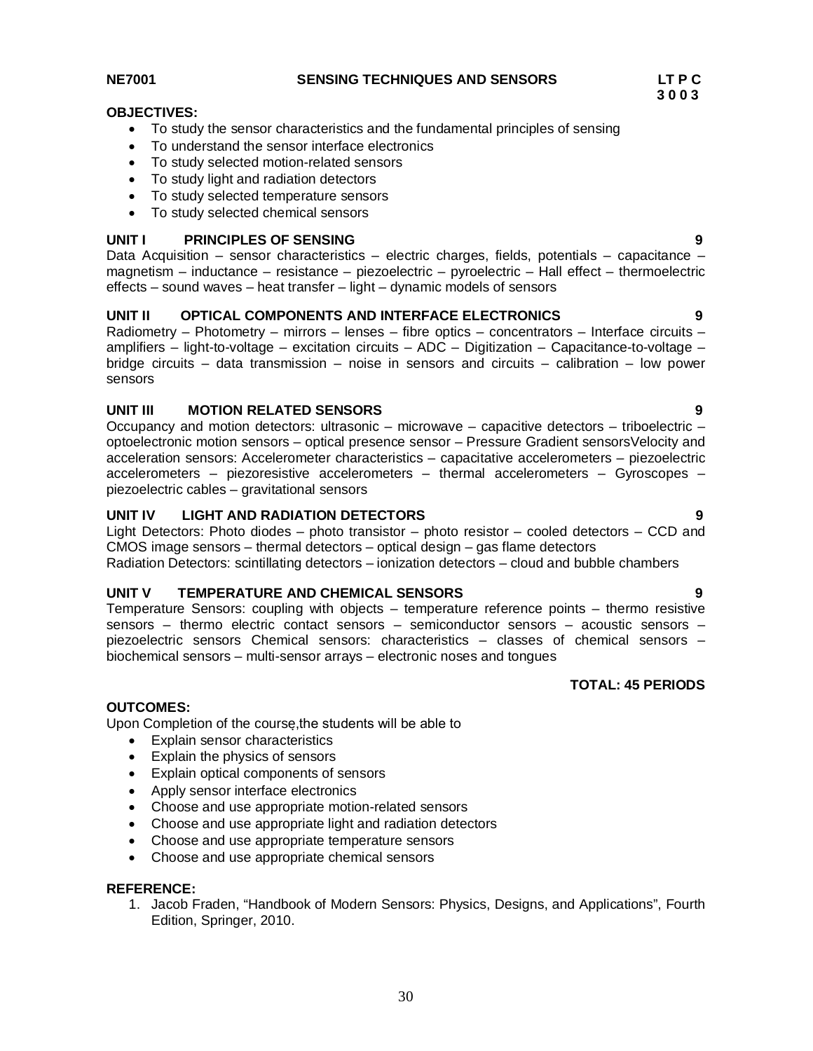**NE7001 SENSING TECHNIQUES AND SENSORS**

**LT P C**
**3 0 0 3**

**OBJECTIVES:**

- To study the sensor characteristics and the fundamental principles of sensing
- To understand the sensor interface electronics
- To study selected motion-related sensors
- To study light and radiation detectors
- To study selected temperature sensors
- To study selected chemical sensors

**UNIT I PRINCIPLES OF SENSING 9**

Data Acquisition – sensor characteristics – electric charges, fields, potentials – capacitance – magnetism – inductance – resistance – piezoelectric – pyroelectric – Hall effect – thermoelectric effects – sound waves – heat transfer – light – dynamic models of sensors

**UNIT II OPTICAL COMPONENTS AND INTERFACE ELECTRONICS 9**

Radiometry – Photometry – mirrors – lenses – fibre optics – concentrators – Interface circuits – amplifiers – light-to-voltage – excitation circuits – ADC – Digitization – Capacitance-to-voltage – bridge circuits – data transmission – noise in sensors and circuits – calibration – low power sensors

**UNIT III MOTION RELATED SENSORS 9**

Occupancy and motion detectors: ultrasonic – microwave – capacitive detectors – triboelectric – optoelectronic motion sensors – optical presence sensor – Pressure Gradient sensorsVelocity and acceleration sensors: Accelerometer characteristics – capacitative accelerometers – piezoelectric accelerometers – piezoresistive accelerometers – thermal accelerometers – Gyroscopes – piezoelectric cables – gravitational sensors

**UNIT IV LIGHT AND RADIATION DETECTORS 9**

Light Detectors: Photo diodes – photo transistor – photo resistor – cooled detectors – CCD and CMOS image sensors – thermal detectors – optical design – gas flame detectors
Radiation Detectors: scintillating detectors – ionization detectors – cloud and bubble chambers

**UNIT V TEMPERATURE AND CHEMICAL SENSORS 9**

Temperature Sensors: coupling with objects – temperature reference points – thermo resistive sensors – thermo electric contact sensors – semiconductor sensors – acoustic sensors – piezoelectric sensors Chemical sensors: characteristics – classes of chemical sensors – biochemical sensors – multi-sensor arrays – electronic noses and tongues

**TOTAL: 45 PERIODS**

**OUTCOMES:**

Upon Completion of the course,the students will be able to

- Explain sensor characteristics
- Explain the physics of sensors
- Explain optical components of sensors
- Apply sensor interface electronics
- Choose and use appropriate motion-related sensors
- Choose and use appropriate light and radiation detectors
- Choose and use appropriate temperature sensors
- Choose and use appropriate chemical sensors

**REFERENCE:**

1. Jacob Fraden, "Handbook of Modern Sensors: Physics, Designs, and Applications", Fourth Edition, Springer, 2010.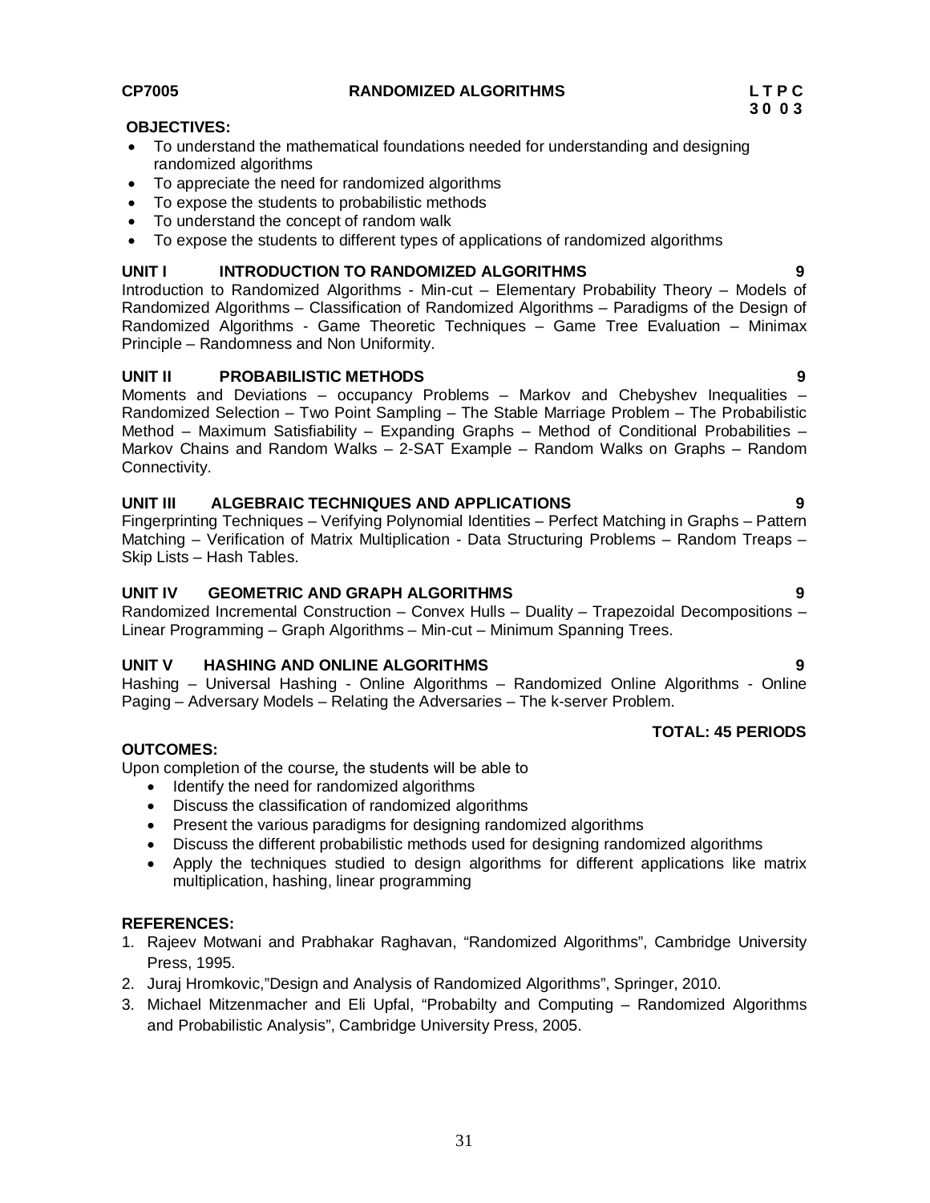**CP7005 RANDOMIZED ALGORITHMS** **L T P C**
**3 0 0 3**

**OBJECTIVES:**

- To understand the mathematical foundations needed for understanding and designing randomized algorithms
- To appreciate the need for randomized algorithms
- To expose the students to probabilistic methods
- To understand the concept of random walk
- To expose the students to different types of applications of randomized algorithms

**UNIT I INTRODUCTION TO RANDOMIZED ALGORITHMS 9**

Introduction to Randomized Algorithms - Min-cut – Elementary Probability Theory – Models of Randomized Algorithms – Classification of Randomized Algorithms – Paradigms of the Design of Randomized Algorithms - Game Theoretic Techniques – Game Tree Evaluation – Minimax Principle – Randomness and Non Uniformity.

**UNIT II PROBABILISTIC METHODS 9**

Moments and Deviations – occupancy Problems – Markov and Chebyshev Inequalities – Randomized Selection – Two Point Sampling – The Stable Marriage Problem – The Probabilistic Method – Maximum Satisfiability – Expanding Graphs – Method of Conditional Probabilities – Markov Chains and Random Walks – 2-SAT Example – Random Walks on Graphs – Random Connectivity.

**UNIT III ALGEBRAIC TECHNIQUES AND APPLICATIONS 9**

Fingerprinting Techniques – Verifying Polynomial Identities – Perfect Matching in Graphs – Pattern Matching – Verification of Matrix Multiplication - Data Structuring Problems – Random Treaps – Skip Lists – Hash Tables.

**UNIT IV GEOMETRIC AND GRAPH ALGORITHMS 9**

Randomized Incremental Construction – Convex Hulls – Duality – Trapezoidal Decompositions – Linear Programming – Graph Algorithms – Min-cut – Minimum Spanning Trees.

**UNIT V HASHING AND ONLINE ALGORITHMS 9**

Hashing – Universal Hashing - Online Algorithms – Randomized Online Algorithms - Online Paging – Adversary Models – Relating the Adversaries – The k-server Problem.

**TOTAL: 45 PERIODS**

**OUTCOMES:**

Upon completion of the course, the students will be able to

- Identify the need for randomized algorithms
- Discuss the classification of randomized algorithms
- Present the various paradigms for designing randomized algorithms
- Discuss the different probabilistic methods used for designing randomized algorithms
- Apply the techniques studied to design algorithms for different applications like matrix multiplication, hashing, linear programming

**REFERENCES:**

1. Rajeev Motwani and Prabhakar Raghavan, "Randomized Algorithms", Cambridge University Press, 1995.
2. Juraj Hromkovic,"Design and Analysis of Randomized Algorithms", Springer, 2010.
3. Michael Mitzenmacher and Eli Upfal, "Probabilty and Computing – Randomized Algorithms and Probabilistic Analysis", Cambridge University Press, 2005.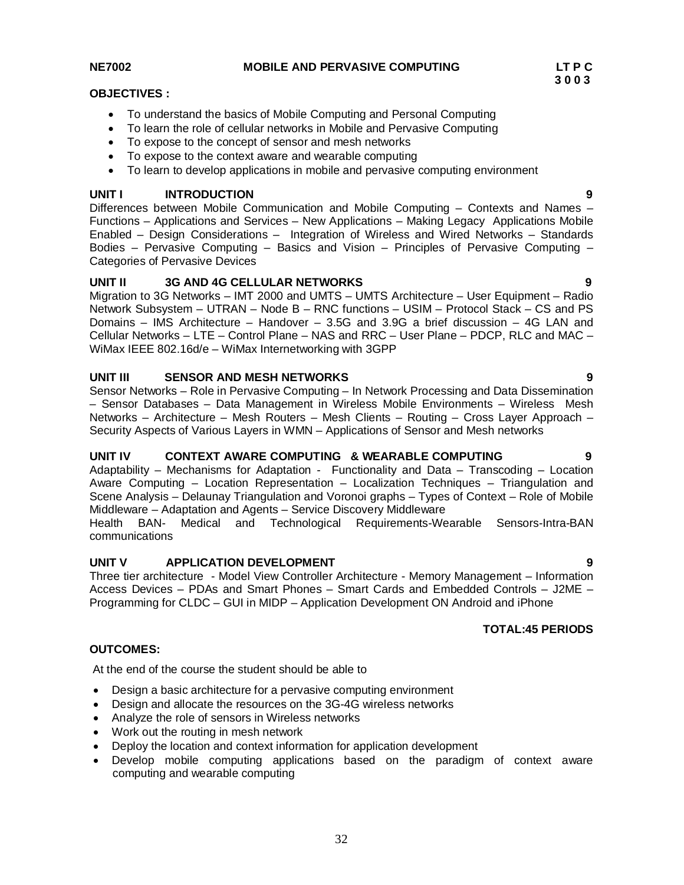**NE7002 MOBILE AND PERVASIVE COMPUTING**

| L | T | P | C |
|---|---|---|---|
| 3 | 0 | 0 | 3 |

**OBJECTIVES :**

- To understand the basics of Mobile Computing and Personal Computing
- To learn the role of cellular networks in Mobile and Pervasive Computing
- To expose to the concept of sensor and mesh networks
- To expose to the context aware and wearable computing
- To learn to develop applications in mobile and pervasive computing environment

**UNIT I INTRODUCTION 9**

Differences between Mobile Communication and Mobile Computing – Contexts and Names – Functions – Applications and Services – New Applications – Making Legacy Applications Mobile Enabled – Design Considerations – Integration of Wireless and Wired Networks – Standards Bodies – Pervasive Computing – Basics and Vision – Principles of Pervasive Computing – Categories of Pervasive Devices

**UNIT II 3G AND 4G CELLULAR NETWORKS 9**

Migration to 3G Networks – IMT 2000 and UMTS – UMTS Architecture – User Equipment – Radio Network Subsystem – UTRAN – Node B – RNC functions – USIM – Protocol Stack – CS and PS Domains – IMS Architecture – Handover – 3.5G and 3.9G a brief discussion – 4G LAN and Cellular Networks – LTE – Control Plane – NAS and RRC – User Plane – PDCP, RLC and MAC – WiMax IEEE 802.16d/e – WiMax Internetworking with 3GPP

**UNIT III SENSOR AND MESH NETWORKS 9**

Sensor Networks – Role in Pervasive Computing – In Network Processing and Data Dissemination – Sensor Databases – Data Management in Wireless Mobile Environments – Wireless Mesh Networks – Architecture – Mesh Routers – Mesh Clients – Routing – Cross Layer Approach – Security Aspects of Various Layers in WMN – Applications of Sensor and Mesh networks

**UNIT IV CONTEXT AWARE COMPUTING & WEARABLE COMPUTING 9**

Adaptability – Mechanisms for Adaptation - Functionality and Data – Transcoding – Location Aware Computing – Location Representation – Localization Techniques – Triangulation and Scene Analysis – Delaunay Triangulation and Voronoi graphs – Types of Context – Role of Mobile Middleware – Adaptation and Agents – Service Discovery Middleware

Health BAN- Medical and Technological Requirements-Wearable Sensors-Intra-BAN communications

**UNIT V APPLICATION DEVELOPMENT 9**

Three tier architecture - Model View Controller Architecture - Memory Management – Information Access Devices – PDAs and Smart Phones – Smart Cards and Embedded Controls – J2ME – Programming for CLDC – GUI in MIDP – Application Development ON Android and iPhone

**TOTAL:45 PERIODS**

**OUTCOMES:**

At the end of the course the student should be able to

- Design a basic architecture for a pervasive computing environment
- Design and allocate the resources on the 3G-4G wireless networks
- Analyze the role of sensors in Wireless networks
- Work out the routing in mesh network
- Deploy the location and context information for application development
- Develop mobile computing applications based on the paradigm of context aware computing and wearable computing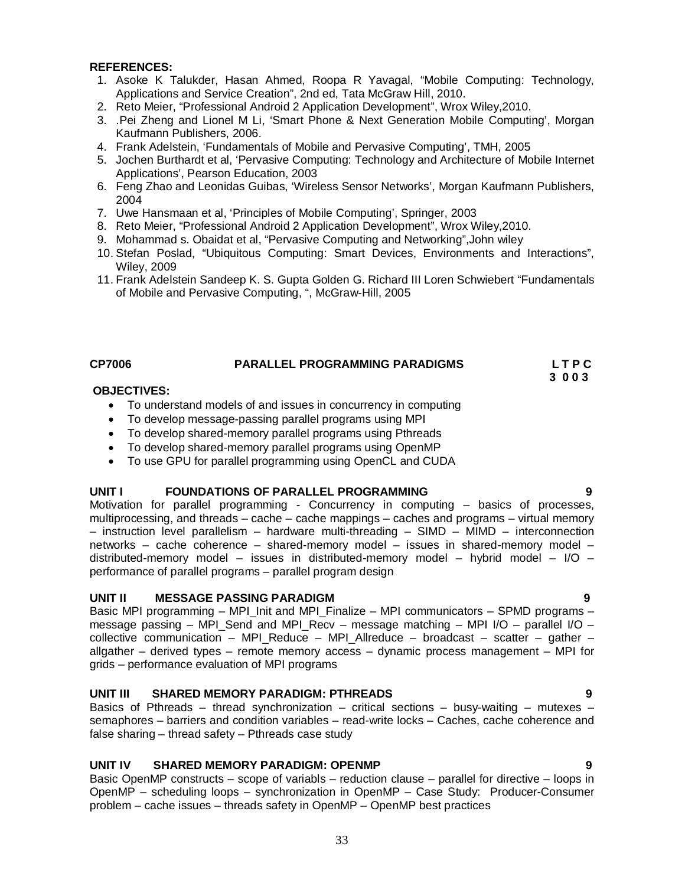**REFERENCES:**

1. Asoke K Talukder, Hasan Ahmed, Roopa R Yavagal, "Mobile Computing: Technology, Applications and Service Creation", 2nd ed, Tata McGraw Hill, 2010.
2. Reto Meier, "Professional Android 2 Application Development", Wrox Wiley,2010.
3. .Pei Zheng and Lionel M Li, 'Smart Phone & Next Generation Mobile Computing', Morgan Kaufmann Publishers, 2006.
4. Frank Adelstein, 'Fundamentals of Mobile and Pervasive Computing', TMH, 2005
5. Jochen Burthardt et al, 'Pervasive Computing: Technology and Architecture of Mobile Internet Applications', Pearson Education, 2003
6. Feng Zhao and Leonidas Guibas, 'Wireless Sensor Networks', Morgan Kaufmann Publishers, 2004
7. Uwe Hansmaan et al, 'Principles of Mobile Computing', Springer, 2003
8. Reto Meier, "Professional Android 2 Application Development", Wrox Wiley,2010.
9. Mohammad s. Obaidat et al, "Pervasive Computing and Networking",John wiley
10. Stefan Poslad, "Ubiquitous Computing: Smart Devices, Environments and Interactions", Wiley, 2009
11. Frank Adelstein Sandeep K. S. Gupta Golden G. Richard III Loren Schwiebert "Fundamentals of Mobile and Pervasive Computing, ", McGraw-Hill, 2005

## CP7006 PARALLEL PROGRAMMING PARADIGMS

**L T P C**
**3 0 0 3**

**OBJECTIVES:**

- To understand models of and issues in concurrency in computing
- To develop message-passing parallel programs using MPI
- To develop shared-memory parallel programs using Pthreads
- To develop shared-memory parallel programs using OpenMP
- To use GPU for parallel programming using OpenCL and CUDA

**UNIT I FOUNDATIONS OF PARALLEL PROGRAMMING 9**

Motivation for parallel programming - Concurrency in computing – basics of processes, multiprocessing, and threads – cache – cache mappings – caches and programs – virtual memory – instruction level parallelism – hardware multi-threading – SIMD – MIMD – interconnection networks – cache coherence – shared-memory model – issues in shared-memory model – distributed-memory model – issues in distributed-memory model – hybrid model – I/O – performance of parallel programs – parallel program design

**UNIT II MESSAGE PASSING PARADIGM 9**

Basic MPI programming – MPI_Init and MPI_Finalize – MPI communicators – SPMD programs – message passing – MPI_Send and MPI_Recv – message matching – MPI I/O – parallel I/O – collective communication – MPI_Reduce – MPI_Allreduce – broadcast – scatter – gather – allgather – derived types – remote memory access – dynamic process management – MPI for grids – performance evaluation of MPI programs

**UNIT III SHARED MEMORY PARADIGM: PTHREADS 9**

Basics of Pthreads – thread synchronization – critical sections – busy-waiting – mutexes – semaphores – barriers and condition variables – read-write locks – Caches, cache coherence and false sharing – thread safety – Pthreads case study

**UNIT IV SHARED MEMORY PARADIGM: OPENMP 9**

Basic OpenMP constructs – scope of variabls – reduction clause – parallel for directive – loops in OpenMP – scheduling loops – synchronization in OpenMP – Case Study: Producer-Consumer problem – cache issues – threads safety in OpenMP – OpenMP best practices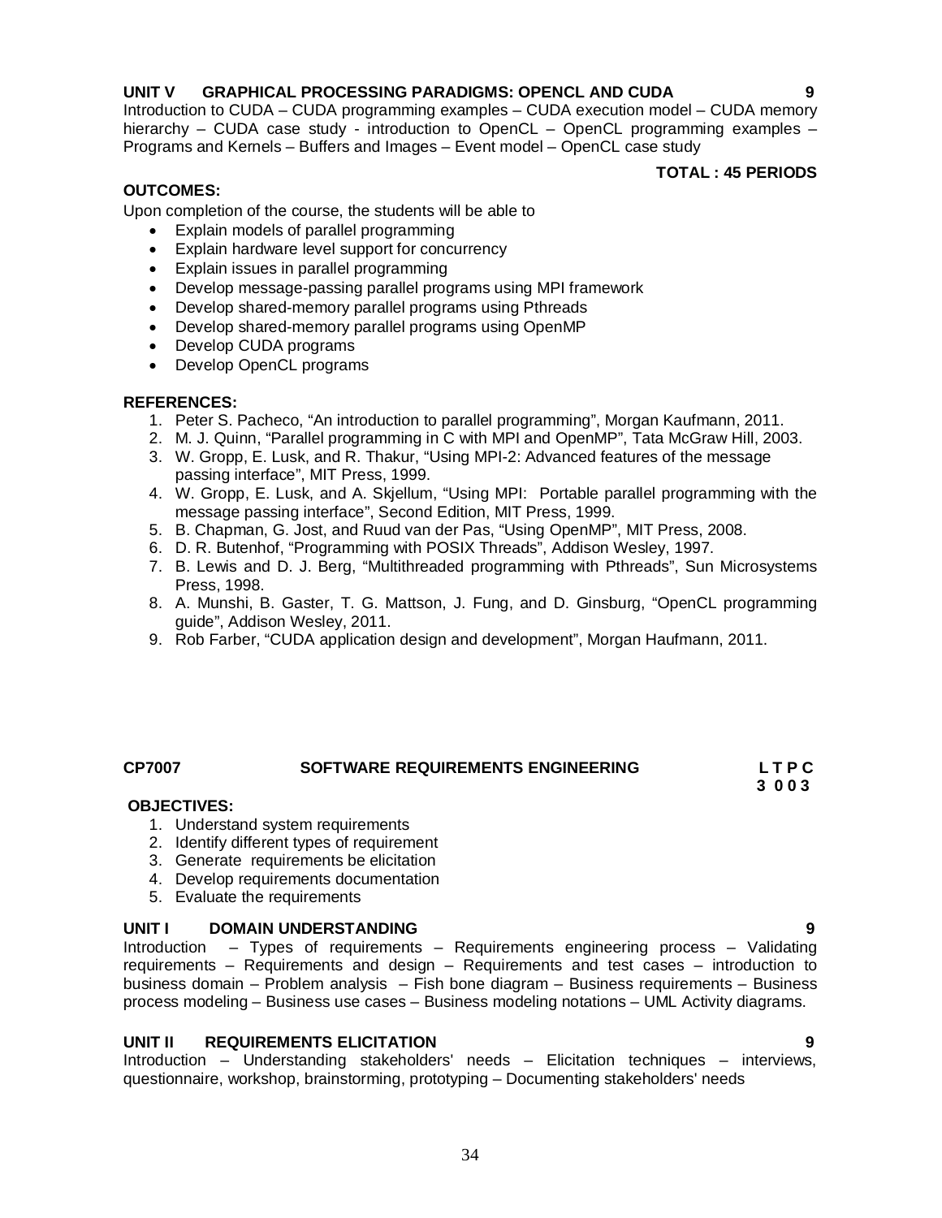**UNIT V GRAPHICAL PROCESSING PARADIGMS: OPENCL AND CUDA 9**

Introduction to CUDA – CUDA programming examples – CUDA execution model – CUDA memory hierarchy – CUDA case study - introduction to OpenCL – OpenCL programming examples – Programs and Kernels – Buffers and Images – Event model – OpenCL case study

**TOTAL : 45 PERIODS**

**OUTCOMES:**

Upon completion of the course, the students will be able to

- Explain models of parallel programming
- Explain hardware level support for concurrency
- Explain issues in parallel programming
- Develop message-passing parallel programs using MPI framework
- Develop shared-memory parallel programs using Pthreads
- Develop shared-memory parallel programs using OpenMP
- Develop CUDA programs
- Develop OpenCL programs

**REFERENCES:**

1. Peter S. Pacheco, "An introduction to parallel programming", Morgan Kaufmann, 2011.
2. M. J. Quinn, "Parallel programming in C with MPI and OpenMP", Tata McGraw Hill, 2003.
3. W. Gropp, E. Lusk, and R. Thakur, "Using MPI-2: Advanced features of the message passing interface", MIT Press, 1999.
4. W. Gropp, E. Lusk, and A. Skjellum, "Using MPI: Portable parallel programming with the message passing interface", Second Edition, MIT Press, 1999.
5. B. Chapman, G. Jost, and Ruud van der Pas, "Using OpenMP", MIT Press, 2008.
6. D. R. Butenhof, "Programming with POSIX Threads", Addison Wesley, 1997.
7. B. Lewis and D. J. Berg, "Multithreaded programming with Pthreads", Sun Microsystems Press, 1998.
8. A. Munshi, B. Gaster, T. G. Mattson, J. Fung, and D. Ginsburg, "OpenCL programming guide", Addison Wesley, 2011.
9. Rob Farber, "CUDA application design and development", Morgan Haufmann, 2011.

## CP7007 SOFTWARE REQUIREMENTS ENGINEERING

**L T P C**
**3 0 0 3**

**OBJECTIVES:**

1. Understand system requirements
2. Identify different types of requirement
3. Generate requirements be elicitation
4. Develop requirements documentation
5. Evaluate the requirements

**UNIT I DOMAIN UNDERSTANDING 9**

Introduction – Types of requirements – Requirements engineering process – Validating requirements – Requirements and design – Requirements and test cases – introduction to business domain – Problem analysis – Fish bone diagram – Business requirements – Business process modeling – Business use cases – Business modeling notations – UML Activity diagrams.

**UNIT II REQUIREMENTS ELICITATION 9**

Introduction – Understanding stakeholders' needs – Elicitation techniques – interviews, questionnaire, workshop, brainstorming, prototyping – Documenting stakeholders' needs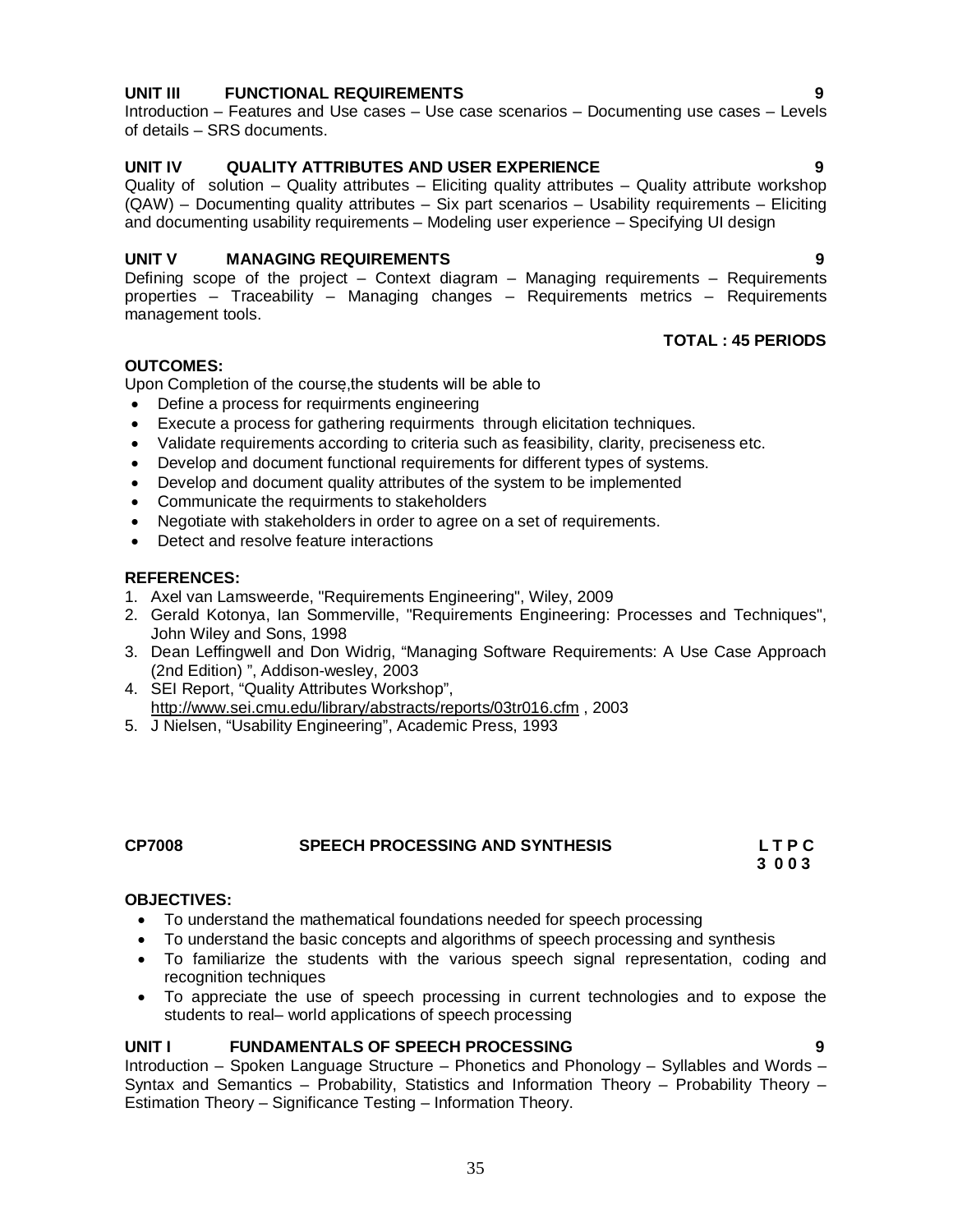**UNIT III FUNCTIONAL REQUIREMENTS 9**

Introduction – Features and Use cases – Use case scenarios – Documenting use cases – Levels of details – SRS documents.

**UNIT IV QUALITY ATTRIBUTES AND USER EXPERIENCE 9**

Quality of solution – Quality attributes – Eliciting quality attributes – Quality attribute workshop (QAW) – Documenting quality attributes – Six part scenarios – Usability requirements – Eliciting and documenting usability requirements – Modeling user experience – Specifying UI design

**UNIT V MANAGING REQUIREMENTS 9**

Defining scope of the project – Context diagram – Managing requirements – Requirements properties – Traceability – Managing changes – Requirements metrics – Requirements management tools.

**TOTAL : 45 PERIODS**

**OUTCOMES:**

Upon Completion of the course,the students will be able to

- Define a process for requirments engineering
- Execute a process for gathering requirments through elicitation techniques.
- Validate requirements according to criteria such as feasibility, clarity, preciseness etc.
- Develop and document functional requirements for different types of systems.
- Develop and document quality attributes of the system to be implemented
- Communicate the requirments to stakeholders
- Negotiate with stakeholders in order to agree on a set of requirements.
- Detect and resolve feature interactions

**REFERENCES:**

1. Axel van Lamsweerde, "Requirements Engineering", Wiley, 2009
2. Gerald Kotonya, Ian Sommerville, "Requirements Engineering: Processes and Techniques", John Wiley and Sons, 1998
3. Dean Leffingwell and Don Widrig, "Managing Software Requirements: A Use Case Approach (2nd Edition) ", Addison-wesley, 2003
4. SEI Report, "Quality Attributes Workshop", http://www.sei.cmu.edu/library/abstracts/reports/03tr016.cfm , 2003
5. J Nielsen, "Usability Engineering", Academic Press, 1993

## CP7008 SPEECH PROCESSING AND SYNTHESIS

| L | T | P | C |
|---|---|---|---|
| 3 | 0 | 0 | 3 |

**OBJECTIVES:**

- To understand the mathematical foundations needed for speech processing
- To understand the basic concepts and algorithms of speech processing and synthesis
- To familiarize the students with the various speech signal representation, coding and recognition techniques
- To appreciate the use of speech processing in current technologies and to expose the students to real– world applications of speech processing

**UNIT I FUNDAMENTALS OF SPEECH PROCESSING 9**

Introduction – Spoken Language Structure – Phonetics and Phonology – Syllables and Words – Syntax and Semantics – Probability, Statistics and Information Theory – Probability Theory – Estimation Theory – Significance Testing – Information Theory.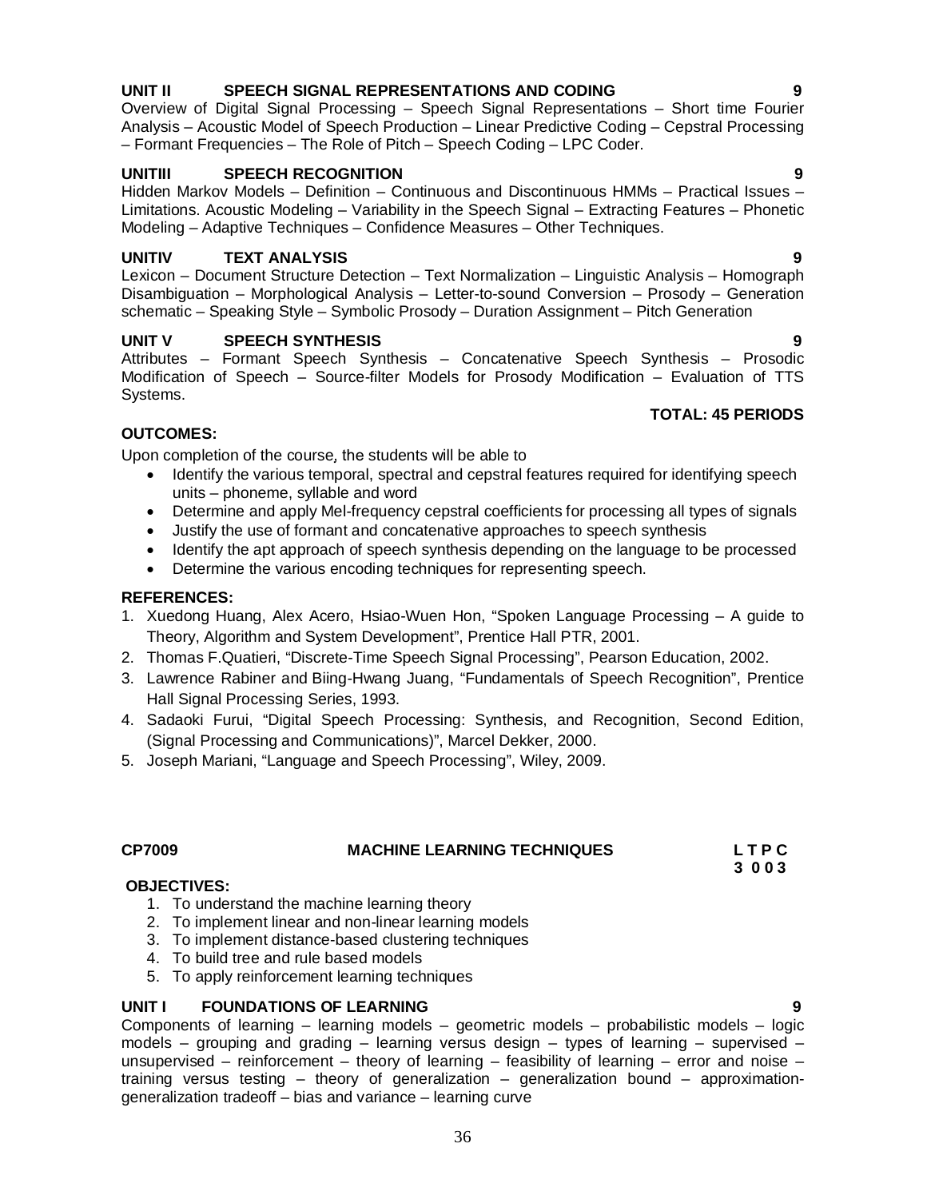**UNIT II SPEECH SIGNAL REPRESENTATIONS AND CODING 9**

Overview of Digital Signal Processing – Speech Signal Representations – Short time Fourier Analysis – Acoustic Model of Speech Production – Linear Predictive Coding – Cepstral Processing – Formant Frequencies – The Role of Pitch – Speech Coding – LPC Coder.

**UNITIII SPEECH RECOGNITION 9**

Hidden Markov Models – Definition – Continuous and Discontinuous HMMs – Practical Issues – Limitations. Acoustic Modeling – Variability in the Speech Signal – Extracting Features – Phonetic Modeling – Adaptive Techniques – Confidence Measures – Other Techniques.

**UNITIV TEXT ANALYSIS 9**

Lexicon – Document Structure Detection – Text Normalization – Linguistic Analysis – Homograph Disambiguation – Morphological Analysis – Letter-to-sound Conversion – Prosody – Generation schematic – Speaking Style – Symbolic Prosody – Duration Assignment – Pitch Generation

**UNIT V SPEECH SYNTHESIS 9**

Attributes – Formant Speech Synthesis – Concatenative Speech Synthesis – Prosodic Modification of Speech – Source-filter Models for Prosody Modification – Evaluation of TTS Systems.

**TOTAL: 45 PERIODS**

**OUTCOMES:**

Upon completion of the course, the students will be able to

- Identify the various temporal, spectral and cepstral features required for identifying speech units – phoneme, syllable and word
- Determine and apply Mel-frequency cepstral coefficients for processing all types of signals
- Justify the use of formant and concatenative approaches to speech synthesis
- Identify the apt approach of speech synthesis depending on the language to be processed
- Determine the various encoding techniques for representing speech.

**REFERENCES:**

1. Xuedong Huang, Alex Acero, Hsiao-Wuen Hon, "Spoken Language Processing – A guide to Theory, Algorithm and System Development", Prentice Hall PTR, 2001.
2. Thomas F.Quatieri, "Discrete-Time Speech Signal Processing", Pearson Education, 2002.
3. Lawrence Rabiner and Biing-Hwang Juang, "Fundamentals of Speech Recognition", Prentice Hall Signal Processing Series, 1993.
4. Sadaoki Furui, "Digital Speech Processing: Synthesis, and Recognition, Second Edition, (Signal Processing and Communications)", Marcel Dekker, 2000.
5. Joseph Mariani, "Language and Speech Processing", Wiley, 2009.

**CP7009 MACHINE LEARNING TECHNIQUES L T P C**
**3 0 0 3**

**OBJECTIVES:**

1. To understand the machine learning theory
2. To implement linear and non-linear learning models
3. To implement distance-based clustering techniques
4. To build tree and rule based models
5. To apply reinforcement learning techniques

**UNIT I FOUNDATIONS OF LEARNING 9**

Components of learning – learning models – geometric models – probabilistic models – logic models – grouping and grading – learning versus design – types of learning – supervised – unsupervised – reinforcement – theory of learning – feasibility of learning – error and noise – training versus testing – theory of generalization – generalization bound – approximation-generalization tradeoff – bias and variance – learning curve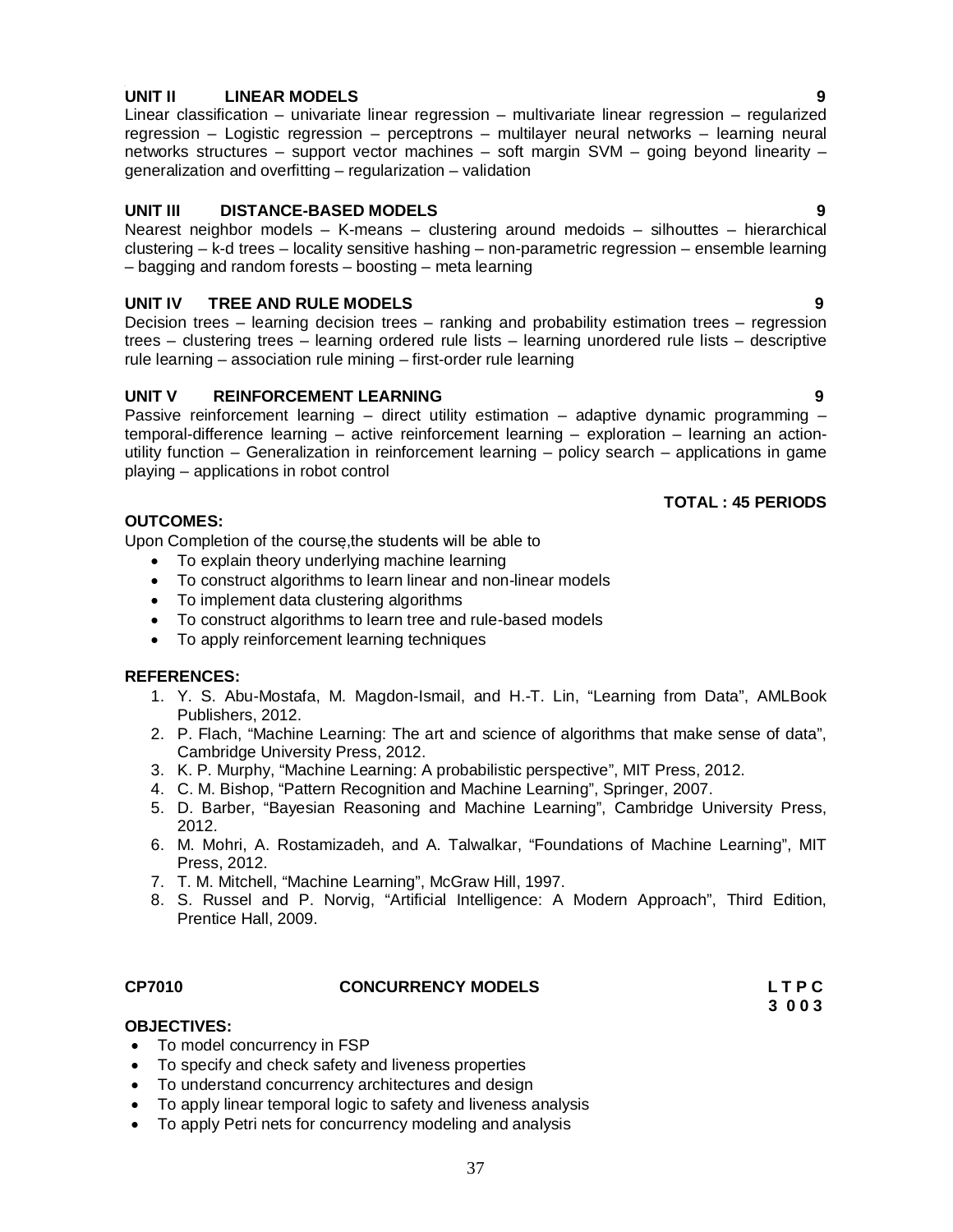**UNIT II LINEAR MODELS 9**

Linear classification – univariate linear regression – multivariate linear regression – regularized regression – Logistic regression – perceptrons – multilayer neural networks – learning neural networks structures – support vector machines – soft margin SVM – going beyond linearity – generalization and overfitting – regularization – validation

**UNIT III DISTANCE-BASED MODELS 9**

Nearest neighbor models – K-means – clustering around medoids – silhouttes – hierarchical clustering – k-d trees – locality sensitive hashing – non-parametric regression – ensemble learning – bagging and random forests – boosting – meta learning

**UNIT IV TREE AND RULE MODELS 9**

Decision trees – learning decision trees – ranking and probability estimation trees – regression trees – clustering trees – learning ordered rule lists – learning unordered rule lists – descriptive rule learning – association rule mining – first-order rule learning

**UNIT V REINFORCEMENT LEARNING 9**

Passive reinforcement learning – direct utility estimation – adaptive dynamic programming – temporal-difference learning – active reinforcement learning – exploration – learning an action-utility function – Generalization in reinforcement learning – policy search – applications in game playing – applications in robot control

**TOTAL : 45 PERIODS**

**OUTCOMES:**

Upon Completion of the course,the students will be able to

- To explain theory underlying machine learning
- To construct algorithms to learn linear and non-linear models
- To implement data clustering algorithms
- To construct algorithms to learn tree and rule-based models
- To apply reinforcement learning techniques

**REFERENCES:**

1. Y. S. Abu-Mostafa, M. Magdon-Ismail, and H.-T. Lin, "Learning from Data", AMLBook Publishers, 2012.
2. P. Flach, "Machine Learning: The art and science of algorithms that make sense of data", Cambridge University Press, 2012.
3. K. P. Murphy, "Machine Learning: A probabilistic perspective", MIT Press, 2012.
4. C. M. Bishop, "Pattern Recognition and Machine Learning", Springer, 2007.
5. D. Barber, "Bayesian Reasoning and Machine Learning", Cambridge University Press, 2012.
6. M. Mohri, A. Rostamizadeh, and A. Talwalkar, "Foundations of Machine Learning", MIT Press, 2012.
7. T. M. Mitchell, "Machine Learning", McGraw Hill, 1997.
8. S. Russel and P. Norvig, "Artificial Intelligence: A Modern Approach", Third Edition, Prentice Hall, 2009.

**CP7010 CONCURRENCY MODELS L T P C**
**3 0 0 3**

**OBJECTIVES:**

- To model concurrency in FSP
- To specify and check safety and liveness properties
- To understand concurrency architectures and design
- To apply linear temporal logic to safety and liveness analysis
- To apply Petri nets for concurrency modeling and analysis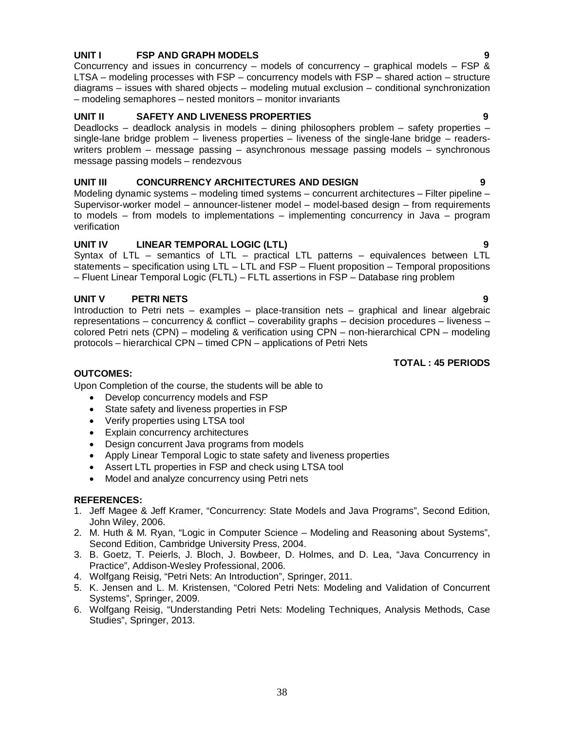**UNIT I FSP AND GRAPH MODELS** **9**

Concurrency and issues in concurrency – models of concurrency – graphical models – FSP & LTSA – modeling processes with FSP – concurrency models with FSP – shared action – structure diagrams – issues with shared objects – modeling mutual exclusion – conditional synchronization – modeling semaphores – nested monitors – monitor invariants

**UNIT II SAFETY AND LIVENESS PROPERTIES** **9**

Deadlocks – deadlock analysis in models – dining philosophers problem – safety properties – single-lane bridge problem – liveness properties – liveness of the single-lane bridge – readers-writers problem – message passing – asynchronous message passing models – synchronous message passing models – rendezvous

**UNIT III CONCURRENCY ARCHITECTURES AND DESIGN** **9**

Modeling dynamic systems – modeling timed systems – concurrent architectures – Filter pipeline – Supervisor-worker model – announcer-listener model – model-based design – from requirements to models – from models to implementations – implementing concurrency in Java – program verification

**UNIT IV LINEAR TEMPORAL LOGIC (LTL)** **9**

Syntax of LTL – semantics of LTL – practical LTL patterns – equivalences between LTL statements – specification using LTL – LTL and FSP – Fluent proposition – Temporal propositions – Fluent Linear Temporal Logic (FLTL) – FLTL assertions in FSP – Database ring problem

**UNIT V PETRI NETS** **9**

Introduction to Petri nets – examples – place-transition nets – graphical and linear algebraic representations – concurrency & conflict – coverability graphs – decision procedures – liveness – colored Petri nets (CPN) – modeling & verification using CPN – non-hierarchical CPN – modeling protocols – hierarchical CPN – timed CPN – applications of Petri Nets

**TOTAL : 45 PERIODS**

**OUTCOMES:**

Upon Completion of the course, the students will be able to

- Develop concurrency models and FSP
- State safety and liveness properties in FSP
- Verify properties using LTSA tool
- Explain concurrency architectures
- Design concurrent Java programs from models
- Apply Linear Temporal Logic to state safety and liveness properties
- Assert LTL properties in FSP and check using LTSA tool
- Model and analyze concurrency using Petri nets

**REFERENCES:**

1. Jeff Magee & Jeff Kramer, "Concurrency: State Models and Java Programs", Second Edition, John Wiley, 2006.
2. M. Huth & M. Ryan, "Logic in Computer Science – Modeling and Reasoning about Systems", Second Edition, Cambridge University Press, 2004.
3. B. Goetz, T. Peierls, J. Bloch, J. Bowbeer, D. Holmes, and D. Lea, "Java Concurrency in Practice", Addison-Wesley Professional, 2006.
4. Wolfgang Reisig, "Petri Nets: An Introduction", Springer, 2011.
5. K. Jensen and L. M. Kristensen, "Colored Petri Nets: Modeling and Validation of Concurrent Systems", Springer, 2009.
6. Wolfgang Reisig, "Understanding Petri Nets: Modeling Techniques, Analysis Methods, Case Studies", Springer, 2013.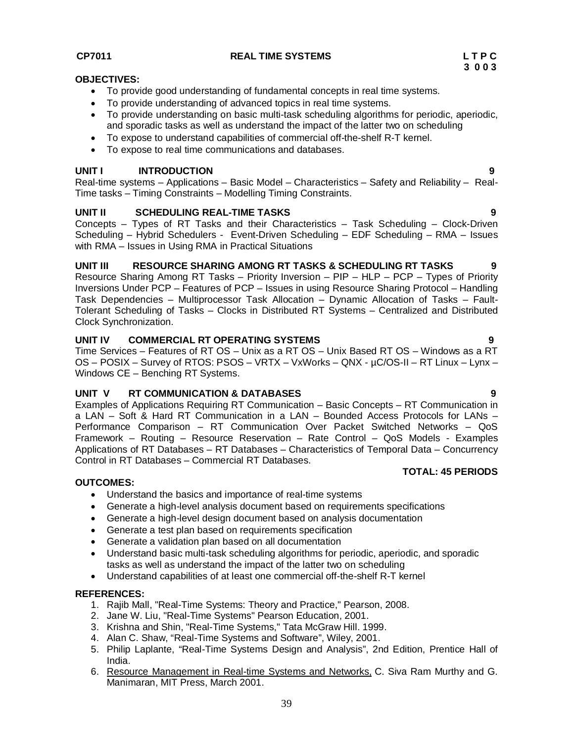**CP7011 REAL TIME SYSTEMS**

| L | T | P | C |
|---|---|---|---|
| 3 | 0 | 0 | 3 |

**OBJECTIVES:**

- To provide good understanding of fundamental concepts in real time systems.
- To provide understanding of advanced topics in real time systems.
- To provide understanding on basic multi-task scheduling algorithms for periodic, aperiodic, and sporadic tasks as well as understand the impact of the latter two on scheduling
- To expose to understand capabilities of commercial off-the-shelf R-T kernel.
- To expose to real time communications and databases.

**UNIT I INTRODUCTION 9**

Real-time systems – Applications – Basic Model – Characteristics – Safety and Reliability – Real-Time tasks – Timing Constraints – Modelling Timing Constraints.

**UNIT II SCHEDULING REAL-TIME TASKS 9**

Concepts – Types of RT Tasks and their Characteristics – Task Scheduling – Clock-Driven Scheduling – Hybrid Schedulers - Event-Driven Scheduling – EDF Scheduling – RMA – Issues with RMA – Issues in Using RMA in Practical Situations

**UNIT III RESOURCE SHARING AMONG RT TASKS & SCHEDULING RT TASKS 9**

Resource Sharing Among RT Tasks – Priority Inversion – PIP – HLP – PCP – Types of Priority Inversions Under PCP – Features of PCP – Issues in using Resource Sharing Protocol – Handling Task Dependencies – Multiprocessor Task Allocation – Dynamic Allocation of Tasks – Fault-Tolerant Scheduling of Tasks – Clocks in Distributed RT Systems – Centralized and Distributed Clock Synchronization.

**UNIT IV COMMERCIAL RT OPERATING SYSTEMS 9**

Time Services – Features of RT OS – Unix as a RT OS – Unix Based RT OS – Windows as a RT OS – POSIX – Survey of RTOS: PSOS – VRTX – VxWorks – QNX - µC/OS-II – RT Linux – Lynx – Windows CE – Benching RT Systems.

**UNIT V RT COMMUNICATION & DATABASES 9**

Examples of Applications Requiring RT Communication – Basic Concepts – RT Communication in a LAN – Soft & Hard RT Communication in a LAN – Bounded Access Protocols for LANs – Performance Comparison – RT Communication Over Packet Switched Networks – QoS Framework – Routing – Resource Reservation – Rate Control – QoS Models - Examples Applications of RT Databases – RT Databases – Characteristics of Temporal Data – Concurrency Control in RT Databases – Commercial RT Databases.

**TOTAL: 45 PERIODS**

**OUTCOMES:**

- Understand the basics and importance of real-time systems
- Generate a high-level analysis document based on requirements specifications
- Generate a high-level design document based on analysis documentation
- Generate a test plan based on requirements specification
- Generate a validation plan based on all documentation
- Understand basic multi-task scheduling algorithms for periodic, aperiodic, and sporadic tasks as well as understand the impact of the latter two on scheduling
- Understand capabilities of at least one commercial off-the-shelf R-T kernel

**REFERENCES:**

1. Rajib Mall, "Real-Time Systems: Theory and Practice," Pearson, 2008.
2. Jane W. Liu, "Real-Time Systems" Pearson Education, 2001.
3. Krishna and Shin, "Real-Time Systems," Tata McGraw Hill. 1999.
4. Alan C. Shaw, "Real-Time Systems and Software", Wiley, 2001.
5. Philip Laplante, "Real-Time Systems Design and Analysis", 2nd Edition, Prentice Hall of India.
6. Resource Management in Real-time Systems and Networks, C. Siva Ram Murthy and G. Manimaran, MIT Press, March 2001.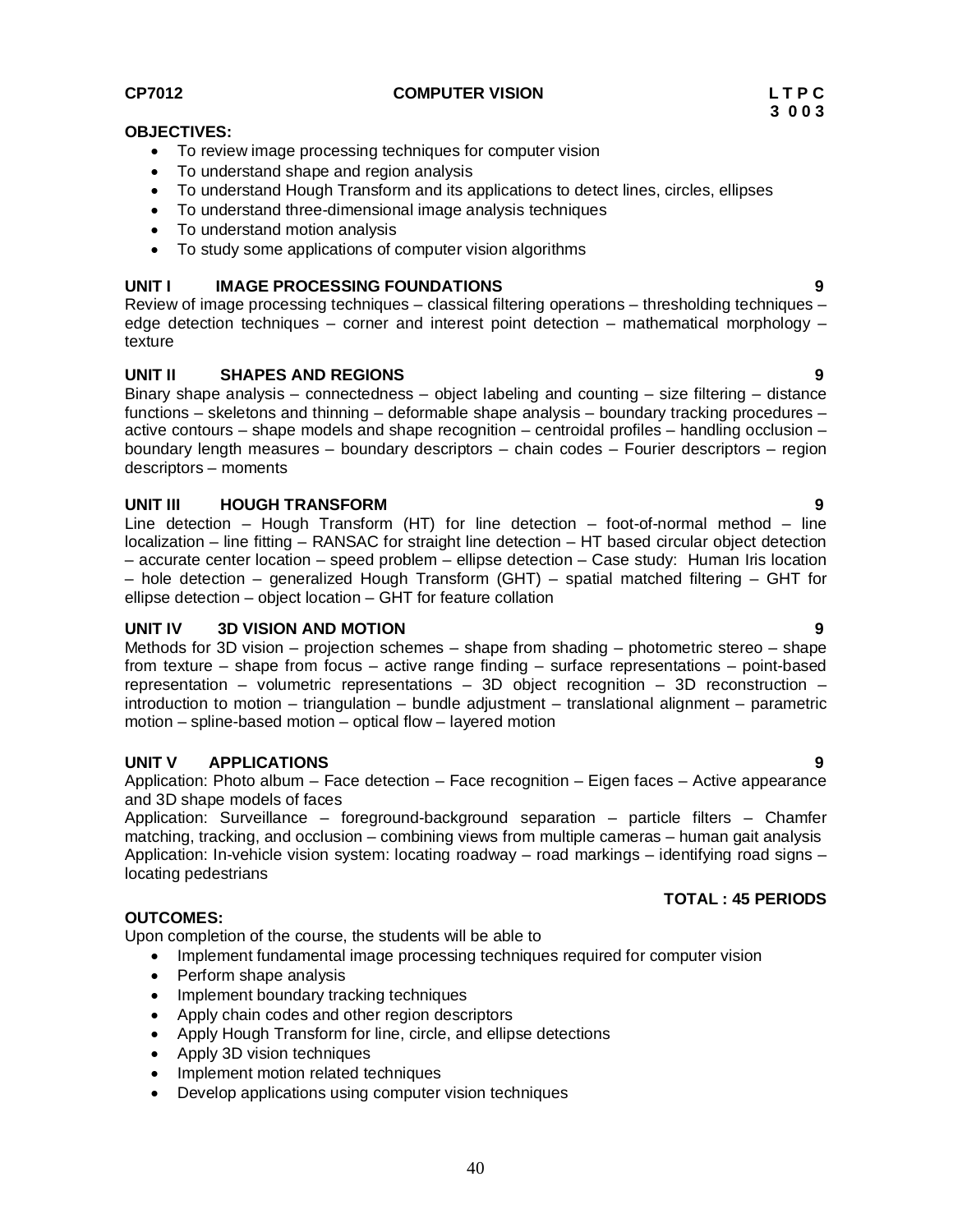**CP7012 COMPUTER VISION**

| L | T | P | C |
|---|---|---|---|
| 3 | 0 | 0 | 3 |

**OBJECTIVES:**

- To review image processing techniques for computer vision
- To understand shape and region analysis
- To understand Hough Transform and its applications to detect lines, circles, ellipses
- To understand three-dimensional image analysis techniques
- To understand motion analysis
- To study some applications of computer vision algorithms

**UNIT I IMAGE PROCESSING FOUNDATIONS 9**

Review of image processing techniques – classical filtering operations – thresholding techniques – edge detection techniques – corner and interest point detection – mathematical morphology – texture

**UNIT II SHAPES AND REGIONS 9**

Binary shape analysis – connectedness – object labeling and counting – size filtering – distance functions – skeletons and thinning – deformable shape analysis – boundary tracking procedures – active contours – shape models and shape recognition – centroidal profiles – handling occlusion – boundary length measures – boundary descriptors – chain codes – Fourier descriptors – region descriptors – moments

**UNIT III HOUGH TRANSFORM 9**

Line detection – Hough Transform (HT) for line detection – foot-of-normal method – line localization – line fitting – RANSAC for straight line detection – HT based circular object detection – accurate center location – speed problem – ellipse detection – Case study: Human Iris location – hole detection – generalized Hough Transform (GHT) – spatial matched filtering – GHT for ellipse detection – object location – GHT for feature collation

**UNIT IV 3D VISION AND MOTION 9**

Methods for 3D vision – projection schemes – shape from shading – photometric stereo – shape from texture – shape from focus – active range finding – surface representations – point-based representation – volumetric representations – 3D object recognition – 3D reconstruction – introduction to motion – triangulation – bundle adjustment – translational alignment – parametric motion – spline-based motion – optical flow – layered motion

**UNIT V APPLICATIONS 9**

Application: Photo album – Face detection – Face recognition – Eigen faces – Active appearance and 3D shape models of faces

Application: Surveillance – foreground-background separation – particle filters – Chamfer matching, tracking, and occlusion – combining views from multiple cameras – human gait analysis

Application: In-vehicle vision system: locating roadway – road markings – identifying road signs – locating pedestrians

**TOTAL : 45 PERIODS**

**OUTCOMES:**

Upon completion of the course, the students will be able to

- Implement fundamental image processing techniques required for computer vision
- Perform shape analysis
- Implement boundary tracking techniques
- Apply chain codes and other region descriptors
- Apply Hough Transform for line, circle, and ellipse detections
- Apply 3D vision techniques
- Implement motion related techniques
- Develop applications using computer vision techniques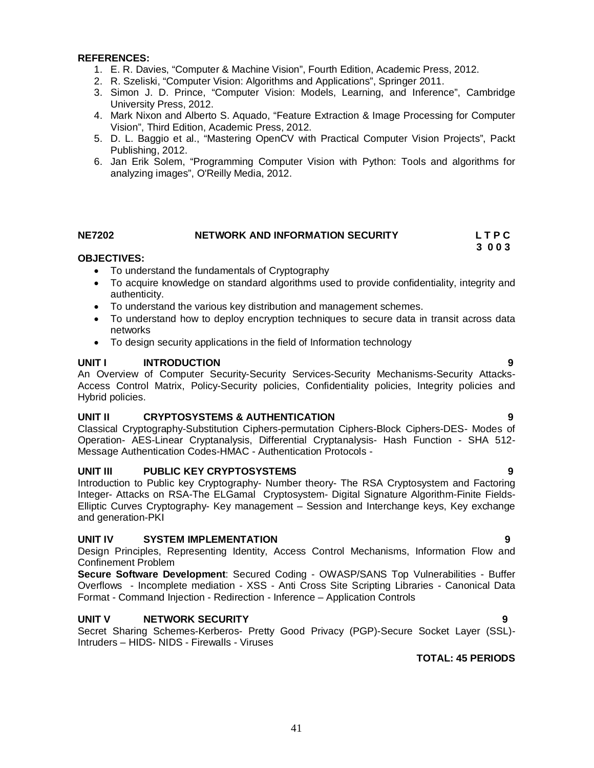**REFERENCES:**

1. E. R. Davies, "Computer & Machine Vision", Fourth Edition, Academic Press, 2012.
2. R. Szeliski, "Computer Vision: Algorithms and Applications", Springer 2011.
3. Simon J. D. Prince, "Computer Vision: Models, Learning, and Inference", Cambridge University Press, 2012.
4. Mark Nixon and Alberto S. Aquado, "Feature Extraction & Image Processing for Computer Vision", Third Edition, Academic Press, 2012.
5. D. L. Baggio et al., "Mastering OpenCV with Practical Computer Vision Projects", Packt Publishing, 2012.
6. Jan Erik Solem, "Programming Computer Vision with Python: Tools and algorithms for analyzing images", O'Reilly Media, 2012.

## NE7202 NETWORK AND INFORMATION SECURITY

**L T P C**
**3 0 0 3**

**OBJECTIVES:**

- To understand the fundamentals of Cryptography
- To acquire knowledge on standard algorithms used to provide confidentiality, integrity and authenticity.
- To understand the various key distribution and management schemes.
- To understand how to deploy encryption techniques to secure data in transit across data networks
- To design security applications in the field of Information technology

### UNIT I INTRODUCTION 9

An Overview of Computer Security-Security Services-Security Mechanisms-Security Attacks-Access Control Matrix, Policy-Security policies, Confidentiality policies, Integrity policies and Hybrid policies.

### UNIT II CRYPTOSYSTEMS & AUTHENTICATION 9

Classical Cryptography-Substitution Ciphers-permutation Ciphers-Block Ciphers-DES- Modes of Operation- AES-Linear Cryptanalysis, Differential Cryptanalysis- Hash Function - SHA 512- Message Authentication Codes-HMAC - Authentication Protocols -

### UNIT III PUBLIC KEY CRYPTOSYSTEMS 9

Introduction to Public key Cryptography- Number theory- The RSA Cryptosystem and Factoring Integer- Attacks on RSA-The ELGamal Cryptosystem- Digital Signature Algorithm-Finite Fields-Elliptic Curves Cryptography- Key management – Session and Interchange keys, Key exchange and generation-PKI

### UNIT IV SYSTEM IMPLEMENTATION 9

Design Principles, Representing Identity, Access Control Mechanisms, Information Flow and Confinement Problem

**Secure Software Development**: Secured Coding - OWASP/SANS Top Vulnerabilities - Buffer Overflows - Incomplete mediation - XSS - Anti Cross Site Scripting Libraries - Canonical Data Format - Command Injection - Redirection - Inference – Application Controls

### UNIT V NETWORK SECURITY 9

Secret Sharing Schemes-Kerberos- Pretty Good Privacy (PGP)-Secure Socket Layer (SSL)-Intruders – HIDS- NIDS - Firewalls - Viruses

**TOTAL: 45 PERIODS**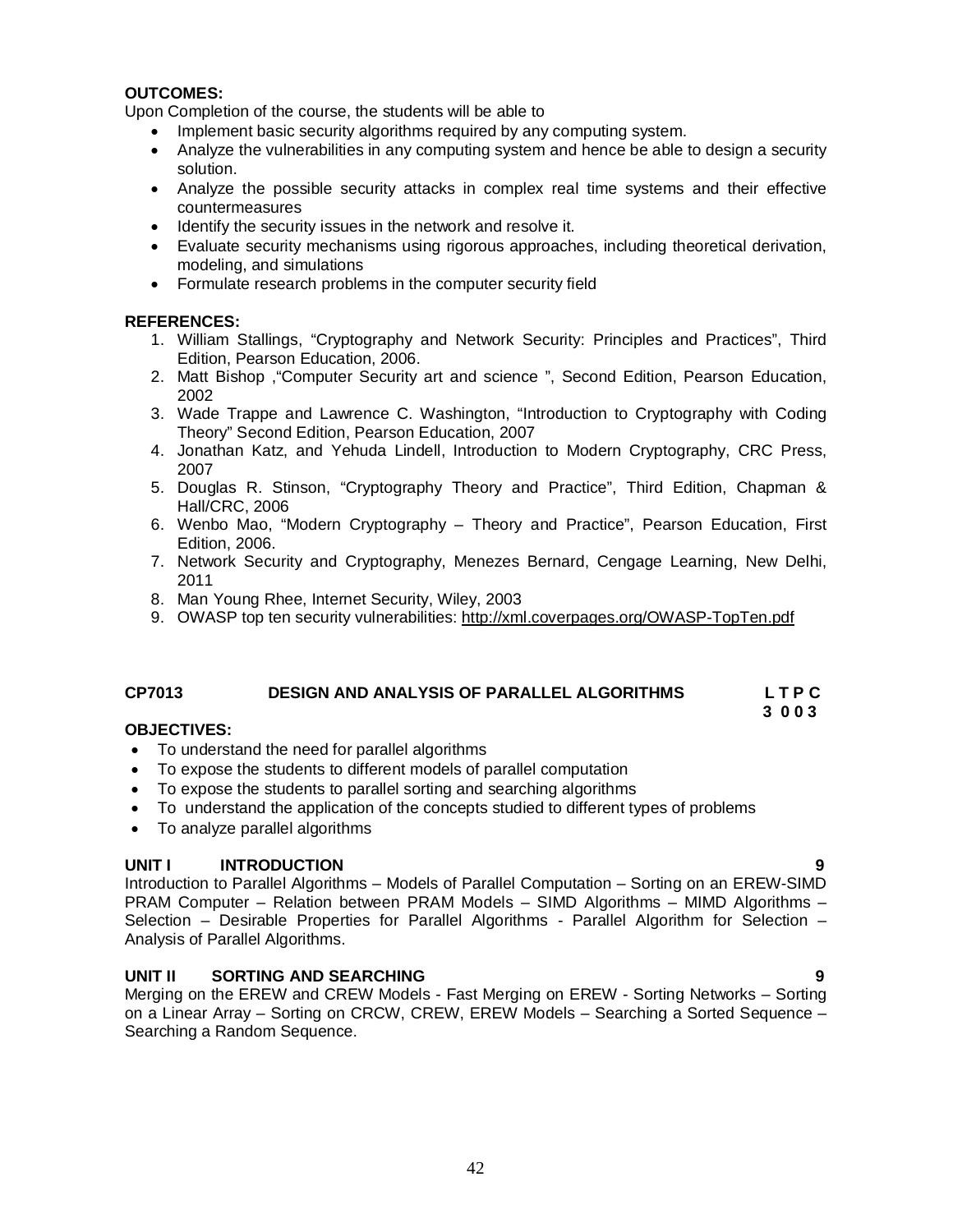**OUTCOMES:**

Upon Completion of the course, the students will be able to

- Implement basic security algorithms required by any computing system.
- Analyze the vulnerabilities in any computing system and hence be able to design a security solution.
- Analyze the possible security attacks in complex real time systems and their effective countermeasures
- Identify the security issues in the network and resolve it.
- Evaluate security mechanisms using rigorous approaches, including theoretical derivation, modeling, and simulations
- Formulate research problems in the computer security field

**REFERENCES:**

1. William Stallings, "Cryptography and Network Security: Principles and Practices", Third Edition, Pearson Education, 2006.
2. Matt Bishop ,"Computer Security art and science ", Second Edition, Pearson Education, 2002
3. Wade Trappe and Lawrence C. Washington, "Introduction to Cryptography with Coding Theory" Second Edition, Pearson Education, 2007
4. Jonathan Katz, and Yehuda Lindell, Introduction to Modern Cryptography, CRC Press, 2007
5. Douglas R. Stinson, "Cryptography Theory and Practice", Third Edition, Chapman & Hall/CRC, 2006
6. Wenbo Mao, "Modern Cryptography – Theory and Practice", Pearson Education, First Edition, 2006.
7. Network Security and Cryptography, Menezes Bernard, Cengage Learning, New Delhi, 2011
8. Man Young Rhee, Internet Security, Wiley, 2003
9. OWASP top ten security vulnerabilities: http://xml.coverpages.org/OWASP-TopTen.pdf

## CP7013 DESIGN AND ANALYSIS OF PARALLEL ALGORITHMS

**L T P C**
**3 0 0 3**

**OBJECTIVES:**

- To understand the need for parallel algorithms
- To expose the students to different models of parallel computation
- To expose the students to parallel sorting and searching algorithms
- To understand the application of the concepts studied to different types of problems
- To analyze parallel algorithms

**UNIT I INTRODUCTION 9**

Introduction to Parallel Algorithms – Models of Parallel Computation – Sorting on an EREW-SIMD PRAM Computer – Relation between PRAM Models – SIMD Algorithms – MIMD Algorithms – Selection – Desirable Properties for Parallel Algorithms - Parallel Algorithm for Selection – Analysis of Parallel Algorithms.

**UNIT II SORTING AND SEARCHING 9**

Merging on the EREW and CREW Models - Fast Merging on EREW - Sorting Networks – Sorting on a Linear Array – Sorting on CRCW, CREW, EREW Models – Searching a Sorted Sequence – Searching a Random Sequence.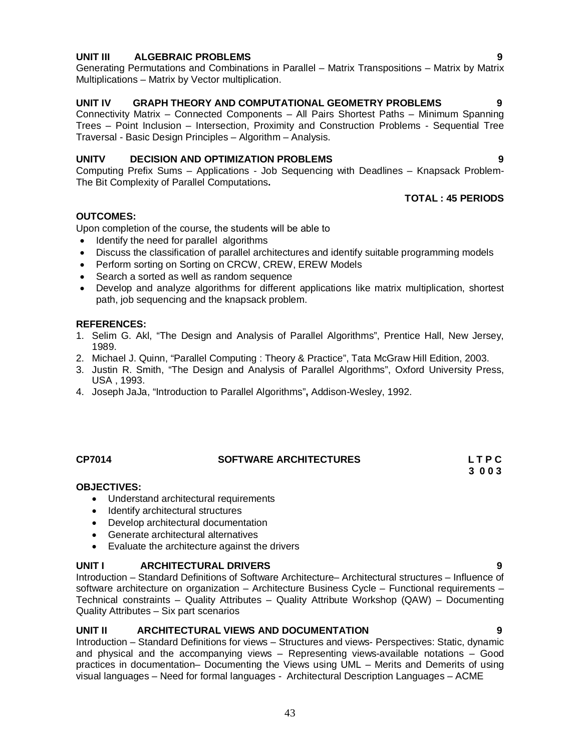**UNIT III ALGEBRAIC PROBLEMS 9**

Generating Permutations and Combinations in Parallel – Matrix Transpositions – Matrix by Matrix Multiplications – Matrix by Vector multiplication.

**UNIT IV GRAPH THEORY AND COMPUTATIONAL GEOMETRY PROBLEMS 9**

Connectivity Matrix – Connected Components – All Pairs Shortest Paths – Minimum Spanning Trees – Point Inclusion – Intersection, Proximity and Construction Problems - Sequential Tree Traversal - Basic Design Principles – Algorithm – Analysis.

**UNITV DECISION AND OPTIMIZATION PROBLEMS 9**

Computing Prefix Sums – Applications - Job Sequencing with Deadlines – Knapsack Problem- The Bit Complexity of Parallel Computations**.**

**TOTAL : 45 PERIODS**

**OUTCOMES:**

Upon completion of the course, the students will be able to

- Identify the need for parallel algorithms
- Discuss the classification of parallel architectures and identify suitable programming models
- Perform sorting on Sorting on CRCW, CREW, EREW Models
- Search a sorted as well as random sequence
- Develop and analyze algorithms for different applications like matrix multiplication, shortest path, job sequencing and the knapsack problem.

**REFERENCES:**

1. Selim G. Akl, “The Design and Analysis of Parallel Algorithms”, Prentice Hall, New Jersey, 1989.
2. Michael J. Quinn, “Parallel Computing : Theory & Practice”, Tata McGraw Hill Edition, 2003.
3. Justin R. Smith, “The Design and Analysis of Parallel Algorithms”, Oxford University Press, USA , 1993.
4. Joseph JaJa, “Introduction to Parallel Algorithms”**,** Addison-Wesley, 1992.

## CP7014 SOFTWARE ARCHITECTURES

**L T P C**
**3 0 0 3**

**OBJECTIVES:**

- Understand architectural requirements
- Identify architectural structures
- Develop architectural documentation
- Generate architectural alternatives
- Evaluate the architecture against the drivers

**UNIT I ARCHITECTURAL DRIVERS 9**

Introduction – Standard Definitions of Software Architecture– Architectural structures – Influence of software architecture on organization – Architecture Business Cycle – Functional requirements – Technical constraints – Quality Attributes – Quality Attribute Workshop (QAW) – Documenting Quality Attributes – Six part scenarios

**UNIT II ARCHITECTURAL VIEWS AND DOCUMENTATION 9**

Introduction – Standard Definitions for views – Structures and views- Perspectives: Static, dynamic and physical and the accompanying views – Representing views-available notations – Good practices in documentation– Documenting the Views using UML – Merits and Demerits of using visual languages – Need for formal languages - Architectural Description Languages – ACME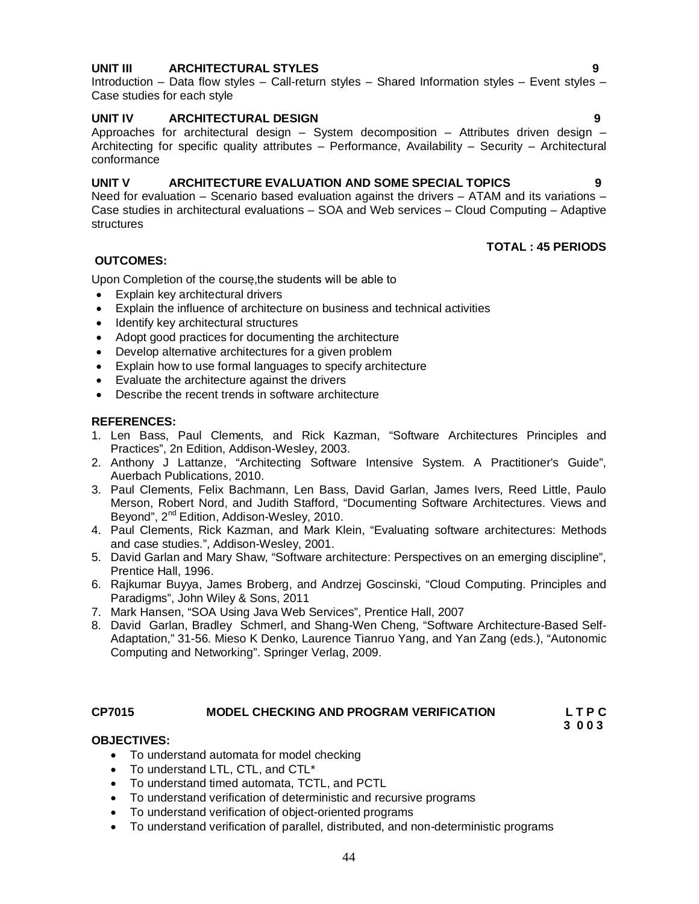**UNIT III ARCHITECTURAL STYLES 9**

Introduction – Data flow styles – Call-return styles – Shared Information styles – Event styles – Case studies for each style

**UNIT IV ARCHITECTURAL DESIGN 9**

Approaches for architectural design – System decomposition – Attributes driven design – Architecting for specific quality attributes – Performance, Availability – Security – Architectural conformance

**UNIT V ARCHITECTURE EVALUATION AND SOME SPECIAL TOPICS 9**

Need for evaluation – Scenario based evaluation against the drivers – ATAM and its variations – Case studies in architectural evaluations – SOA and Web services – Cloud Computing – Adaptive structures

**TOTAL : 45 PERIODS**

**OUTCOMES:**

Upon Completion of the course,the students will be able to

- Explain key architectural drivers
- Explain the influence of architecture on business and technical activities
- Identify key architectural structures
- Adopt good practices for documenting the architecture
- Develop alternative architectures for a given problem
- Explain how to use formal languages to specify architecture
- Evaluate the architecture against the drivers
- Describe the recent trends in software architecture

**REFERENCES:**

1. Len Bass, Paul Clements, and Rick Kazman, “Software Architectures Principles and Practices”, 2n Edition, Addison-Wesley, 2003.
2. Anthony J Lattanze, “Architecting Software Intensive System. A Practitioner's Guide”, Auerbach Publications, 2010.
3. Paul Clements, Felix Bachmann, Len Bass, David Garlan, James Ivers, Reed Little, Paulo Merson, Robert Nord, and Judith Stafford, “Documenting Software Architectures. Views and Beyond”, 2nd Edition, Addison-Wesley, 2010.
4. Paul Clements, Rick Kazman, and Mark Klein, “Evaluating software architectures: Methods and case studies.”, Addison-Wesley, 2001.
5. David Garlan and Mary Shaw, “Software architecture: Perspectives on an emerging discipline”, Prentice Hall, 1996.
6. Rajkumar Buyya, James Broberg, and Andrzej Goscinski, “Cloud Computing. Principles and Paradigms”, John Wiley & Sons, 2011
7. Mark Hansen, “SOA Using Java Web Services”, Prentice Hall, 2007
8. David Garlan, Bradley Schmerl, and Shang-Wen Cheng, “Software Architecture-Based Self-Adaptation,” 31-56. Mieso K Denko, Laurence Tianruo Yang, and Yan Zang (eds.), “Autonomic Computing and Networking”. Springer Verlag, 2009.

**CP7015 MODEL CHECKING AND PROGRAM VERIFICATION**

| L | T | P | C |
|---|---|---|---|
| 3 | 0 | 0 | 3 |

**OBJECTIVES:**

- To understand automata for model checking
- To understand LTL, CTL, and CTL*
- To understand timed automata, TCTL, and PCTL
- To understand verification of deterministic and recursive programs
- To understand verification of object-oriented programs
- To understand verification of parallel, distributed, and non-deterministic programs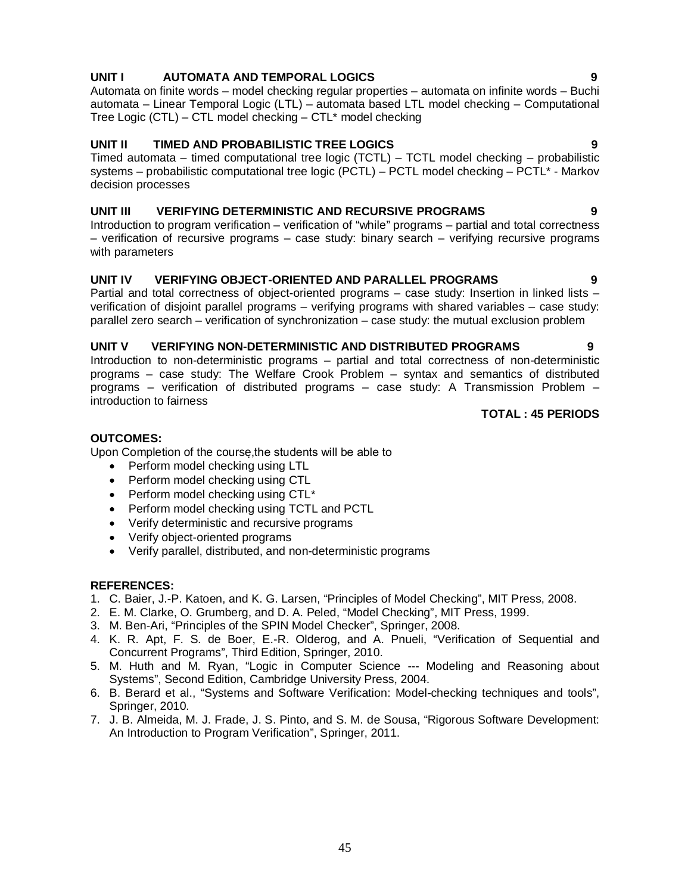**UNIT I AUTOMATA AND TEMPORAL LOGICS 9**

Automata on finite words – model checking regular properties – automata on infinite words – Buchi automata – Linear Temporal Logic (LTL) – automata based LTL model checking – Computational Tree Logic (CTL) – CTL model checking – CTL* model checking

**UNIT II TIMED AND PROBABILISTIC TREE LOGICS 9**

Timed automata – timed computational tree logic (TCTL) – TCTL model checking – probabilistic systems – probabilistic computational tree logic (PCTL) – PCTL model checking – PCTL* - Markov decision processes

**UNIT III VERIFYING DETERMINISTIC AND RECURSIVE PROGRAMS 9**

Introduction to program verification – verification of "while" programs – partial and total correctness – verification of recursive programs – case study: binary search – verifying recursive programs with parameters

**UNIT IV VERIFYING OBJECT-ORIENTED AND PARALLEL PROGRAMS 9**

Partial and total correctness of object-oriented programs – case study: Insertion in linked lists – verification of disjoint parallel programs – verifying programs with shared variables – case study: parallel zero search – verification of synchronization – case study: the mutual exclusion problem

**UNIT V VERIFYING NON-DETERMINISTIC AND DISTRIBUTED PROGRAMS 9**

Introduction to non-deterministic programs – partial and total correctness of non-deterministic programs – case study: The Welfare Crook Problem – syntax and semantics of distributed programs – verification of distributed programs – case study: A Transmission Problem – introduction to fairness

**TOTAL : 45 PERIODS**

**OUTCOMES:**

Upon Completion of the course,the students will be able to

- Perform model checking using LTL
- Perform model checking using CTL
- Perform model checking using CTL*
- Perform model checking using TCTL and PCTL
- Verify deterministic and recursive programs
- Verify object-oriented programs
- Verify parallel, distributed, and non-deterministic programs

**REFERENCES:**

1. C. Baier, J.-P. Katoen, and K. G. Larsen, "Principles of Model Checking", MIT Press, 2008.
2. E. M. Clarke, O. Grumberg, and D. A. Peled, "Model Checking", MIT Press, 1999.
3. M. Ben-Ari, "Principles of the SPIN Model Checker", Springer, 2008.
4. K. R. Apt, F. S. de Boer, E.-R. Olderog, and A. Pnueli, "Verification of Sequential and Concurrent Programs", Third Edition, Springer, 2010.
5. M. Huth and M. Ryan, "Logic in Computer Science --- Modeling and Reasoning about Systems", Second Edition, Cambridge University Press, 2004.
6. B. Berard et al., "Systems and Software Verification: Model-checking techniques and tools", Springer, 2010.
7. J. B. Almeida, M. J. Frade, J. S. Pinto, and S. M. de Sousa, "Rigorous Software Development: An Introduction to Program Verification", Springer, 2011.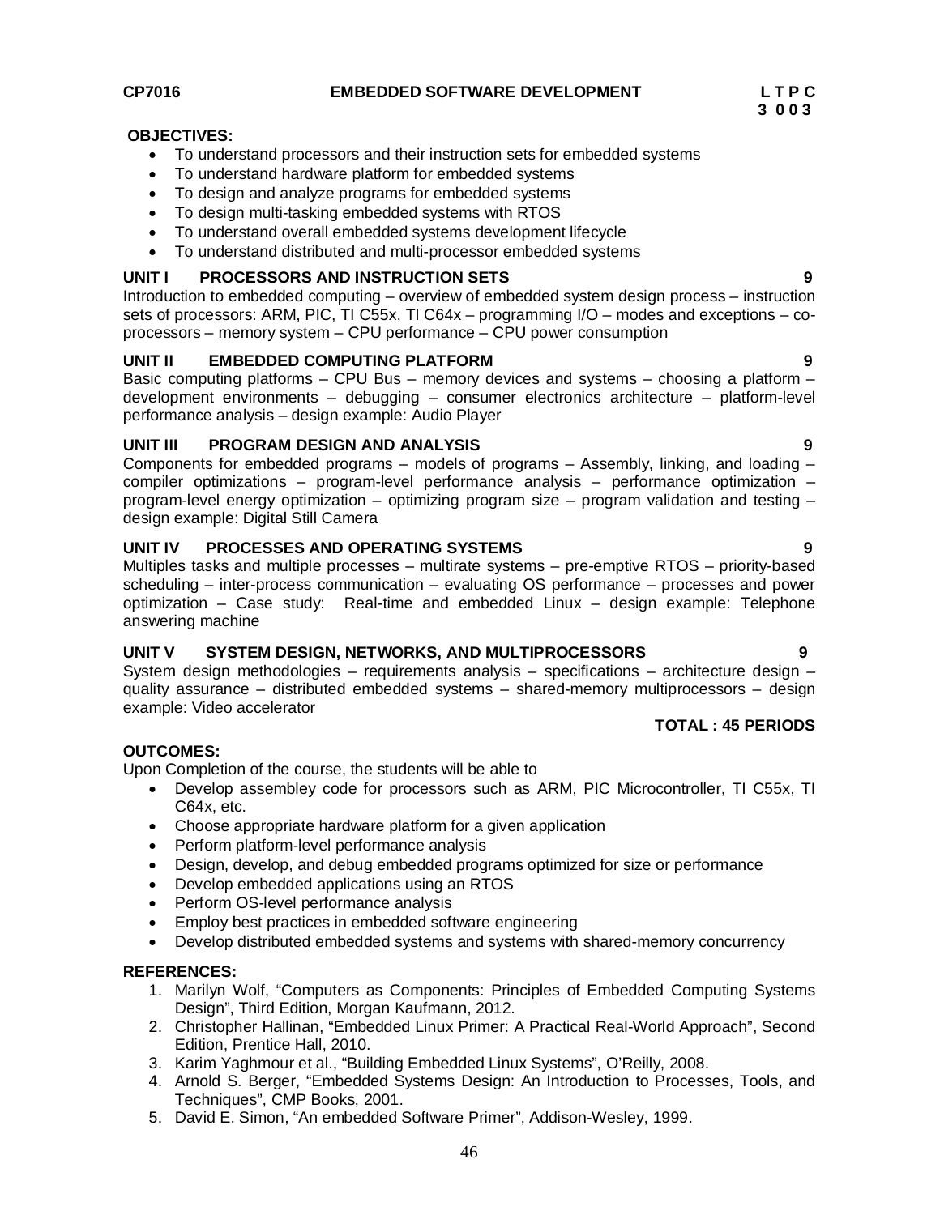**CP7016 EMBEDDED SOFTWARE DEVELOPMENT**

**L T P C**
**3 0 0 3**

**OBJECTIVES:**

- To understand processors and their instruction sets for embedded systems
- To understand hardware platform for embedded systems
- To design and analyze programs for embedded systems
- To design multi-tasking embedded systems with RTOS
- To understand overall embedded systems development lifecycle
- To understand distributed and multi-processor embedded systems

**UNIT I PROCESSORS AND INSTRUCTION SETS 9**

Introduction to embedded computing – overview of embedded system design process – instruction sets of processors: ARM, PIC, TI C55x, TI C64x – programming I/O – modes and exceptions – co-processors – memory system – CPU performance – CPU power consumption

**UNIT II EMBEDDED COMPUTING PLATFORM 9**

Basic computing platforms – CPU Bus – memory devices and systems – choosing a platform – development environments – debugging – consumer electronics architecture – platform-level performance analysis – design example: Audio Player

**UNIT III PROGRAM DESIGN AND ANALYSIS 9**

Components for embedded programs – models of programs – Assembly, linking, and loading – compiler optimizations – program-level performance analysis – performance optimization – program-level energy optimization – optimizing program size – program validation and testing – design example: Digital Still Camera

**UNIT IV PROCESSES AND OPERATING SYSTEMS 9**

Multiples tasks and multiple processes – multirate systems – pre-emptive RTOS – priority-based scheduling – inter-process communication – evaluating OS performance – processes and power optimization – Case study: Real-time and embedded Linux – design example: Telephone answering machine

**UNIT V SYSTEM DESIGN, NETWORKS, AND MULTIPROCESSORS 9**

System design methodologies – requirements analysis – specifications – architecture design – quality assurance – distributed embedded systems – shared-memory multiprocessors – design example: Video accelerator

**TOTAL : 45 PERIODS**

**OUTCOMES:**

Upon Completion of the course, the students will be able to

- Develop assembley code for processors such as ARM, PIC Microcontroller, TI C55x, TI C64x, etc.
- Choose appropriate hardware platform for a given application
- Perform platform-level performance analysis
- Design, develop, and debug embedded programs optimized for size or performance
- Develop embedded applications using an RTOS
- Perform OS-level performance analysis
- Employ best practices in embedded software engineering
- Develop distributed embedded systems and systems with shared-memory concurrency

**REFERENCES:**

1. Marilyn Wolf, "Computers as Components: Principles of Embedded Computing Systems Design", Third Edition, Morgan Kaufmann, 2012.
2. Christopher Hallinan, "Embedded Linux Primer: A Practical Real-World Approach", Second Edition, Prentice Hall, 2010.
3. Karim Yaghmour et al., "Building Embedded Linux Systems", O'Reilly, 2008.
4. Arnold S. Berger, "Embedded Systems Design: An Introduction to Processes, Tools, and Techniques", CMP Books, 2001.
5. David E. Simon, "An embedded Software Primer", Addison-Wesley, 1999.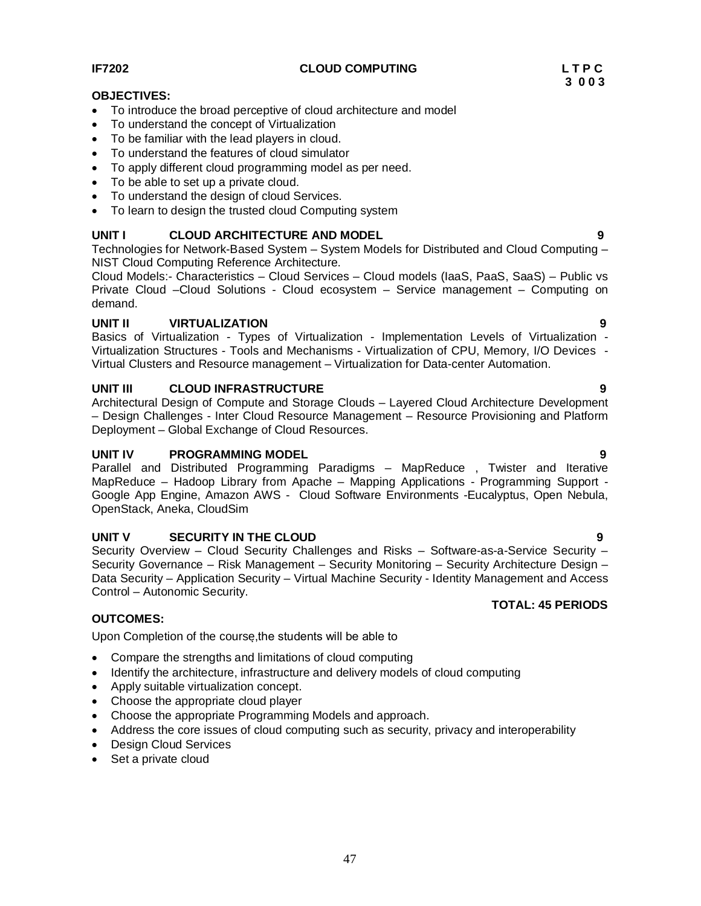**IF7202 CLOUD COMPUTING**

**L T P C**
**3 0 0 3**

**OBJECTIVES:**

- To introduce the broad perceptive of cloud architecture and model
- To understand the concept of Virtualization
- To be familiar with the lead players in cloud.
- To understand the features of cloud simulator
- To apply different cloud programming model as per need.
- To be able to set up a private cloud.
- To understand the design of cloud Services.
- To learn to design the trusted cloud Computing system

**UNIT I CLOUD ARCHITECTURE AND MODEL 9**

Technologies for Network-Based System – System Models for Distributed and Cloud Computing – NIST Cloud Computing Reference Architecture.

Cloud Models:- Characteristics – Cloud Services – Cloud models (IaaS, PaaS, SaaS) – Public vs Private Cloud –Cloud Solutions - Cloud ecosystem – Service management – Computing on demand.

**UNIT II VIRTUALIZATION 9**

Basics of Virtualization - Types of Virtualization - Implementation Levels of Virtualization - Virtualization Structures - Tools and Mechanisms - Virtualization of CPU, Memory, I/O Devices - Virtual Clusters and Resource management – Virtualization for Data-center Automation.

**UNIT III CLOUD INFRASTRUCTURE 9**

Architectural Design of Compute and Storage Clouds – Layered Cloud Architecture Development – Design Challenges - Inter Cloud Resource Management – Resource Provisioning and Platform Deployment – Global Exchange of Cloud Resources.

**UNIT IV PROGRAMMING MODEL 9**

Parallel and Distributed Programming Paradigms – MapReduce , Twister and Iterative MapReduce – Hadoop Library from Apache – Mapping Applications - Programming Support - Google App Engine, Amazon AWS - Cloud Software Environments -Eucalyptus, Open Nebula, OpenStack, Aneka, CloudSim

**UNIT V SECURITY IN THE CLOUD 9**

Security Overview – Cloud Security Challenges and Risks – Software-as-a-Service Security – Security Governance – Risk Management – Security Monitoring – Security Architecture Design – Data Security – Application Security – Virtual Machine Security - Identity Management and Access Control – Autonomic Security.

**TOTAL: 45 PERIODS**

**OUTCOMES:**

Upon Completion of the course,the students will be able to

- Compare the strengths and limitations of cloud computing
- Identify the architecture, infrastructure and delivery models of cloud computing
- Apply suitable virtualization concept.
- Choose the appropriate cloud player
- Choose the appropriate Programming Models and approach.
- Address the core issues of cloud computing such as security, privacy and interoperability
- Design Cloud Services
- Set a private cloud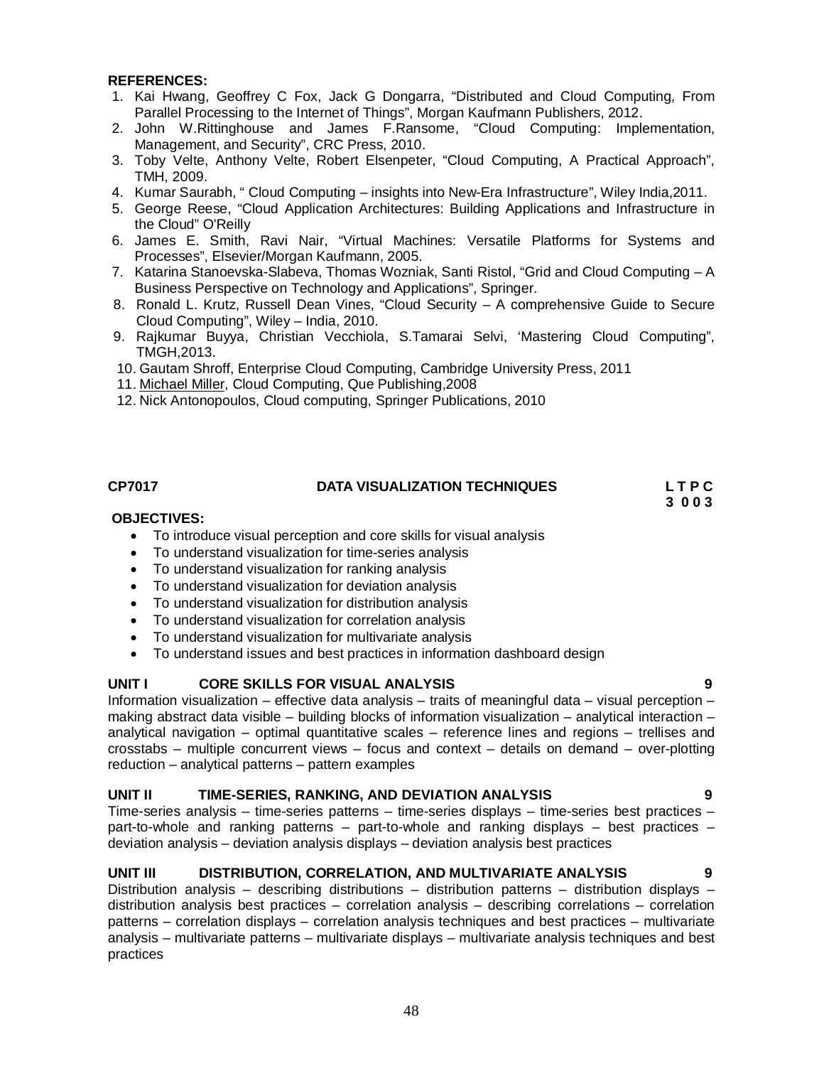**REFERENCES:**

1. Kai Hwang, Geoffrey C Fox, Jack G Dongarra, "Distributed and Cloud Computing, From Parallel Processing to the Internet of Things", Morgan Kaufmann Publishers, 2012.
2. John W.Rittinghouse and James F.Ransome, "Cloud Computing: Implementation, Management, and Security", CRC Press, 2010.
3. Toby Velte, Anthony Velte, Robert Elsenpeter, "Cloud Computing, A Practical Approach", TMH, 2009.
4. Kumar Saurabh, " Cloud Computing – insights into New-Era Infrastructure", Wiley India,2011.
5. George Reese, "Cloud Application Architectures: Building Applications and Infrastructure in the Cloud" O'Reilly
6. James E. Smith, Ravi Nair, "Virtual Machines: Versatile Platforms for Systems and Processes", Elsevier/Morgan Kaufmann, 2005.
7. Katarina Stanoevska-Slabeva, Thomas Wozniak, Santi Ristol, "Grid and Cloud Computing – A Business Perspective on Technology and Applications", Springer.
8. Ronald L. Krutz, Russell Dean Vines, "Cloud Security – A comprehensive Guide to Secure Cloud Computing", Wiley – India, 2010.
9. Rajkumar Buyya, Christian Vecchiola, S.Tamarai Selvi, 'Mastering Cloud Computing", TMGH,2013.
10. Gautam Shroff, Enterprise Cloud Computing, Cambridge University Press, 2011
11. Michael Miller, Cloud Computing, Que Publishing,2008
12. Nick Antonopoulos, Cloud computing, Springer Publications, 2010

**CP7017 DATA VISUALIZATION TECHNIQUES** **L T P C**
**3 0 0 3**

**OBJECTIVES:**

- To introduce visual perception and core skills for visual analysis
- To understand visualization for time-series analysis
- To understand visualization for ranking analysis
- To understand visualization for deviation analysis
- To understand visualization for distribution analysis
- To understand visualization for correlation analysis
- To understand visualization for multivariate analysis
- To understand issues and best practices in information dashboard design

**UNIT I CORE SKILLS FOR VISUAL ANALYSIS 9**

Information visualization – effective data analysis – traits of meaningful data – visual perception – making abstract data visible – building blocks of information visualization – analytical interaction – analytical navigation – optimal quantitative scales – reference lines and regions – trellises and crosstabs – multiple concurrent views – focus and context – details on demand – over-plotting reduction – analytical patterns – pattern examples

**UNIT II TIME-SERIES, RANKING, AND DEVIATION ANALYSIS 9**

Time-series analysis – time-series patterns – time-series displays – time-series best practices – part-to-whole and ranking patterns – part-to-whole and ranking displays – best practices – deviation analysis – deviation analysis displays – deviation analysis best practices

**UNIT III DISTRIBUTION, CORRELATION, AND MULTIVARIATE ANALYSIS 9**

Distribution analysis – describing distributions – distribution patterns – distribution displays – distribution analysis best practices – correlation analysis – describing correlations – correlation patterns – correlation displays – correlation analysis techniques and best practices – multivariate analysis – multivariate patterns – multivariate displays – multivariate analysis techniques and best practices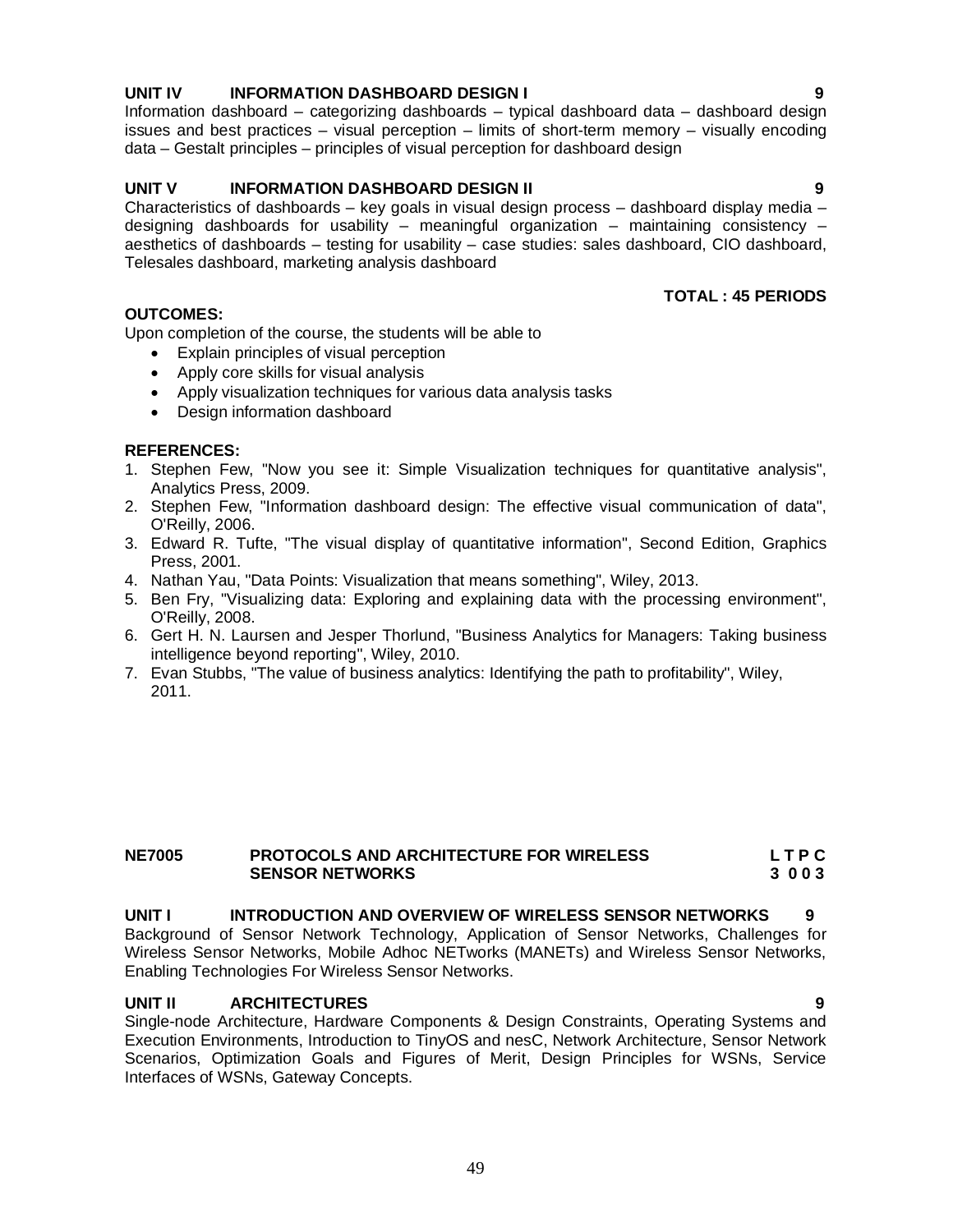**UNIT IV INFORMATION DASHBOARD DESIGN I** **9**

Information dashboard – categorizing dashboards – typical dashboard data – dashboard design issues and best practices – visual perception – limits of short-term memory – visually encoding data – Gestalt principles – principles of visual perception for dashboard design

**UNIT V INFORMATION DASHBOARD DESIGN II** **9**

Characteristics of dashboards – key goals in visual design process – dashboard display media – designing dashboards for usability – meaningful organization – maintaining consistency – aesthetics of dashboards – testing for usability – case studies: sales dashboard, CIO dashboard, Telesales dashboard, marketing analysis dashboard

**TOTAL : 45 PERIODS**

**OUTCOMES:**

Upon completion of the course, the students will be able to

- Explain principles of visual perception
- Apply core skills for visual analysis
- Apply visualization techniques for various data analysis tasks
- Design information dashboard

**REFERENCES:**

1. Stephen Few, "Now you see it: Simple Visualization techniques for quantitative analysis", Analytics Press, 2009.
2. Stephen Few, "Information dashboard design: The effective visual communication of data", O'Reilly, 2006.
3. Edward R. Tufte, "The visual display of quantitative information", Second Edition, Graphics Press, 2001.
4. Nathan Yau, "Data Points: Visualization that means something", Wiley, 2013.
5. Ben Fry, "Visualizing data: Exploring and explaining data with the processing environment", O'Reilly, 2008.
6. Gert H. N. Laursen and Jesper Thorlund, "Business Analytics for Managers: Taking business intelligence beyond reporting", Wiley, 2010.
7. Evan Stubbs, "The value of business analytics: Identifying the path to profitability", Wiley, 2011.

| **NE7005** | **PROTOCOLS AND ARCHITECTURE FOR WIRELESS SENSOR NETWORKS** | **L T P C** |
|---|---|---|
| | | **3 0 0 3** |

**UNIT I INTRODUCTION AND OVERVIEW OF WIRELESS SENSOR NETWORKS** **9**

Background of Sensor Network Technology, Application of Sensor Networks, Challenges for Wireless Sensor Networks, Mobile Adhoc NETworks (MANETs) and Wireless Sensor Networks, Enabling Technologies For Wireless Sensor Networks.

**UNIT II ARCHITECTURES** **9**

Single-node Architecture, Hardware Components & Design Constraints, Operating Systems and Execution Environments, Introduction to TinyOS and nesC, Network Architecture, Sensor Network Scenarios, Optimization Goals and Figures of Merit, Design Principles for WSNs, Service Interfaces of WSNs, Gateway Concepts.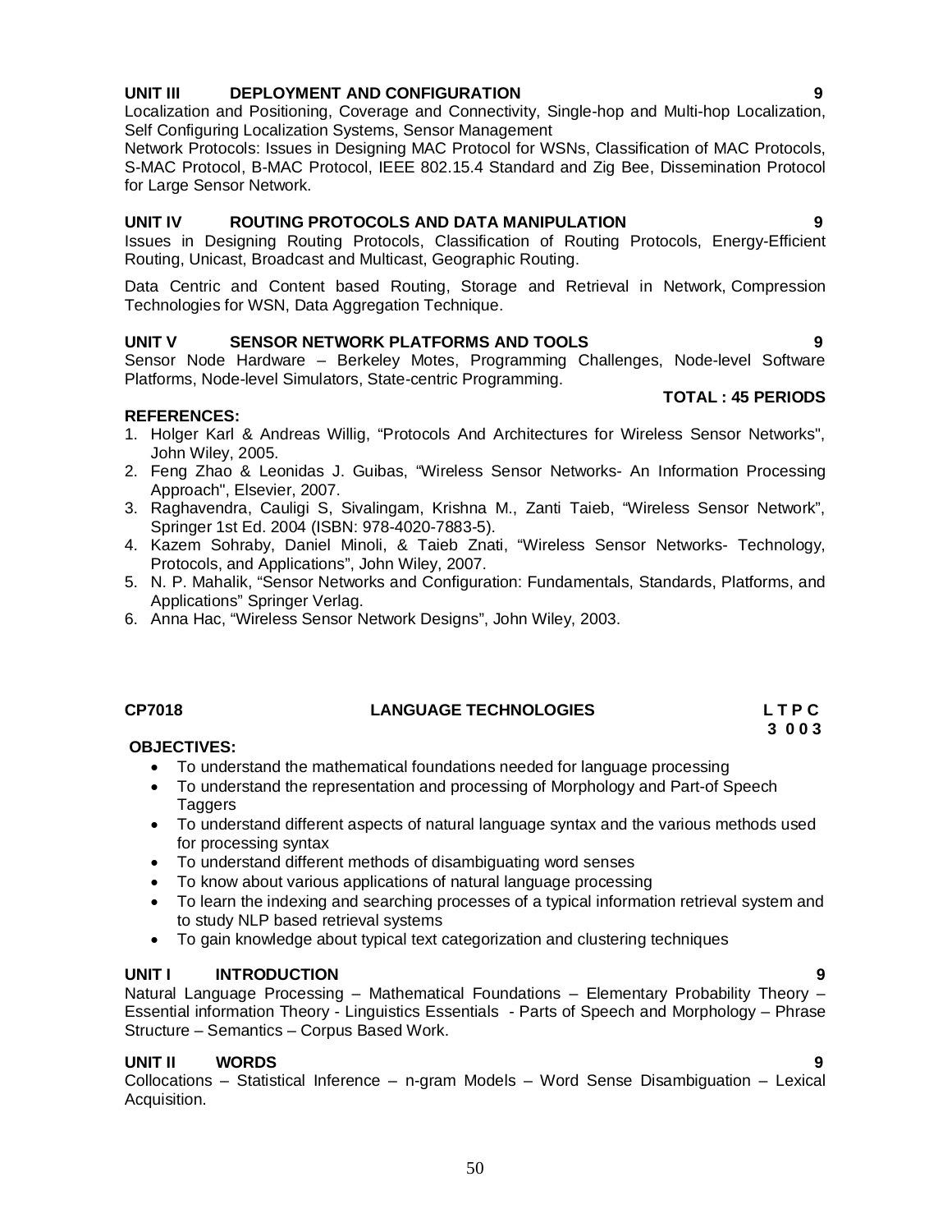**UNIT III DEPLOYMENT AND CONFIGURATION 9**

Localization and Positioning, Coverage and Connectivity, Single-hop and Multi-hop Localization, Self Configuring Localization Systems, Sensor Management

Network Protocols: Issues in Designing MAC Protocol for WSNs, Classification of MAC Protocols, S-MAC Protocol, B-MAC Protocol, IEEE 802.15.4 Standard and Zig Bee, Dissemination Protocol for Large Sensor Network.

**UNIT IV ROUTING PROTOCOLS AND DATA MANIPULATION 9**

Issues in Designing Routing Protocols, Classification of Routing Protocols, Energy-Efficient Routing, Unicast, Broadcast and Multicast, Geographic Routing.

Data Centric and Content based Routing, Storage and Retrieval in Network, Compression Technologies for WSN, Data Aggregation Technique.

**UNIT V SENSOR NETWORK PLATFORMS AND TOOLS 9**

Sensor Node Hardware – Berkeley Motes, Programming Challenges, Node-level Software Platforms, Node-level Simulators, State-centric Programming.

**TOTAL : 45 PERIODS**

**REFERENCES:**

1. Holger Karl & Andreas Willig, "Protocols And Architectures for Wireless Sensor Networks", John Wiley, 2005.
2. Feng Zhao & Leonidas J. Guibas, "Wireless Sensor Networks- An Information Processing Approach", Elsevier, 2007.
3. Raghavendra, Cauligi S, Sivalingam, Krishna M., Zanti Taieb, "Wireless Sensor Network", Springer 1st Ed. 2004 (ISBN: 978-4020-7883-5).
4. Kazem Sohraby, Daniel Minoli, & Taieb Znati, "Wireless Sensor Networks- Technology, Protocols, and Applications", John Wiley, 2007.
5. N. P. Mahalik, "Sensor Networks and Configuration: Fundamentals, Standards, Platforms, and Applications" Springer Verlag.
6. Anna Hac, "Wireless Sensor Network Designs", John Wiley, 2003.

**CP7018 LANGUAGE TECHNOLOGIES L T P C**
**3 0 0 3**

**OBJECTIVES:**

- To understand the mathematical foundations needed for language processing
- To understand the representation and processing of Morphology and Part-of Speech Taggers
- To understand different aspects of natural language syntax and the various methods used for processing syntax
- To understand different methods of disambiguating word senses
- To know about various applications of natural language processing
- To learn the indexing and searching processes of a typical information retrieval system and to study NLP based retrieval systems
- To gain knowledge about typical text categorization and clustering techniques

**UNIT I INTRODUCTION 9**

Natural Language Processing – Mathematical Foundations – Elementary Probability Theory – Essential information Theory - Linguistics Essentials - Parts of Speech and Morphology – Phrase Structure – Semantics – Corpus Based Work.

**UNIT II WORDS 9**

Collocations – Statistical Inference – n-gram Models – Word Sense Disambiguation – Lexical Acquisition.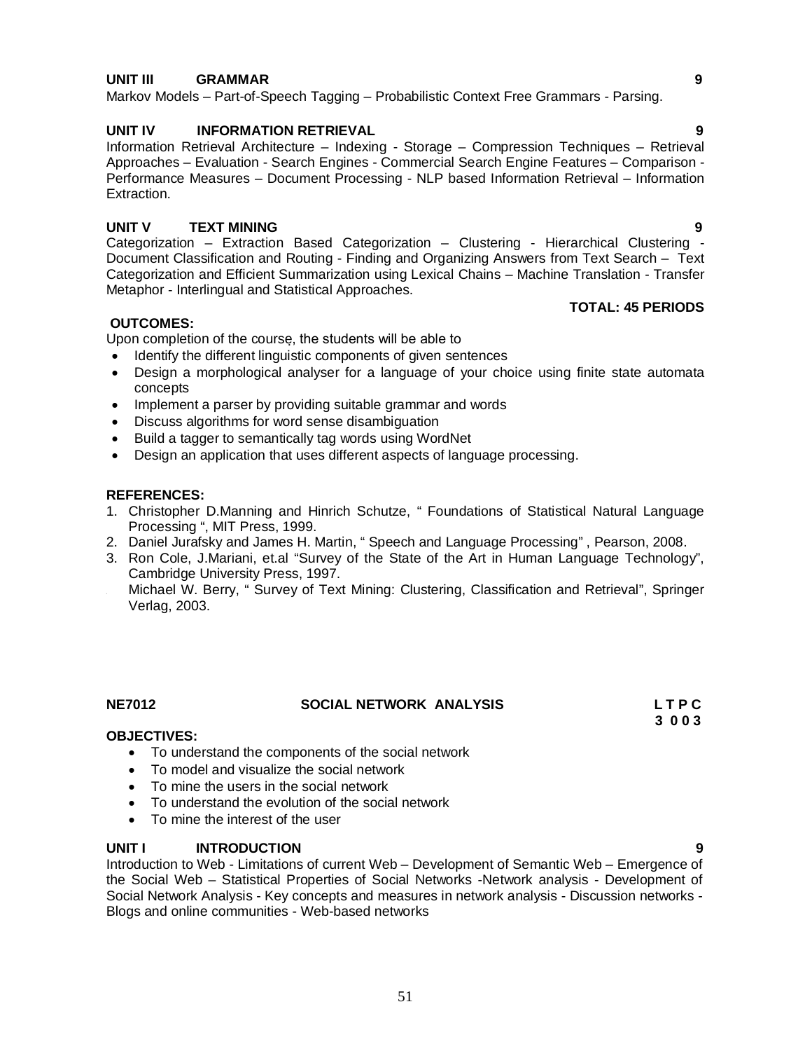**UNIT III GRAMMAR 9**

Markov Models – Part-of-Speech Tagging – Probabilistic Context Free Grammars - Parsing.

**UNIT IV INFORMATION RETRIEVAL 9**

Information Retrieval Architecture – Indexing - Storage – Compression Techniques – Retrieval Approaches – Evaluation - Search Engines - Commercial Search Engine Features – Comparison - Performance Measures – Document Processing - NLP based Information Retrieval – Information Extraction.

**UNIT V TEXT MINING 9**

Categorization – Extraction Based Categorization – Clustering - Hierarchical Clustering - Document Classification and Routing - Finding and Organizing Answers from Text Search – Text Categorization and Efficient Summarization using Lexical Chains – Machine Translation - Transfer Metaphor - Interlingual and Statistical Approaches.

**TOTAL: 45 PERIODS**

**OUTCOMES:**

Upon completion of the course, the students will be able to

- Identify the different linguistic components of given sentences
- Design a morphological analyser for a language of your choice using finite state automata concepts
- Implement a parser by providing suitable grammar and words
- Discuss algorithms for word sense disambiguation
- Build a tagger to semantically tag words using WordNet
- Design an application that uses different aspects of language processing.

**REFERENCES:**

1. Christopher D.Manning and Hinrich Schutze, " Foundations of Statistical Natural Language Processing ", MIT Press, 1999.
2. Daniel Jurafsky and James H. Martin, " Speech and Language Processing" , Pearson, 2008.
3. Ron Cole, J.Mariani, et.al "Survey of the State of the Art in Human Language Technology", Cambridge University Press, 1997.
4. Michael W. Berry, " Survey of Text Mining: Clustering, Classification and Retrieval", Springer Verlag, 2003.

## NE7012 SOCIAL NETWORK ANALYSIS

**L T P C**
**3 0 0 3**

**OBJECTIVES:**

- To understand the components of the social network
- To model and visualize the social network
- To mine the users in the social network
- To understand the evolution of the social network
- To mine the interest of the user

**UNIT I INTRODUCTION 9**

Introduction to Web - Limitations of current Web – Development of Semantic Web – Emergence of the Social Web – Statistical Properties of Social Networks -Network analysis - Development of Social Network Analysis - Key concepts and measures in network analysis - Discussion networks - Blogs and online communities - Web-based networks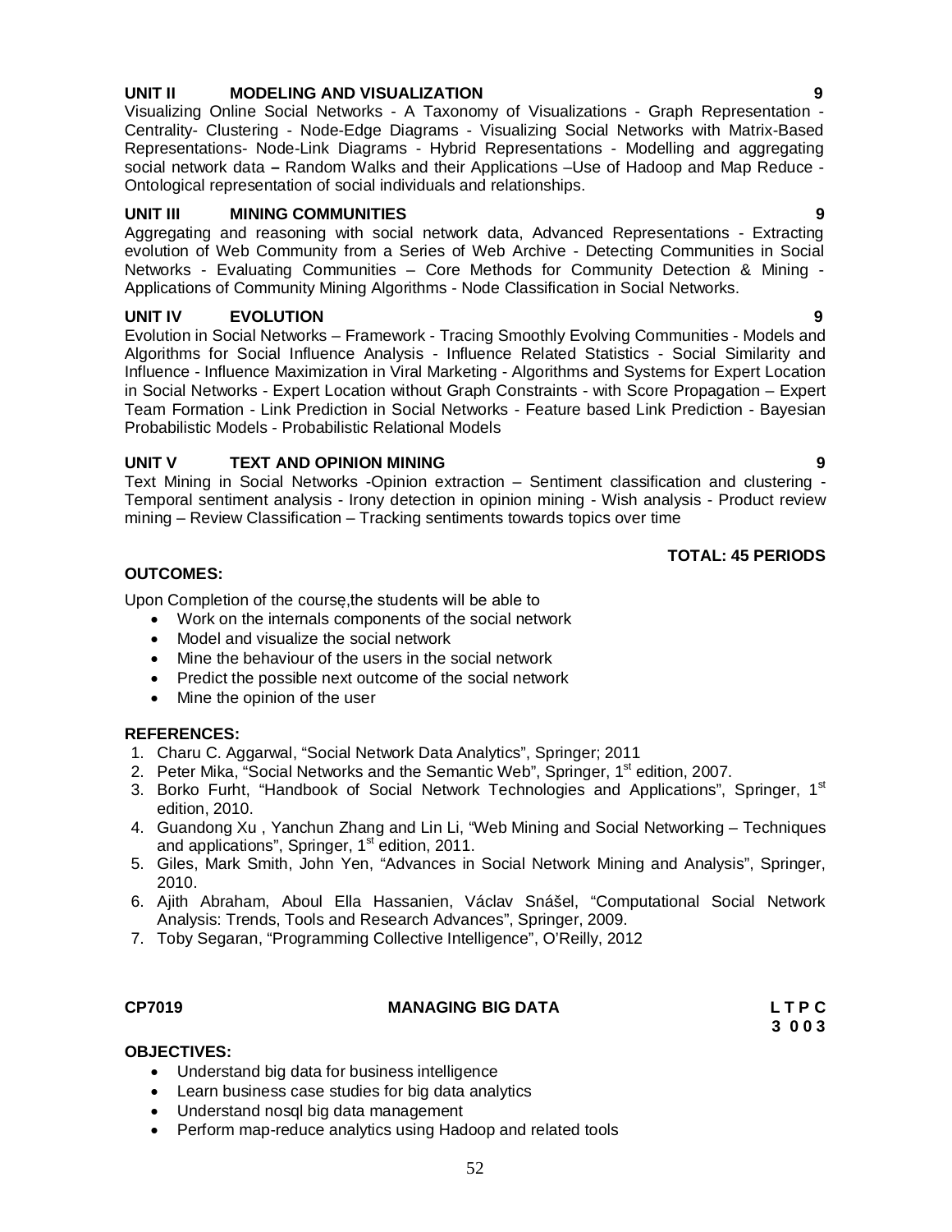**UNIT II MODELING AND VISUALIZATION 9**

Visualizing Online Social Networks - A Taxonomy of Visualizations - Graph Representation - Centrality- Clustering - Node-Edge Diagrams - Visualizing Social Networks with Matrix-Based Representations- Node-Link Diagrams - Hybrid Representations - Modelling and aggregating social network data **–** Random Walks and their Applications –Use of Hadoop and Map Reduce - Ontological representation of social individuals and relationships.

**UNIT III MINING COMMUNITIES 9**

Aggregating and reasoning with social network data, Advanced Representations - Extracting evolution of Web Community from a Series of Web Archive - Detecting Communities in Social Networks - Evaluating Communities – Core Methods for Community Detection & Mining - Applications of Community Mining Algorithms - Node Classification in Social Networks.

**UNIT IV EVOLUTION 9**

Evolution in Social Networks – Framework - Tracing Smoothly Evolving Communities - Models and Algorithms for Social Influence Analysis - Influence Related Statistics - Social Similarity and Influence - Influence Maximization in Viral Marketing - Algorithms and Systems for Expert Location in Social Networks - Expert Location without Graph Constraints - with Score Propagation – Expert Team Formation - Link Prediction in Social Networks - Feature based Link Prediction - Bayesian Probabilistic Models - Probabilistic Relational Models

**UNIT V TEXT AND OPINION MINING 9**

Text Mining in Social Networks -Opinion extraction – Sentiment classification and clustering - Temporal sentiment analysis - Irony detection in opinion mining - Wish analysis - Product review mining – Review Classification – Tracking sentiments towards topics over time

**TOTAL: 45 PERIODS**

**OUTCOMES:**

Upon Completion of the course,the students will be able to

- Work on the internals components of the social network
- Model and visualize the social network
- Mine the behaviour of the users in the social network
- Predict the possible next outcome of the social network
- Mine the opinion of the user

**REFERENCES:**

1. Charu C. Aggarwal, "Social Network Data Analytics", Springer; 2011
2. Peter Mika, "Social Networks and the Semantic Web", Springer, 1st edition, 2007.
3. Borko Furht, "Handbook of Social Network Technologies and Applications", Springer, 1st edition, 2010.
4. Guandong Xu , Yanchun Zhang and Lin Li, "Web Mining and Social Networking – Techniques and applications", Springer, 1st edition, 2011.
5. Giles, Mark Smith, John Yen, "Advances in Social Network Mining and Analysis", Springer, 2010.
6. Ajith Abraham, Aboul Ella Hassanien, Václav Snášel, "Computational Social Network Analysis: Trends, Tools and Research Advances", Springer, 2009.
7. Toby Segaran, "Programming Collective Intelligence", O'Reilly, 2012

**CP7019 MANAGING BIG DATA L T P C**
**3 0 0 3**

**OBJECTIVES:**

- Understand big data for business intelligence
- Learn business case studies for big data analytics
- Understand nosql big data management
- Perform map-reduce analytics using Hadoop and related tools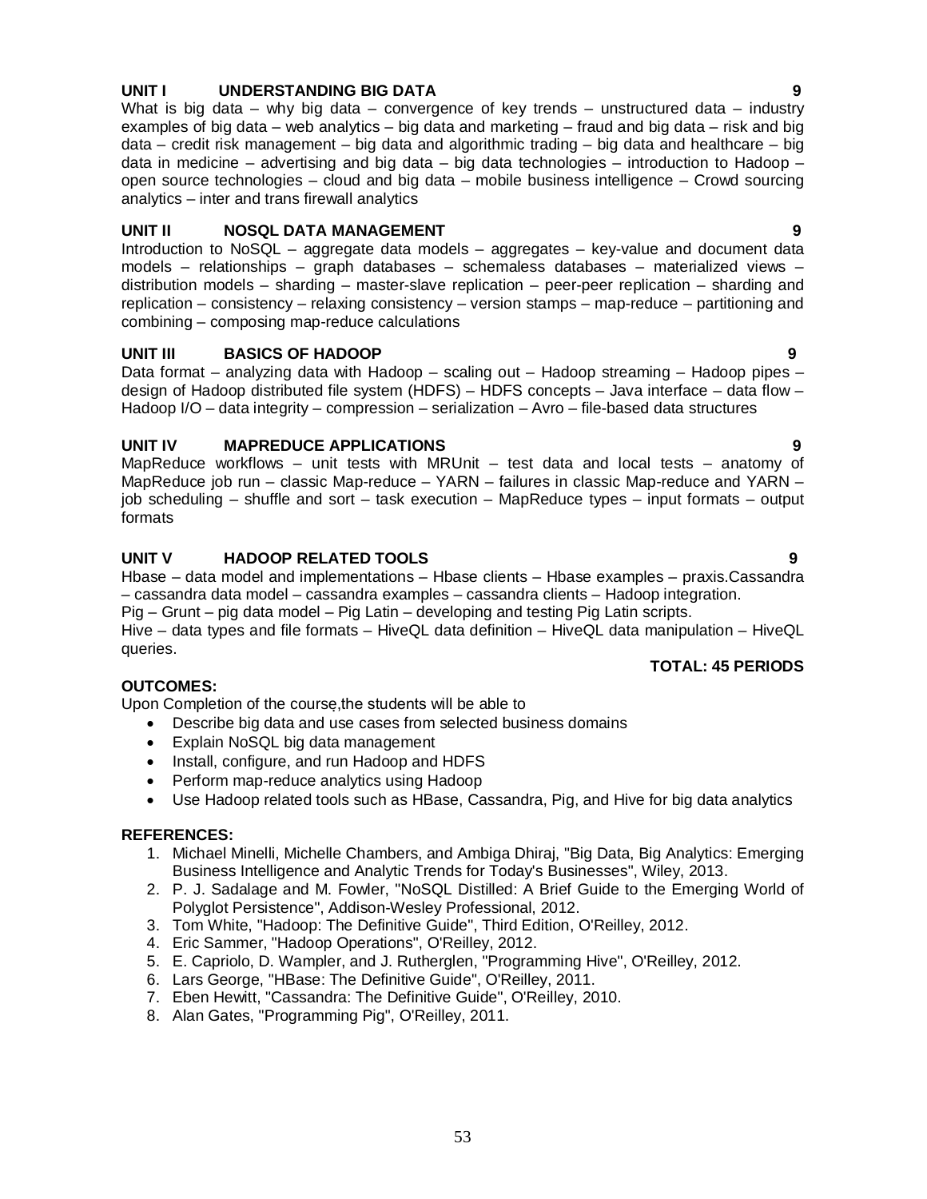**UNIT I UNDERSTANDING BIG DATA 9**

What is big data – why big data – convergence of key trends – unstructured data – industry examples of big data – web analytics – big data and marketing – fraud and big data – risk and big data – credit risk management – big data and algorithmic trading – big data and healthcare – big data in medicine – advertising and big data – big data technologies – introduction to Hadoop – open source technologies – cloud and big data – mobile business intelligence – Crowd sourcing analytics – inter and trans firewall analytics

**UNIT II NOSQL DATA MANAGEMENT 9**

Introduction to NoSQL – aggregate data models – aggregates – key-value and document data models – relationships – graph databases – schemaless databases – materialized views – distribution models – sharding – master-slave replication – peer-peer replication – sharding and replication – consistency – relaxing consistency – version stamps – map-reduce – partitioning and combining – composing map-reduce calculations

**UNIT III BASICS OF HADOOP 9**

Data format – analyzing data with Hadoop – scaling out – Hadoop streaming – Hadoop pipes – design of Hadoop distributed file system (HDFS) – HDFS concepts – Java interface – data flow – Hadoop I/O – data integrity – compression – serialization – Avro – file-based data structures

**UNIT IV MAPREDUCE APPLICATIONS 9**

MapReduce workflows – unit tests with MRUnit – test data and local tests – anatomy of MapReduce job run – classic Map-reduce – YARN – failures in classic Map-reduce and YARN – job scheduling – shuffle and sort – task execution – MapReduce types – input formats – output formats

**UNIT V HADOOP RELATED TOOLS 9**

Hbase – data model and implementations – Hbase clients – Hbase examples – praxis.Cassandra – cassandra data model – cassandra examples – cassandra clients – Hadoop integration.
Pig – Grunt – pig data model – Pig Latin – developing and testing Pig Latin scripts.
Hive – data types and file formats – HiveQL data definition – HiveQL data manipulation – HiveQL queries.

**TOTAL: 45 PERIODS**

**OUTCOMES:**

Upon Completion of the course,the students will be able to

- Describe big data and use cases from selected business domains
- Explain NoSQL big data management
- Install, configure, and run Hadoop and HDFS
- Perform map-reduce analytics using Hadoop
- Use Hadoop related tools such as HBase, Cassandra, Pig, and Hive for big data analytics

**REFERENCES:**

1. Michael Minelli, Michelle Chambers, and Ambiga Dhiraj, "Big Data, Big Analytics: Emerging Business Intelligence and Analytic Trends for Today's Businesses", Wiley, 2013.
2. P. J. Sadalage and M. Fowler, "NoSQL Distilled: A Brief Guide to the Emerging World of Polyglot Persistence", Addison-Wesley Professional, 2012.
3. Tom White, "Hadoop: The Definitive Guide", Third Edition, O'Reilley, 2012.
4. Eric Sammer, "Hadoop Operations", O'Reilley, 2012.
5. E. Capriolo, D. Wampler, and J. Rutherglen, "Programming Hive", O'Reilley, 2012.
6. Lars George, "HBase: The Definitive Guide", O'Reilley, 2011.
7. Eben Hewitt, "Cassandra: The Definitive Guide", O'Reilley, 2010.
8. Alan Gates, "Programming Pig", O'Reilley, 2011.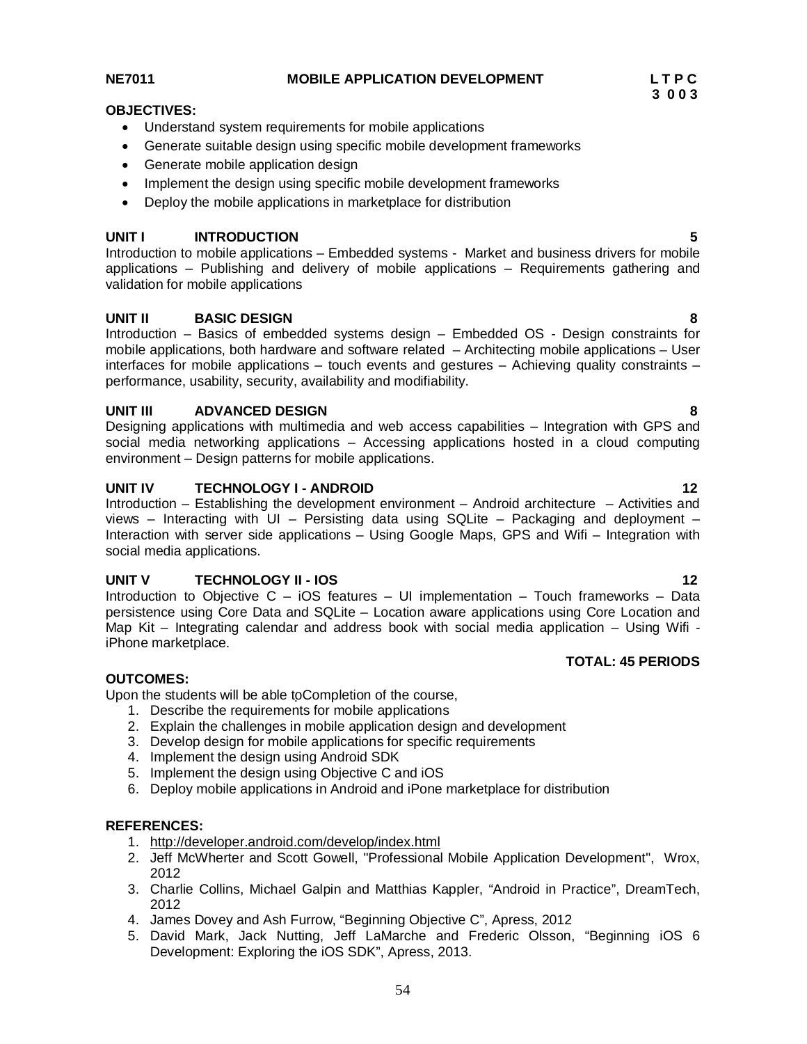**NE7011 MOBILE APPLICATION DEVELOPMENT**

| L | T | P | C |
|---|---|---|---|
| 3 | 0 | 0 | 3 |

**OBJECTIVES:**

- Understand system requirements for mobile applications
- Generate suitable design using specific mobile development frameworks
- Generate mobile application design
- Implement the design using specific mobile development frameworks
- Deploy the mobile applications in marketplace for distribution

**UNIT I INTRODUCTION 5**

Introduction to mobile applications – Embedded systems - Market and business drivers for mobile applications – Publishing and delivery of mobile applications – Requirements gathering and validation for mobile applications

**UNIT II BASIC DESIGN 8**

Introduction – Basics of embedded systems design – Embedded OS - Design constraints for mobile applications, both hardware and software related – Architecting mobile applications – User interfaces for mobile applications – touch events and gestures – Achieving quality constraints – performance, usability, security, availability and modifiability.

**UNIT III ADVANCED DESIGN 8**

Designing applications with multimedia and web access capabilities – Integration with GPS and social media networking applications – Accessing applications hosted in a cloud computing environment – Design patterns for mobile applications.

**UNIT IV TECHNOLOGY I - ANDROID 12**

Introduction – Establishing the development environment – Android architecture – Activities and views – Interacting with UI – Persisting data using SQLite – Packaging and deployment – Interaction with server side applications – Using Google Maps, GPS and Wifi – Integration with social media applications.

**UNIT V TECHNOLOGY II - IOS 12**

Introduction to Objective C – iOS features – UI implementation – Touch frameworks – Data persistence using Core Data and SQLite – Location aware applications using Core Location and Map Kit – Integrating calendar and address book with social media application – Using Wifi - iPhone marketplace.

**TOTAL: 45 PERIODS**

**OUTCOMES:**

Upon the students will be able toCompletion of the course,

1. Describe the requirements for mobile applications
2. Explain the challenges in mobile application design and development
3. Develop design for mobile applications for specific requirements
4. Implement the design using Android SDK
5. Implement the design using Objective C and iOS
6. Deploy mobile applications in Android and iPone marketplace for distribution

**REFERENCES:**

1. http://developer.android.com/develop/index.html
2. Jeff McWherter and Scott Gowell, "Professional Mobile Application Development", Wrox, 2012
3. Charlie Collins, Michael Galpin and Matthias Kappler, "Android in Practice", DreamTech, 2012
4. James Dovey and Ash Furrow, "Beginning Objective C", Apress, 2012
5. David Mark, Jack Nutting, Jeff LaMarche and Frederic Olsson, "Beginning iOS 6 Development: Exploring the iOS SDK", Apress, 2013.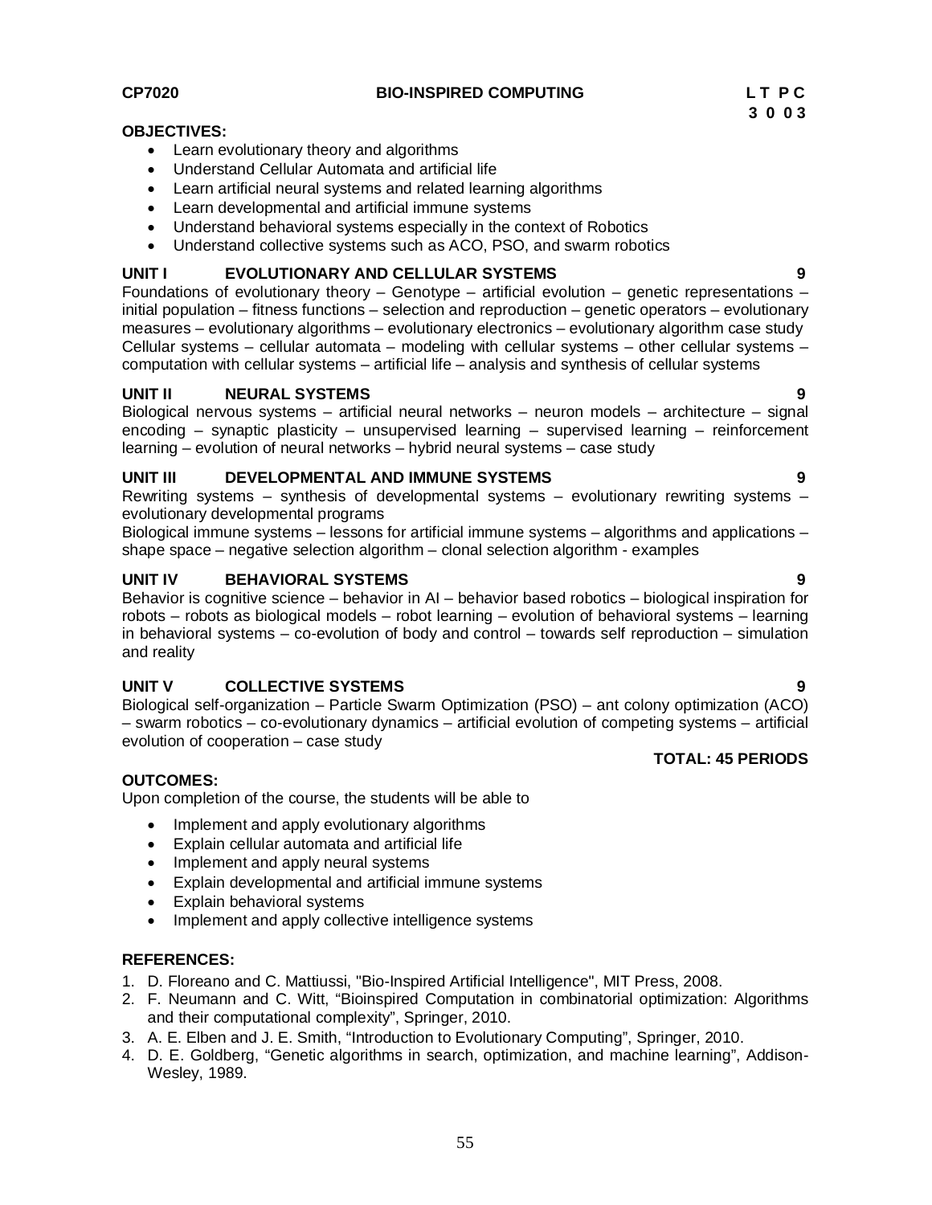**CP7020** **BIO-INSPIRED COMPUTING** **L T P C**
**3 0 0 3**

**OBJECTIVES:**

- Learn evolutionary theory and algorithms
- Understand Cellular Automata and artificial life
- Learn artificial neural systems and related learning algorithms
- Learn developmental and artificial immune systems
- Understand behavioral systems especially in the context of Robotics
- Understand collective systems such as ACO, PSO, and swarm robotics

**UNIT I EVOLUTIONARY AND CELLULAR SYSTEMS 9**

Foundations of evolutionary theory – Genotype – artificial evolution – genetic representations – initial population – fitness functions – selection and reproduction – genetic operators – evolutionary measures – evolutionary algorithms – evolutionary electronics – evolutionary algorithm case study
Cellular systems – cellular automata – modeling with cellular systems – other cellular systems – computation with cellular systems – artificial life – analysis and synthesis of cellular systems

**UNIT II NEURAL SYSTEMS 9**

Biological nervous systems – artificial neural networks – neuron models – architecture – signal encoding – synaptic plasticity – unsupervised learning – supervised learning – reinforcement learning – evolution of neural networks – hybrid neural systems – case study

**UNIT III DEVELOPMENTAL AND IMMUNE SYSTEMS 9**

Rewriting systems – synthesis of developmental systems – evolutionary rewriting systems – evolutionary developmental programs
Biological immune systems – lessons for artificial immune systems – algorithms and applications – shape space – negative selection algorithm – clonal selection algorithm - examples

**UNIT IV BEHAVIORAL SYSTEMS 9**

Behavior is cognitive science – behavior in AI – behavior based robotics – biological inspiration for robots – robots as biological models – robot learning – evolution of behavioral systems – learning in behavioral systems – co-evolution of body and control – towards self reproduction – simulation and reality

**UNIT V COLLECTIVE SYSTEMS 9**

Biological self-organization – Particle Swarm Optimization (PSO) – ant colony optimization (ACO) – swarm robotics – co-evolutionary dynamics – artificial evolution of competing systems – artificial evolution of cooperation – case study

**TOTAL: 45 PERIODS**

**OUTCOMES:**

Upon completion of the course, the students will be able to

- Implement and apply evolutionary algorithms
- Explain cellular automata and artificial life
- Implement and apply neural systems
- Explain developmental and artificial immune systems
- Explain behavioral systems
- Implement and apply collective intelligence systems

**REFERENCES:**

1. D. Floreano and C. Mattiussi, "Bio-Inspired Artificial Intelligence", MIT Press, 2008.
2. F. Neumann and C. Witt, "Bioinspired Computation in combinatorial optimization: Algorithms and their computational complexity", Springer, 2010.
3. A. E. Elben and J. E. Smith, "Introduction to Evolutionary Computing", Springer, 2010.
4. D. E. Goldberg, "Genetic algorithms in search, optimization, and machine learning", Addison-Wesley, 1989.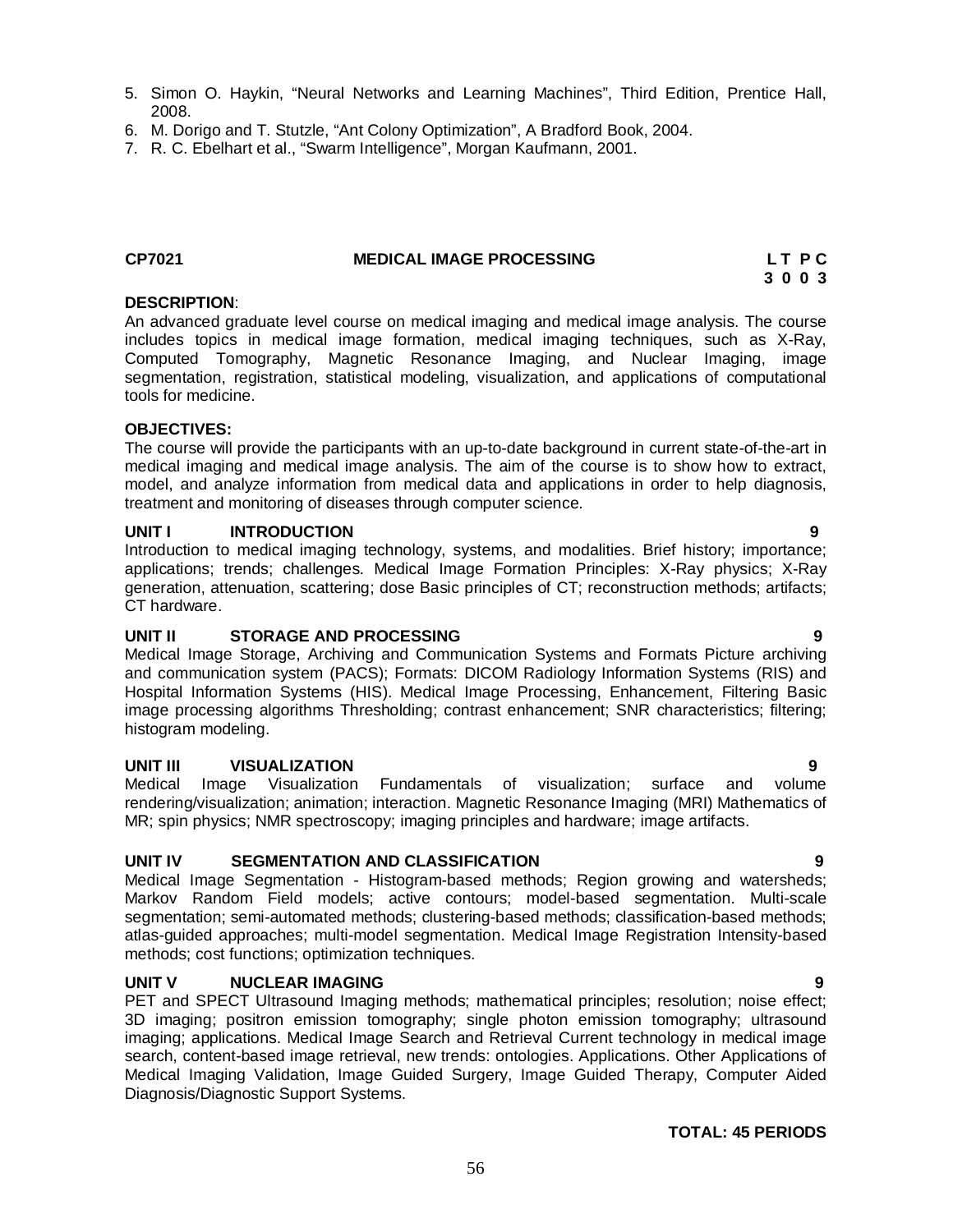5. Simon O. Haykin, “Neural Networks and Learning Machines”, Third Edition, Prentice Hall, 2008.
6. M. Dorigo and T. Stutzle, “Ant Colony Optimization”, A Bradford Book, 2004.
7. R. C. Ebelhart et al., “Swarm Intelligence”, Morgan Kaufmann, 2001.

## CP7021 MEDICAL IMAGE PROCESSING

**L T P C**
**3 0 0 3**

**DESCRIPTION**:

An advanced graduate level course on medical imaging and medical image analysis. The course includes topics in medical image formation, medical imaging techniques, such as X-Ray, Computed Tomography, Magnetic Resonance Imaging, and Nuclear Imaging, image segmentation, registration, statistical modeling, visualization, and applications of computational tools for medicine.

**OBJECTIVES:**

The course will provide the participants with an up-to-date background in current state-of-the-art in medical imaging and medical image analysis. The aim of the course is to show how to extract, model, and analyze information from medical data and applications in order to help diagnosis, treatment and monitoring of diseases through computer science.

**UNIT I INTRODUCTION 9**

Introduction to medical imaging technology, systems, and modalities. Brief history; importance; applications; trends; challenges. Medical Image Formation Principles: X-Ray physics; X-Ray generation, attenuation, scattering; dose Basic principles of CT; reconstruction methods; artifacts; CT hardware.

**UNIT II STORAGE AND PROCESSING 9**

Medical Image Storage, Archiving and Communication Systems and Formats Picture archiving and communication system (PACS); Formats: DICOM Radiology Information Systems (RIS) and Hospital Information Systems (HIS). Medical Image Processing, Enhancement, Filtering Basic image processing algorithms Thresholding; contrast enhancement; SNR characteristics; filtering; histogram modeling.

**UNIT III VISUALIZATION 9**

Medical Image Visualization Fundamentals of visualization; surface and volume rendering/visualization; animation; interaction. Magnetic Resonance Imaging (MRI) Mathematics of MR; spin physics; NMR spectroscopy; imaging principles and hardware; image artifacts.

**UNIT IV SEGMENTATION AND CLASSIFICATION 9**

Medical Image Segmentation - Histogram-based methods; Region growing and watersheds; Markov Random Field models; active contours; model-based segmentation. Multi-scale segmentation; semi-automated methods; clustering-based methods; classification-based methods; atlas-guided approaches; multi-model segmentation. Medical Image Registration Intensity-based methods; cost functions; optimization techniques.

**UNIT V NUCLEAR IMAGING 9**

PET and SPECT Ultrasound Imaging methods; mathematical principles; resolution; noise effect; 3D imaging; positron emission tomography; single photon emission tomography; ultrasound imaging; applications. Medical Image Search and Retrieval Current technology in medical image search, content-based image retrieval, new trends: ontologies. Applications. Other Applications of Medical Imaging Validation, Image Guided Surgery, Image Guided Therapy, Computer Aided Diagnosis/Diagnostic Support Systems.

**TOTAL: 45 PERIODS**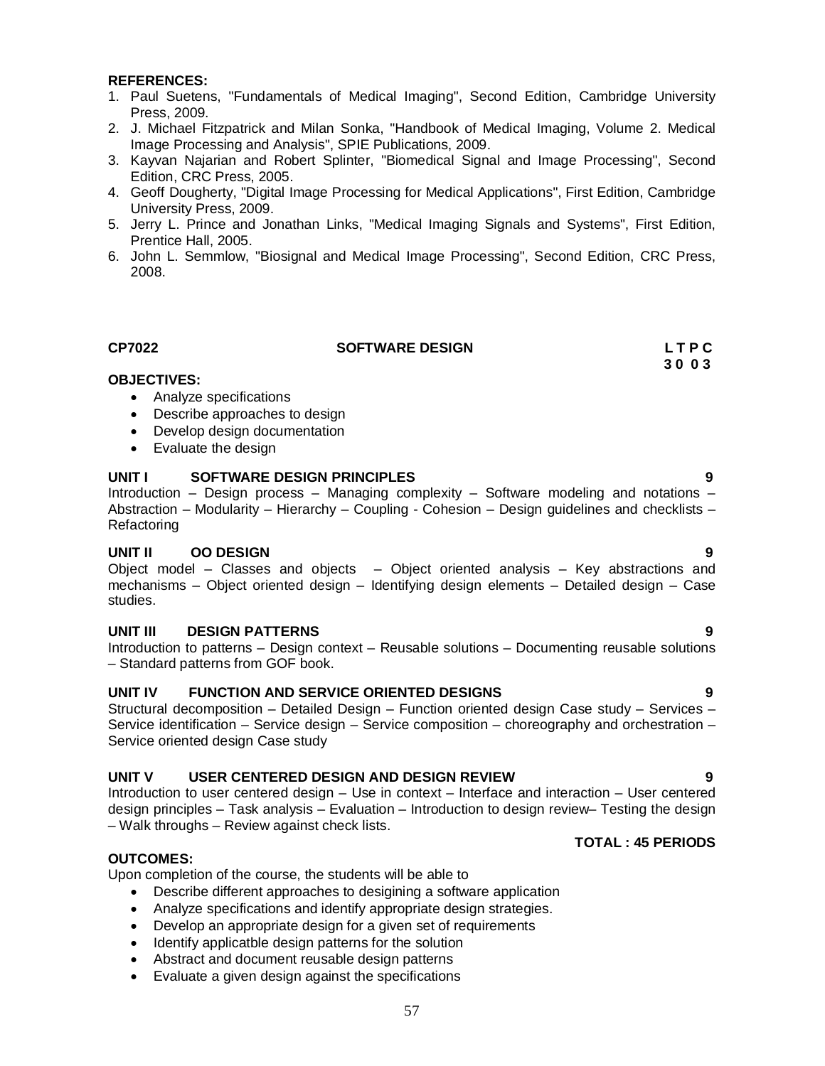**REFERENCES:**

1. Paul Suetens, "Fundamentals of Medical Imaging", Second Edition, Cambridge University Press, 2009.
2. J. Michael Fitzpatrick and Milan Sonka, "Handbook of Medical Imaging, Volume 2. Medical Image Processing and Analysis", SPIE Publications, 2009.
3. Kayvan Najarian and Robert Splinter, "Biomedical Signal and Image Processing", Second Edition, CRC Press, 2005.
4. Geoff Dougherty, "Digital Image Processing for Medical Applications", First Edition, Cambridge University Press, 2009.
5. Jerry L. Prince and Jonathan Links, "Medical Imaging Signals and Systems", First Edition, Prentice Hall, 2005.
6. John L. Semmlow, "Biosignal and Medical Image Processing", Second Edition, CRC Press, 2008.

## CP7022 SOFTWARE DESIGN

**L T P C**
**3 0 0 3**

**OBJECTIVES:**

- Analyze specifications
- Describe approaches to design
- Develop design documentation
- Evaluate the design

### UNIT I SOFTWARE DESIGN PRINCIPLES 9

Introduction – Design process – Managing complexity – Software modeling and notations – Abstraction – Modularity – Hierarchy – Coupling - Cohesion – Design guidelines and checklists – Refactoring

### UNIT II OO DESIGN 9

Object model – Classes and objects – Object oriented analysis – Key abstractions and mechanisms – Object oriented design – Identifying design elements – Detailed design – Case studies.

### UNIT III DESIGN PATTERNS 9

Introduction to patterns – Design context – Reusable solutions – Documenting reusable solutions – Standard patterns from GOF book.

### UNIT IV FUNCTION AND SERVICE ORIENTED DESIGNS 9

Structural decomposition – Detailed Design – Function oriented design Case study – Services – Service identification – Service design – Service composition – choreography and orchestration – Service oriented design Case study

### UNIT V USER CENTERED DESIGN AND DESIGN REVIEW 9

Introduction to user centered design – Use in context – Interface and interaction – User centered design principles – Task analysis – Evaluation – Introduction to design review– Testing the design – Walk throughs – Review against check lists.

**TOTAL : 45 PERIODS**

**OUTCOMES:**

Upon completion of the course, the students will be able to

- Describe different approaches to desigining a software application
- Analyze specifications and identify appropriate design strategies.
- Develop an appropriate design for a given set of requirements
- Identify applicatble design patterns for the solution
- Abstract and document reusable design patterns
- Evaluate a given design against the specifications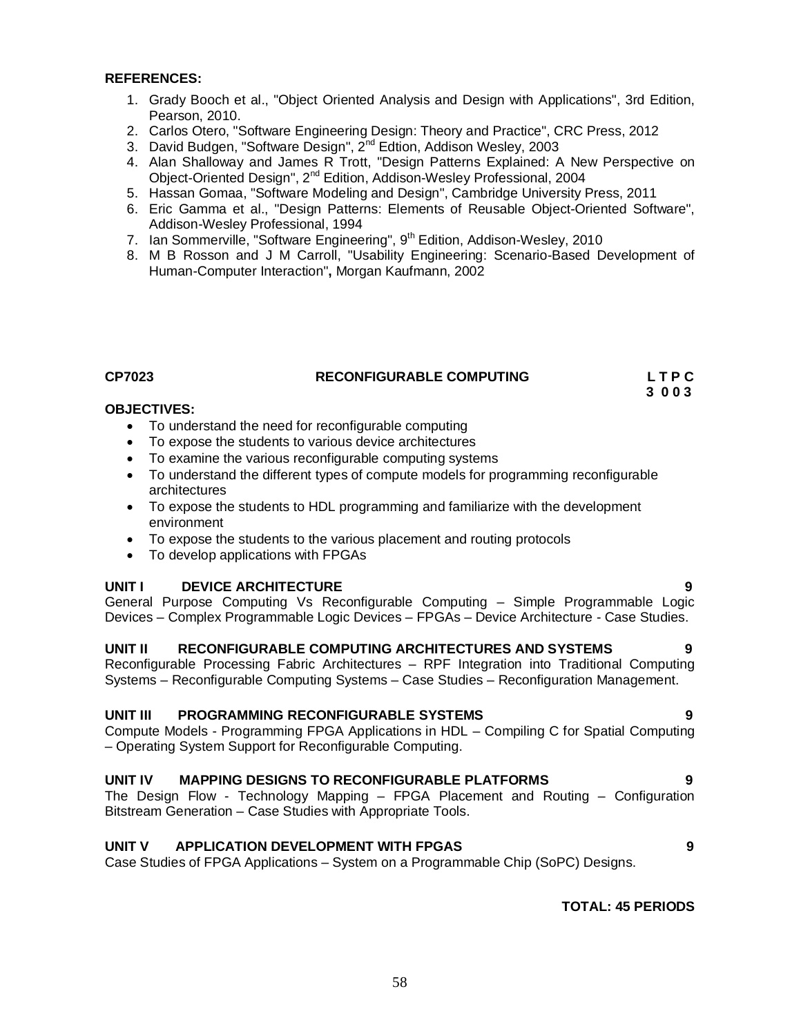**REFERENCES:**

1. Grady Booch et al., "Object Oriented Analysis and Design with Applications", 3rd Edition, Pearson, 2010.
2. Carlos Otero, "Software Engineering Design: Theory and Practice", CRC Press, 2012
3. David Budgen, "Software Design", 2nd Edtion, Addison Wesley, 2003
4. Alan Shalloway and James R Trott, "Design Patterns Explained: A New Perspective on Object-Oriented Design", 2nd Edition, Addison-Wesley Professional, 2004
5. Hassan Gomaa, "Software Modeling and Design", Cambridge University Press, 2011
6. Eric Gamma et al., "Design Patterns: Elements of Reusable Object-Oriented Software", Addison-Wesley Professional, 1994
7. Ian Sommerville, "Software Engineering", 9th Edition, Addison-Wesley, 2010
8. M B Rosson and J M Carroll, "Usability Engineering: Scenario-Based Development of Human-Computer Interaction", Morgan Kaufmann, 2002

## CP7023 RECONFIGURABLE COMPUTING

**L T P C**
**3 0 0 3**

**OBJECTIVES:**

- To understand the need for reconfigurable computing
- To expose the students to various device architectures
- To examine the various reconfigurable computing systems
- To understand the different types of compute models for programming reconfigurable architectures
- To expose the students to HDL programming and familiarize with the development environment
- To expose the students to the various placement and routing protocols
- To develop applications with FPGAs

**UNIT I DEVICE ARCHITECTURE 9**

General Purpose Computing Vs Reconfigurable Computing – Simple Programmable Logic Devices – Complex Programmable Logic Devices – FPGAs – Device Architecture - Case Studies.

**UNIT II RECONFIGURABLE COMPUTING ARCHITECTURES AND SYSTEMS 9**

Reconfigurable Processing Fabric Architectures – RPF Integration into Traditional Computing Systems – Reconfigurable Computing Systems – Case Studies – Reconfiguration Management.

**UNIT III PROGRAMMING RECONFIGURABLE SYSTEMS 9**

Compute Models - Programming FPGA Applications in HDL – Compiling C for Spatial Computing – Operating System Support for Reconfigurable Computing.

**UNIT IV MAPPING DESIGNS TO RECONFIGURABLE PLATFORMS 9**

The Design Flow - Technology Mapping – FPGA Placement and Routing – Configuration Bitstream Generation – Case Studies with Appropriate Tools.

**UNIT V APPLICATION DEVELOPMENT WITH FPGAS 9**

Case Studies of FPGA Applications – System on a Programmable Chip (SoPC) Designs.

**TOTAL: 45 PERIODS**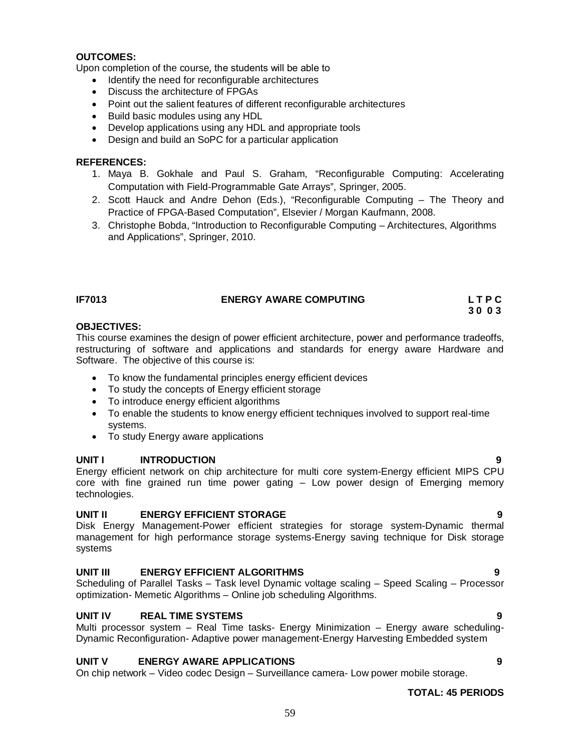**OUTCOMES:**

Upon completion of the course, the students will be able to

- Identify the need for reconfigurable architectures
- Discuss the architecture of FPGAs
- Point out the salient features of different reconfigurable architectures
- Build basic modules using any HDL
- Develop applications using any HDL and appropriate tools
- Design and build an SoPC for a particular application

**REFERENCES:**

1. Maya B. Gokhale and Paul S. Graham, "Reconfigurable Computing: Accelerating Computation with Field-Programmable Gate Arrays", Springer, 2005.
2. Scott Hauck and Andre Dehon (Eds.), "Reconfigurable Computing – The Theory and Practice of FPGA-Based Computation", Elsevier / Morgan Kaufmann, 2008.
3. Christophe Bobda, "Introduction to Reconfigurable Computing – Architectures, Algorithms and Applications", Springer, 2010.

## IF7013 ENERGY AWARE COMPUTING

**L T P C**
**3 0 0 3**

**OBJECTIVES:**

This course examines the design of power efficient architecture, power and performance tradeoffs, restructuring of software and applications and standards for energy aware Hardware and Software. The objective of this course is:

- To know the fundamental principles energy efficient devices
- To study the concepts of Energy efficient storage
- To introduce energy efficient algorithms
- To enable the students to know energy efficient techniques involved to support real-time systems.
- To study Energy aware applications

**UNIT I INTRODUCTION 9**

Energy efficient network on chip architecture for multi core system-Energy efficient MIPS CPU core with fine grained run time power gating – Low power design of Emerging memory technologies.

**UNIT II ENERGY EFFICIENT STORAGE 9**

Disk Energy Management-Power efficient strategies for storage system-Dynamic thermal management for high performance storage systems-Energy saving technique for Disk storage systems

**UNIT III ENERGY EFFICIENT ALGORITHMS 9**

Scheduling of Parallel Tasks – Task level Dynamic voltage scaling – Speed Scaling – Processor optimization- Memetic Algorithms – Online job scheduling Algorithms.

**UNIT IV REAL TIME SYSTEMS 9**

Multi processor system – Real Time tasks- Energy Minimization – Energy aware scheduling-Dynamic Reconfiguration- Adaptive power management-Energy Harvesting Embedded system

**UNIT V ENERGY AWARE APPLICATIONS 9**

On chip network – Video codec Design – Surveillance camera- Low power mobile storage.

**TOTAL: 45 PERIODS**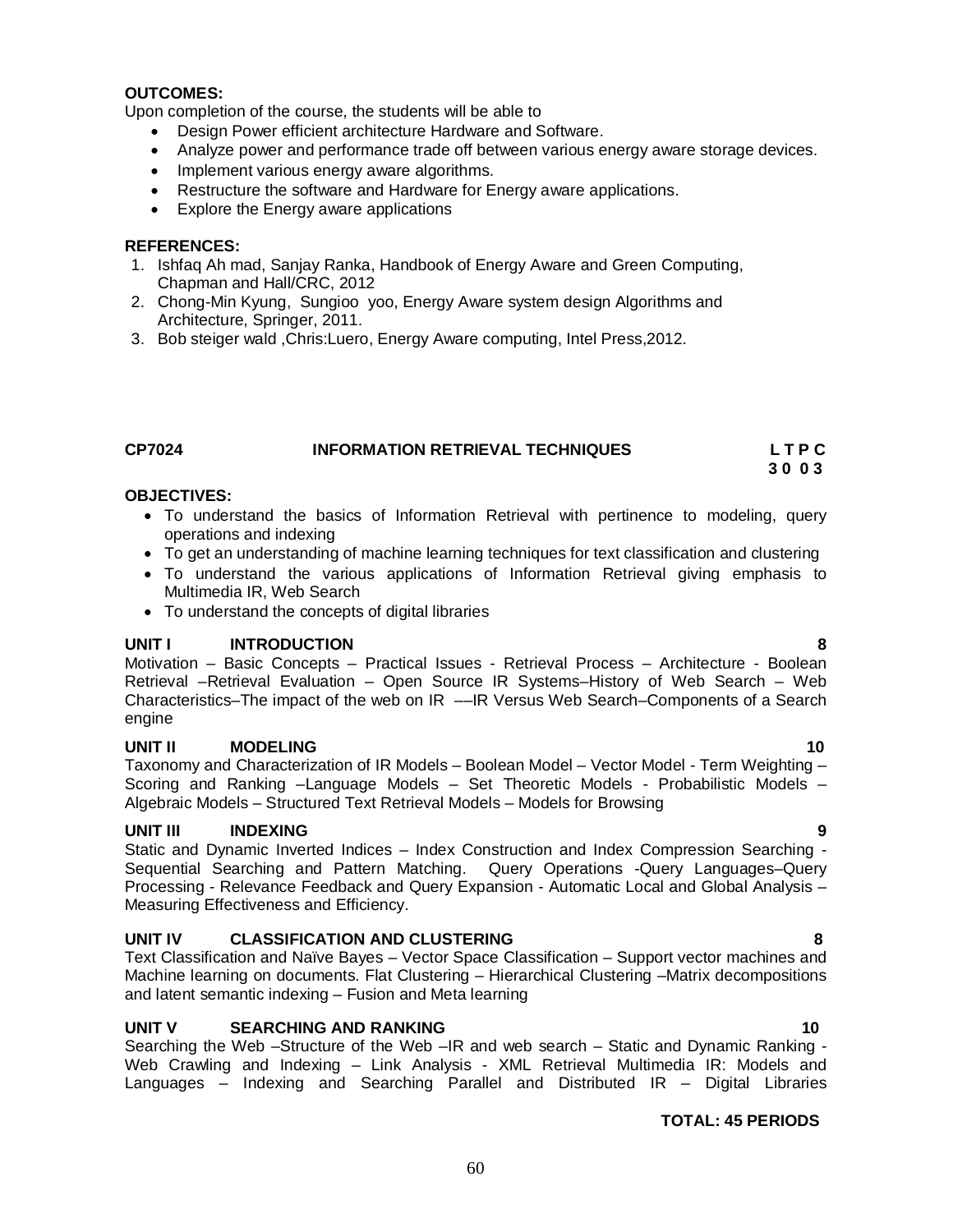**OUTCOMES:**

Upon completion of the course, the students will be able to

- Design Power efficient architecture Hardware and Software.
- Analyze power and performance trade off between various energy aware storage devices.
- Implement various energy aware algorithms.
- Restructure the software and Hardware for Energy aware applications.
- Explore the Energy aware applications

**REFERENCES:**

1. Ishfaq Ah mad, Sanjay Ranka, Handbook of Energy Aware and Green Computing, Chapman and Hall/CRC, 2012
2. Chong-Min Kyung, Sungioo yoo, Energy Aware system design Algorithms and Architecture, Springer, 2011.
3. Bob steiger wald ,Chris:Luero, Energy Aware computing, Intel Press,2012.

## CP7024 INFORMATION RETRIEVAL TECHNIQUES

**L T P C**
**3 0 0 3**

**OBJECTIVES:**

- To understand the basics of Information Retrieval with pertinence to modeling, query operations and indexing
- To get an understanding of machine learning techniques for text classification and clustering
- To understand the various applications of Information Retrieval giving emphasis to Multimedia IR, Web Search
- To understand the concepts of digital libraries

**UNIT I INTRODUCTION 8**

Motivation – Basic Concepts – Practical Issues - Retrieval Process – Architecture - Boolean Retrieval –Retrieval Evaluation – Open Source IR Systems–History of Web Search – Web Characteristics–The impact of the web on IR ––IR Versus Web Search–Components of a Search engine

**UNIT II MODELING 10**

Taxonomy and Characterization of IR Models – Boolean Model – Vector Model - Term Weighting – Scoring and Ranking –Language Models – Set Theoretic Models - Probabilistic Models – Algebraic Models – Structured Text Retrieval Models – Models for Browsing

**UNIT III INDEXING 9**

Static and Dynamic Inverted Indices – Index Construction and Index Compression Searching - Sequential Searching and Pattern Matching. Query Operations -Query Languages–Query Processing - Relevance Feedback and Query Expansion - Automatic Local and Global Analysis – Measuring Effectiveness and Efficiency.

**UNIT IV CLASSIFICATION AND CLUSTERING 8**

Text Classification and Naïve Bayes – Vector Space Classification – Support vector machines and Machine learning on documents. Flat Clustering – Hierarchical Clustering –Matrix decompositions and latent semantic indexing – Fusion and Meta learning

**UNIT V SEARCHING AND RANKING 10**

Searching the Web –Structure of the Web –IR and web search – Static and Dynamic Ranking - Web Crawling and Indexing – Link Analysis - XML Retrieval Multimedia IR: Models and Languages – Indexing and Searching Parallel and Distributed IR – Digital Libraries

**TOTAL: 45 PERIODS**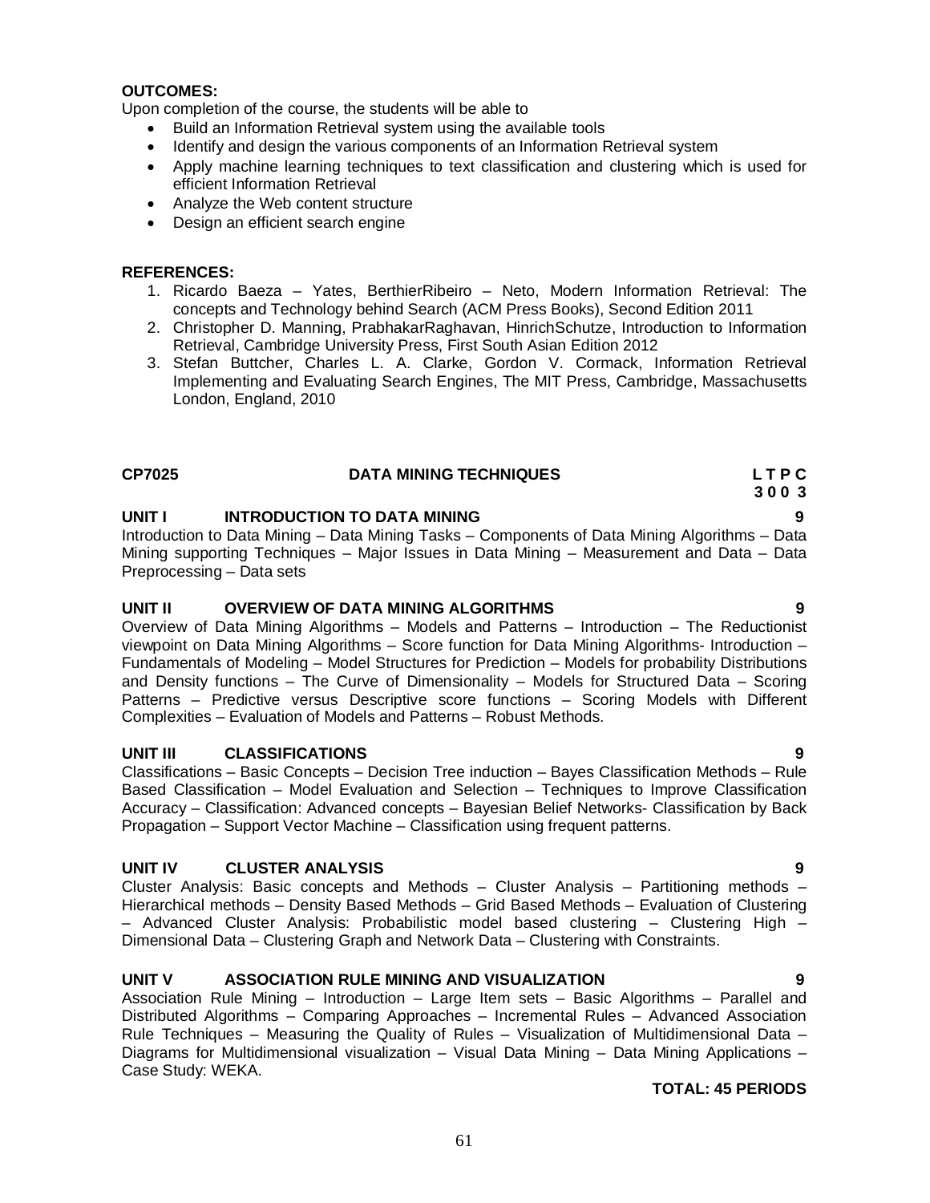**OUTCOMES:**

Upon completion of the course, the students will be able to

- Build an Information Retrieval system using the available tools
- Identify and design the various components of an Information Retrieval system
- Apply machine learning techniques to text classification and clustering which is used for efficient Information Retrieval
- Analyze the Web content structure
- Design an efficient search engine

**REFERENCES:**

1. Ricardo Baeza – Yates, BerthierRibeiro – Neto, Modern Information Retrieval: The concepts and Technology behind Search (ACM Press Books), Second Edition 2011
2. Christopher D. Manning, PrabhakarRaghavan, HinrichSchutze, Introduction to Information Retrieval, Cambridge University Press, First South Asian Edition 2012
3. Stefan Buttcher, Charles L. A. Clarke, Gordon V. Cormack, Information Retrieval Implementing and Evaluating Search Engines, The MIT Press, Cambridge, Massachusetts London, England, 2010

## CP7025 DATA MINING TECHNIQUES

**L T P C**
**3 0 0 3**

### UNIT I INTRODUCTION TO DATA MINING — 9

Introduction to Data Mining – Data Mining Tasks – Components of Data Mining Algorithms – Data Mining supporting Techniques – Major Issues in Data Mining – Measurement and Data – Data Preprocessing – Data sets

### UNIT II OVERVIEW OF DATA MINING ALGORITHMS — 9

Overview of Data Mining Algorithms – Models and Patterns – Introduction – The Reductionist viewpoint on Data Mining Algorithms – Score function for Data Mining Algorithms- Introduction – Fundamentals of Modeling – Model Structures for Prediction – Models for probability Distributions and Density functions – The Curve of Dimensionality – Models for Structured Data – Scoring Patterns – Predictive versus Descriptive score functions – Scoring Models with Different Complexities – Evaluation of Models and Patterns – Robust Methods.

### UNIT III CLASSIFICATIONS — 9

Classifications – Basic Concepts – Decision Tree induction – Bayes Classification Methods – Rule Based Classification – Model Evaluation and Selection – Techniques to Improve Classification Accuracy – Classification: Advanced concepts – Bayesian Belief Networks- Classification by Back Propagation – Support Vector Machine – Classification using frequent patterns.

### UNIT IV CLUSTER ANALYSIS — 9

Cluster Analysis: Basic concepts and Methods – Cluster Analysis – Partitioning methods – Hierarchical methods – Density Based Methods – Grid Based Methods – Evaluation of Clustering – Advanced Cluster Analysis: Probabilistic model based clustering – Clustering High – Dimensional Data – Clustering Graph and Network Data – Clustering with Constraints.

### UNIT V ASSOCIATION RULE MINING AND VISUALIZATION — 9

Association Rule Mining – Introduction – Large Item sets – Basic Algorithms – Parallel and Distributed Algorithms – Comparing Approaches – Incremental Rules – Advanced Association Rule Techniques – Measuring the Quality of Rules – Visualization of Multidimensional Data – Diagrams for Multidimensional visualization – Visual Data Mining – Data Mining Applications – Case Study: WEKA.

**TOTAL: 45 PERIODS**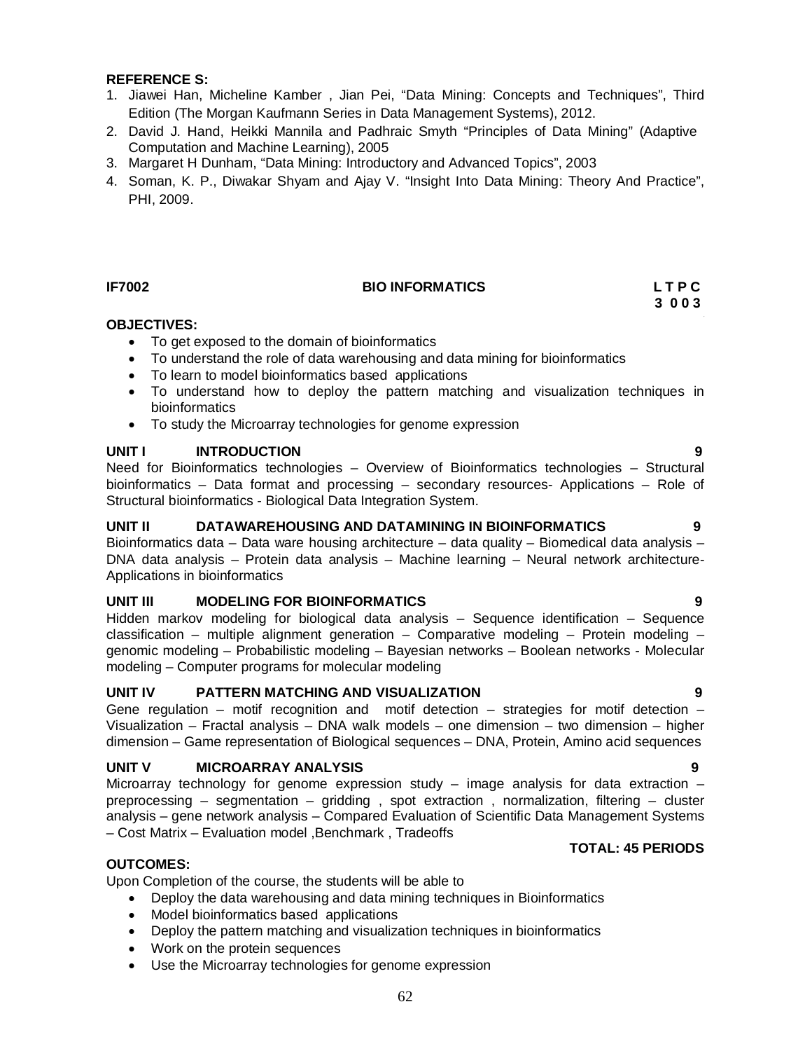**REFERENCE S:**

1. Jiawei Han, Micheline Kamber , Jian Pei, "Data Mining: Concepts and Techniques", Third Edition (The Morgan Kaufmann Series in Data Management Systems), 2012.
2. David J. Hand, Heikki Mannila and Padhraic Smyth "Principles of Data Mining" (Adaptive Computation and Machine Learning), 2005
3. Margaret H Dunham, "Data Mining: Introductory and Advanced Topics", 2003
4. Soman, K. P., Diwakar Shyam and Ajay V. "Insight Into Data Mining: Theory And Practice", PHI, 2009.

**IF7002** **BIO INFORMATICS** **L T P C**
**3 0 0 3**

**OBJECTIVES:**

- To get exposed to the domain of bioinformatics
- To understand the role of data warehousing and data mining for bioinformatics
- To learn to model bioinformatics based applications
- To understand how to deploy the pattern matching and visualization techniques in bioinformatics
- To study the Microarray technologies for genome expression

**UNIT I INTRODUCTION 9**

Need for Bioinformatics technologies – Overview of Bioinformatics technologies – Structural bioinformatics – Data format and processing – secondary resources- Applications – Role of Structural bioinformatics - Biological Data Integration System.

**UNIT II DATAWAREHOUSING AND DATAMINING IN BIOINFORMATICS 9**

Bioinformatics data – Data ware housing architecture – data quality – Biomedical data analysis – DNA data analysis – Protein data analysis – Machine learning – Neural network architecture- Applications in bioinformatics

**UNIT III MODELING FOR BIOINFORMATICS 9**

Hidden markov modeling for biological data analysis – Sequence identification – Sequence classification – multiple alignment generation – Comparative modeling – Protein modeling – genomic modeling – Probabilistic modeling – Bayesian networks – Boolean networks - Molecular modeling – Computer programs for molecular modeling

**UNIT IV PATTERN MATCHING AND VISUALIZATION 9**

Gene regulation – motif recognition and motif detection – strategies for motif detection – Visualization – Fractal analysis – DNA walk models – one dimension – two dimension – higher dimension – Game representation of Biological sequences – DNA, Protein, Amino acid sequences

**UNIT V MICROARRAY ANALYSIS 9**

Microarray technology for genome expression study – image analysis for data extraction – preprocessing – segmentation – gridding , spot extraction , normalization, filtering – cluster analysis – gene network analysis – Compared Evaluation of Scientific Data Management Systems – Cost Matrix – Evaluation model ,Benchmark , Tradeoffs

**TOTAL: 45 PERIODS**

**OUTCOMES:**

Upon Completion of the course, the students will be able to

- Deploy the data warehousing and data mining techniques in Bioinformatics
- Model bioinformatics based applications
- Deploy the pattern matching and visualization techniques in bioinformatics
- Work on the protein sequences
- Use the Microarray technologies for genome expression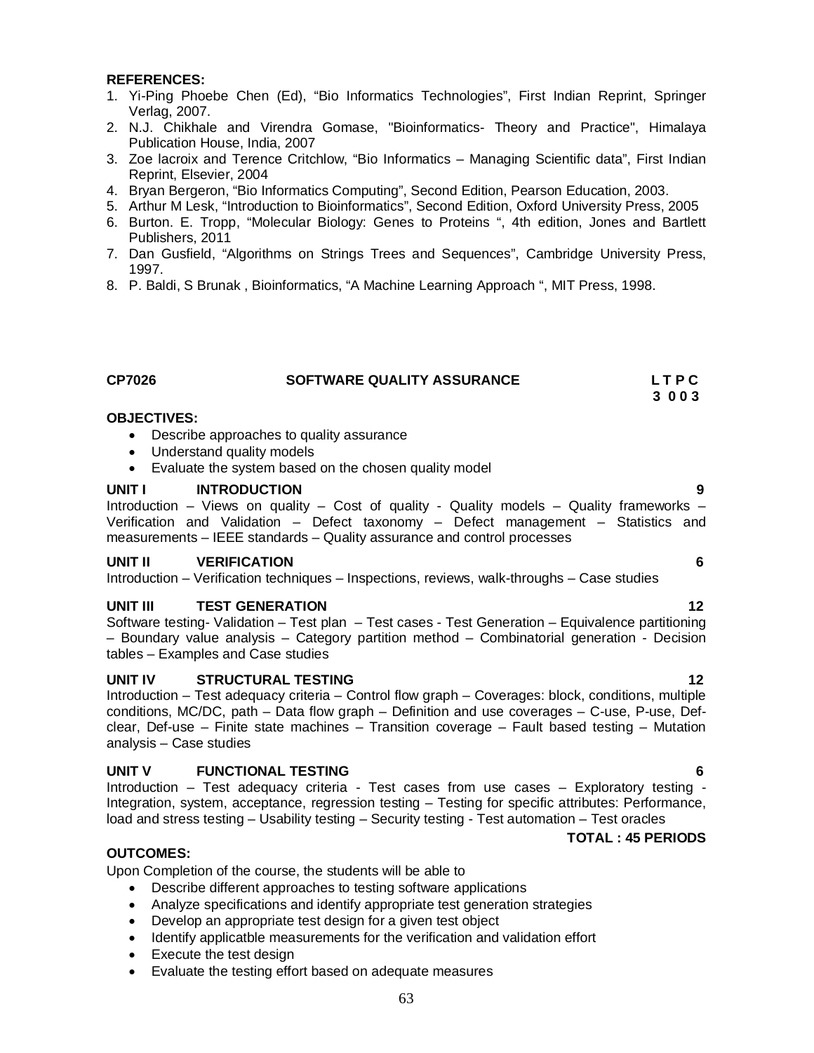**REFERENCES:**

1. Yi-Ping Phoebe Chen (Ed), “Bio Informatics Technologies”, First Indian Reprint, Springer Verlag, 2007.
2. N.J. Chikhale and Virendra Gomase, "Bioinformatics- Theory and Practice", Himalaya Publication House, India, 2007
3. Zoe lacroix and Terence Critchlow, “Bio Informatics – Managing Scientific data”, First Indian Reprint, Elsevier, 2004
4. Bryan Bergeron, “Bio Informatics Computing”, Second Edition, Pearson Education, 2003.
5. Arthur M Lesk, “Introduction to Bioinformatics”, Second Edition, Oxford University Press, 2005
6. Burton. E. Tropp, “Molecular Biology: Genes to Proteins “, 4th edition, Jones and Bartlett Publishers, 2011
7. Dan Gusfield, “Algorithms on Strings Trees and Sequences”, Cambridge University Press, 1997.
8. P. Baldi, S Brunak , Bioinformatics, “A Machine Learning Approach “, MIT Press, 1998.

**CP7026 SOFTWARE QUALITY ASSURANCE L T P C**
**3 0 0 3**

**OBJECTIVES:**

- Describe approaches to quality assurance
- Understand quality models
- Evaluate the system based on the chosen quality model

**UNIT I INTRODUCTION 9**

Introduction – Views on quality – Cost of quality - Quality models – Quality frameworks – Verification and Validation – Defect taxonomy – Defect management – Statistics and measurements – IEEE standards – Quality assurance and control processes

**UNIT II VERIFICATION 6**

Introduction – Verification techniques – Inspections, reviews, walk-throughs – Case studies

**UNIT III TEST GENERATION 12**

Software testing- Validation – Test plan – Test cases - Test Generation – Equivalence partitioning – Boundary value analysis – Category partition method – Combinatorial generation - Decision tables – Examples and Case studies

**UNIT IV STRUCTURAL TESTING 12**

Introduction – Test adequacy criteria – Control flow graph – Coverages: block, conditions, multiple conditions, MC/DC, path – Data flow graph – Definition and use coverages – C-use, P-use, Def-clear, Def-use – Finite state machines – Transition coverage – Fault based testing – Mutation analysis – Case studies

**UNIT V FUNCTIONAL TESTING 6**

Introduction – Test adequacy criteria - Test cases from use cases – Exploratory testing - Integration, system, acceptance, regression testing – Testing for specific attributes: Performance, load and stress testing – Usability testing – Security testing - Test automation – Test oracles

**TOTAL : 45 PERIODS**

**OUTCOMES:**

Upon Completion of the course, the students will be able to

- Describe different approaches to testing software applications
- Analyze specifications and identify appropriate test generation strategies
- Develop an appropriate test design for a given test object
- Identify applicatble measurements for the verification and validation effort
- Execute the test design
- Evaluate the testing effort based on adequate measures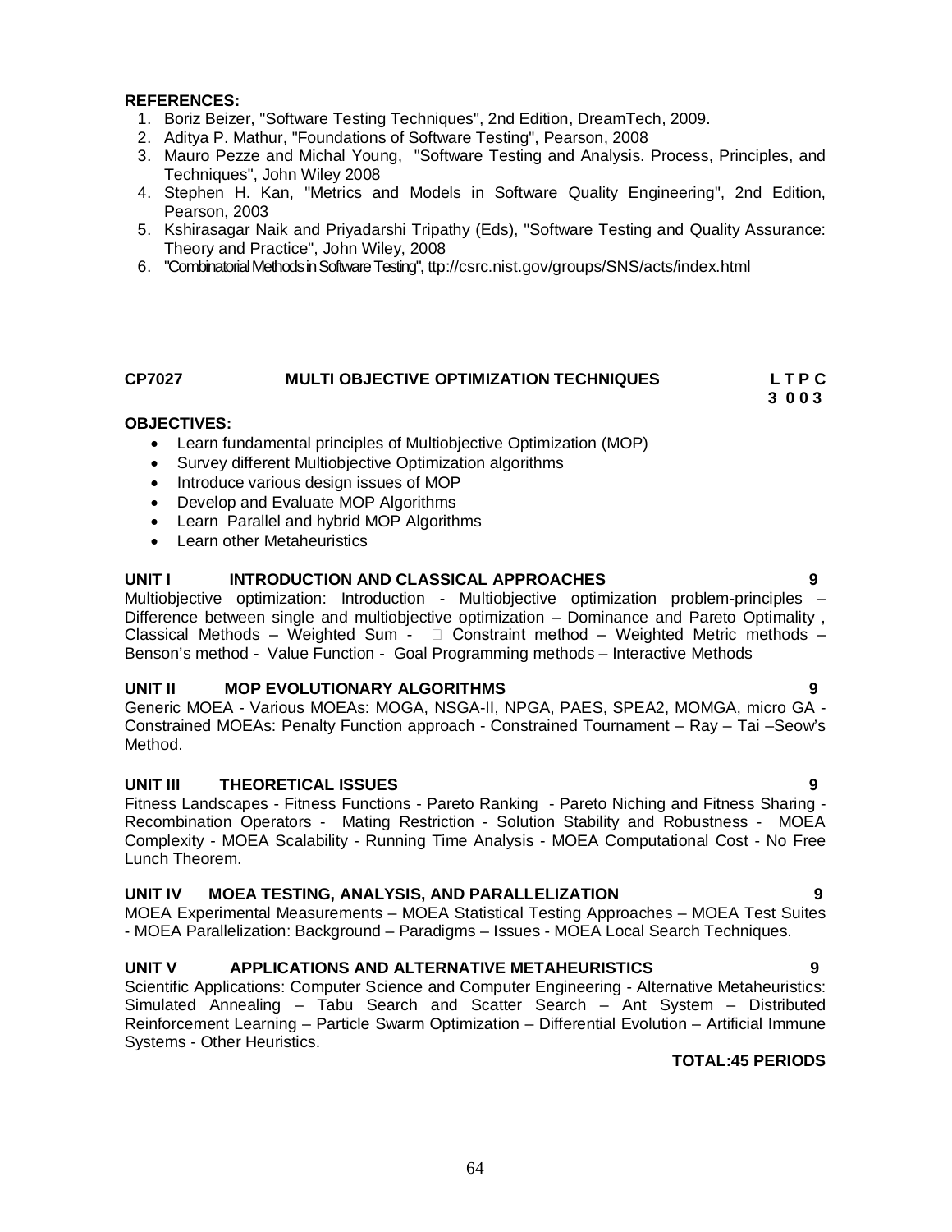**REFERENCES:**

1. Boriz Beizer, "Software Testing Techniques", 2nd Edition, DreamTech, 2009.
2. Aditya P. Mathur, "Foundations of Software Testing", Pearson, 2008
3. Mauro Pezze and Michal Young, "Software Testing and Analysis. Process, Principles, and Techniques", John Wiley 2008
4. Stephen H. Kan, "Metrics and Models in Software Quality Engineering", 2nd Edition, Pearson, 2003
5. Kshirasagar Naik and Priyadarshi Tripathy (Eds), "Software Testing and Quality Assurance: Theory and Practice", John Wiley, 2008
6. "Combinatorial Methods in Software Testing", ttp://csrc.nist.gov/groups/SNS/acts/index.html

**CP7027 MULTI OBJECTIVE OPTIMIZATION TECHNIQUES L T P C**
**3 0 0 3**

**OBJECTIVES:**

- Learn fundamental principles of Multiobjective Optimization (MOP)
- Survey different Multiobjective Optimization algorithms
- Introduce various design issues of MOP
- Develop and Evaluate MOP Algorithms
- Learn Parallel and hybrid MOP Algorithms
- Learn other Metaheuristics

**UNIT I INTRODUCTION AND CLASSICAL APPROACHES 9**

Multiobjective optimization: Introduction - Multiobjective optimization problem-principles – Difference between single and multiobjective optimization – Dominance and Pareto Optimality , Classical Methods – Weighted Sum - $\epsilon$ Constraint method – Weighted Metric methods – Benson's method - Value Function - Goal Programming methods – Interactive Methods

**UNIT II MOP EVOLUTIONARY ALGORITHMS 9**

Generic MOEA - Various MOEAs: MOGA, NSGA-II, NPGA, PAES, SPEA2, MOMGA, micro GA - Constrained MOEAs: Penalty Function approach - Constrained Tournament – Ray – Tai –Seow's Method.

**UNIT III THEORETICAL ISSUES 9**

Fitness Landscapes - Fitness Functions - Pareto Ranking - Pareto Niching and Fitness Sharing - Recombination Operators - Mating Restriction - Solution Stability and Robustness - MOEA Complexity - MOEA Scalability - Running Time Analysis - MOEA Computational Cost - No Free Lunch Theorem.

**UNIT IV MOEA TESTING, ANALYSIS, AND PARALLELIZATION 9**

MOEA Experimental Measurements – MOEA Statistical Testing Approaches – MOEA Test Suites - MOEA Parallelization: Background – Paradigms – Issues - MOEA Local Search Techniques.

**UNIT V APPLICATIONS AND ALTERNATIVE METAHEURISTICS 9**

Scientific Applications: Computer Science and Computer Engineering - Alternative Metaheuristics: Simulated Annealing – Tabu Search and Scatter Search – Ant System – Distributed Reinforcement Learning – Particle Swarm Optimization – Differential Evolution – Artificial Immune Systems - Other Heuristics.

**TOTAL:45 PERIODS**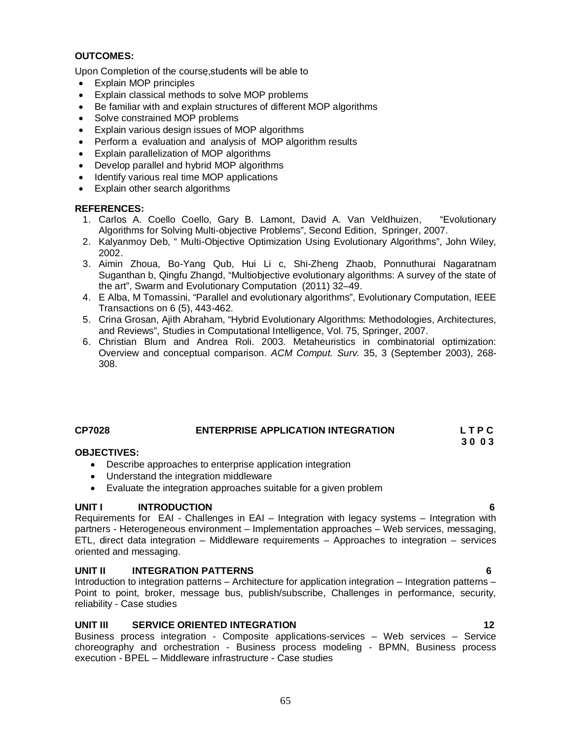**OUTCOMES:**

Upon Completion of the course,students will be able to

- Explain MOP principles
- Explain classical methods to solve MOP problems
- Be familiar with and explain structures of different MOP algorithms
- Solve constrained MOP problems
- Explain various design issues of MOP algorithms
- Perform a evaluation and analysis of MOP algorithm results
- Explain parallelization of MOP algorithms
- Develop parallel and hybrid MOP algorithms
- Identify various real time MOP applications
- Explain other search algorithms

**REFERENCES:**

1. Carlos A. Coello Coello, Gary B. Lamont, David A. Van Veldhuizen, "Evolutionary Algorithms for Solving Multi-objective Problems", Second Edition, Springer, 2007.
2. Kalyanmoy Deb, " Multi-Objective Optimization Using Evolutionary Algorithms", John Wiley, 2002.
3. Aimin Zhoua, Bo-Yang Qub, Hui Li c, Shi-Zheng Zhaob, Ponnuthurai Nagaratnam Suganthan b, Qingfu Zhangd, "Multiobjective evolutionary algorithms: A survey of the state of the art", Swarm and Evolutionary Computation (2011) 32–49.
4. E Alba, M Tomassini, "Parallel and evolutionary algorithms", Evolutionary Computation, IEEE Transactions on 6 (5), 443-462.
5. Crina Grosan, Ajith Abraham, "Hybrid Evolutionary Algorithms: Methodologies, Architectures, and Reviews", Studies in Computational Intelligence, Vol. 75, Springer, 2007.
6. Christian Blum and Andrea Roli. 2003. Metaheuristics in combinatorial optimization: Overview and conceptual comparison. *ACM Comput. Surv.* 35, 3 (September 2003), 268-308.

## CP7028 ENTERPRISE APPLICATION INTEGRATION

**L T P C**
**3 0 0 3**

**OBJECTIVES:**

- Describe approaches to enterprise application integration
- Understand the integration middleware
- Evaluate the integration approaches suitable for a given problem

**UNIT I INTRODUCTION 6**

Requirements for EAI - Challenges in EAI – Integration with legacy systems – Integration with partners - Heterogeneous environment – Implementation approaches – Web services, messaging, ETL, direct data integration – Middleware requirements – Approaches to integration – services oriented and messaging.

**UNIT II INTEGRATION PATTERNS 6**

Introduction to integration patterns – Architecture for application integration – Integration patterns – Point to point, broker, message bus, publish/subscribe, Challenges in performance, security, reliability - Case studies

**UNIT III SERVICE ORIENTED INTEGRATION 12**

Business process integration - Composite applications-services – Web services – Service choreography and orchestration - Business process modeling - BPMN, Business process execution - BPEL – Middleware infrastructure - Case studies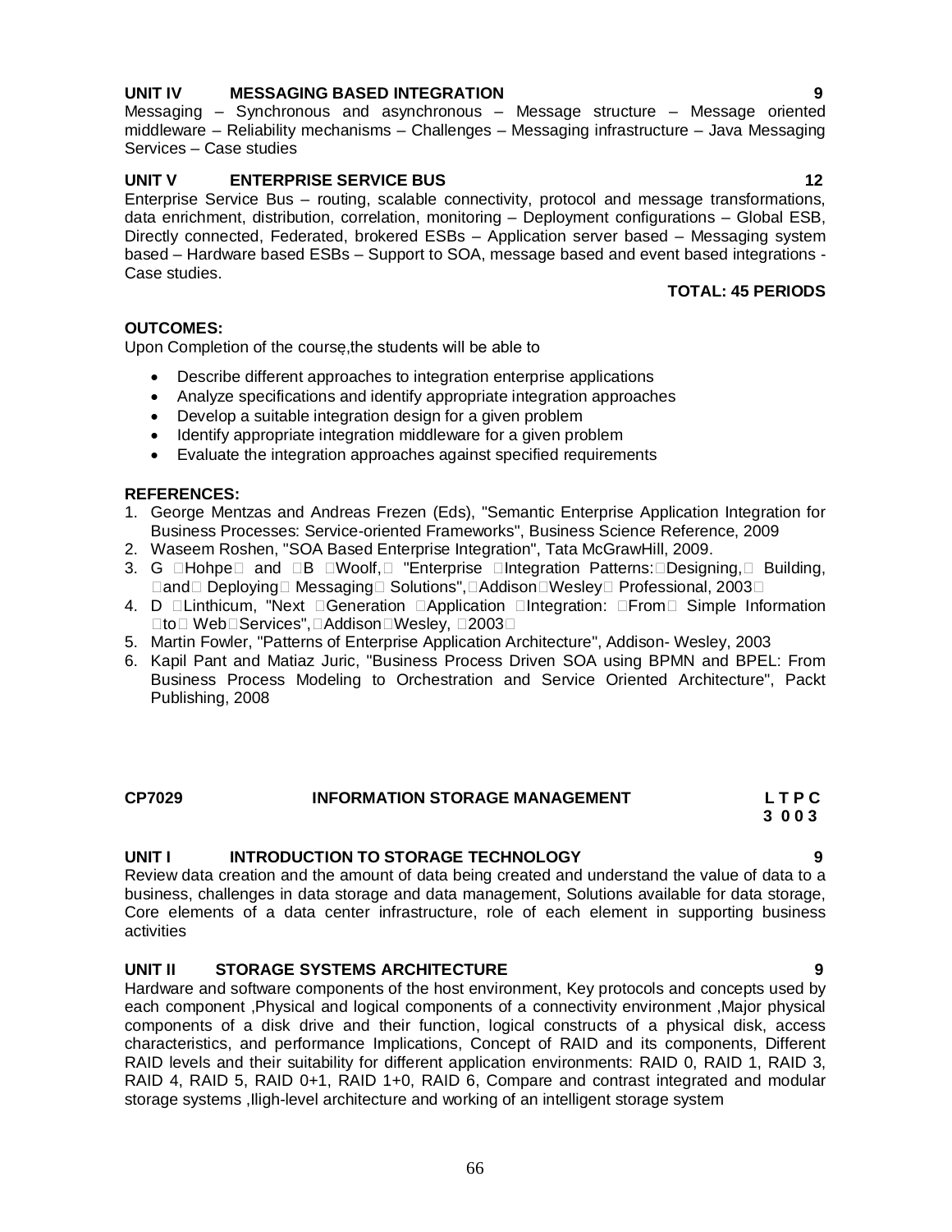**UNIT IV MESSAGING BASED INTEGRATION 9**

Messaging – Synchronous and asynchronous – Message structure – Message oriented middleware – Reliability mechanisms – Challenges – Messaging infrastructure – Java Messaging Services – Case studies

**UNIT V ENTERPRISE SERVICE BUS 12**

Enterprise Service Bus – routing, scalable connectivity, protocol and message transformations, data enrichment, distribution, correlation, monitoring – Deployment configurations – Global ESB, Directly connected, Federated, brokered ESBs – Application server based – Messaging system based – Hardware based ESBs – Support to SOA, message based and event based integrations - Case studies.

**TOTAL: 45 PERIODS**

**OUTCOMES:**

Upon Completion of the course,the students will be able to

- Describe different approaches to integration enterprise applications
- Analyze specifications and identify appropriate integration approaches
- Develop a suitable integration design for a given problem
- Identify appropriate integration middleware for a given problem
- Evaluate the integration approaches against specified requirements

**REFERENCES:**

1. George Mentzas and Andreas Frezen (Eds), "Semantic Enterprise Application Integration for Business Processes: Service-oriented Frameworks", Business Science Reference, 2009
2. Waseem Roshen, "SOA Based Enterprise Integration", Tata McGrawHill, 2009.
3. G Hohpe and B Woolf, "Enterprise Integration Patterns: Designing, Building, and Deploying Messaging Solutions", Addison Wesley Professional, 2003
4. D Linthicum, "Next Generation Application Integration: From Simple Information to Web Services", Addison Wesley, 2003
5. Martin Fowler, "Patterns of Enterprise Application Architecture", Addison- Wesley, 2003
6. Kapil Pant and Matiaz Juric, "Business Process Driven SOA using BPMN and BPEL: From Business Process Modeling to Orchestration and Service Oriented Architecture", Packt Publishing, 2008

**CP7029 INFORMATION STORAGE MANAGEMENT**

| L | T | P | C |
|---|---|---|---|
| 3 | 0 | 0 | 3 |

**UNIT I INTRODUCTION TO STORAGE TECHNOLOGY 9**

Review data creation and the amount of data being created and understand the value of data to a business, challenges in data storage and data management, Solutions available for data storage, Core elements of a data center infrastructure, role of each element in supporting business activities

**UNIT II STORAGE SYSTEMS ARCHITECTURE 9**

Hardware and software components of the host environment, Key protocols and concepts used by each component ,Physical and logical components of a connectivity environment ,Major physical components of a disk drive and their function, logical constructs of a physical disk, access characteristics, and performance Implications, Concept of RAID and its components, Different RAID levels and their suitability for different application environments: RAID 0, RAID 1, RAID 3, RAID 4, RAID 5, RAID 0+1, RAID 1+0, RAID 6, Compare and contrast integrated and modular storage systems ,High-level architecture and working of an intelligent storage system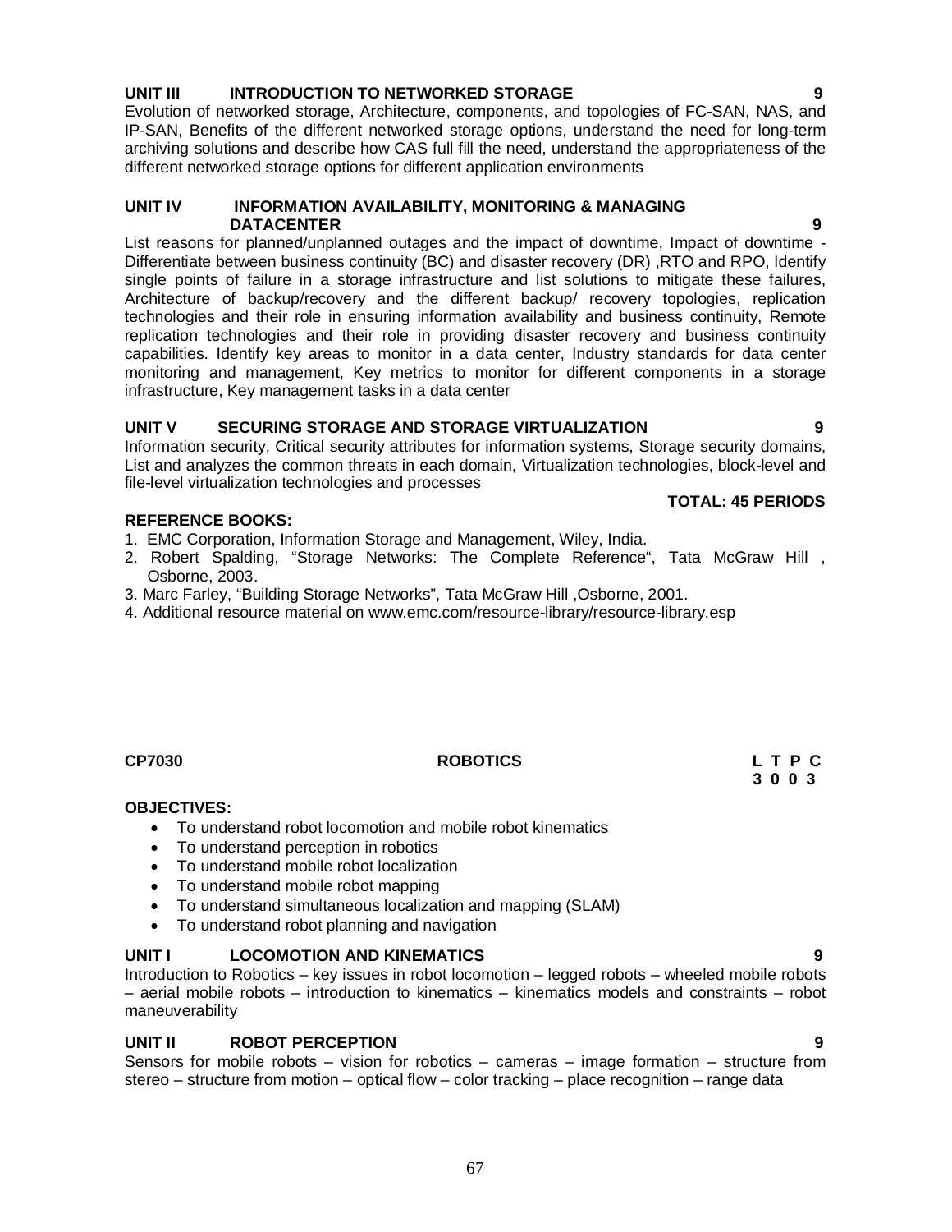**UNIT III INTRODUCTION TO NETWORKED STORAGE 9**

Evolution of networked storage, Architecture, components, and topologies of FC-SAN, NAS, and IP-SAN, Benefits of the different networked storage options, understand the need for long-term archiving solutions and describe how CAS full fill the need, understand the appropriateness of the different networked storage options for different application environments

**UNIT IV INFORMATION AVAILABILITY, MONITORING & MANAGING DATACENTER 9**

List reasons for planned/unplanned outages and the impact of downtime, Impact of downtime - Differentiate between business continuity (BC) and disaster recovery (DR) ,RTO and RPO, Identify single points of failure in a storage infrastructure and list solutions to mitigate these failures, Architecture of backup/recovery and the different backup/ recovery topologies, replication technologies and their role in ensuring information availability and business continuity, Remote replication technologies and their role in providing disaster recovery and business continuity capabilities. Identify key areas to monitor in a data center, Industry standards for data center monitoring and management, Key metrics to monitor for different components in a storage infrastructure, Key management tasks in a data center

**UNIT V SECURING STORAGE AND STORAGE VIRTUALIZATION 9**

Information security, Critical security attributes for information systems, Storage security domains, List and analyzes the common threats in each domain, Virtualization technologies, block-level and file-level virtualization technologies and processes

**TOTAL: 45 PERIODS**

**REFERENCE BOOKS:**

1. EMC Corporation, Information Storage and Management, Wiley, India.
2. Robert Spalding, "Storage Networks: The Complete Reference", Tata McGraw Hill , Osborne, 2003.
3. Marc Farley, "Building Storage Networks", Tata McGraw Hill ,Osborne, 2001.
4. Additional resource material on www.emc.com/resource-library/resource-library.esp

**CP7030 ROBOTICS L T P C**
**3 0 0 3**

**OBJECTIVES:**

- To understand robot locomotion and mobile robot kinematics
- To understand perception in robotics
- To understand mobile robot localization
- To understand mobile robot mapping
- To understand simultaneous localization and mapping (SLAM)
- To understand robot planning and navigation

**UNIT I LOCOMOTION AND KINEMATICS 9**

Introduction to Robotics – key issues in robot locomotion – legged robots – wheeled mobile robots – aerial mobile robots – introduction to kinematics – kinematics models and constraints – robot maneuverability

**UNIT II ROBOT PERCEPTION 9**

Sensors for mobile robots – vision for robotics – cameras – image formation – structure from stereo – structure from motion – optical flow – color tracking – place recognition – range data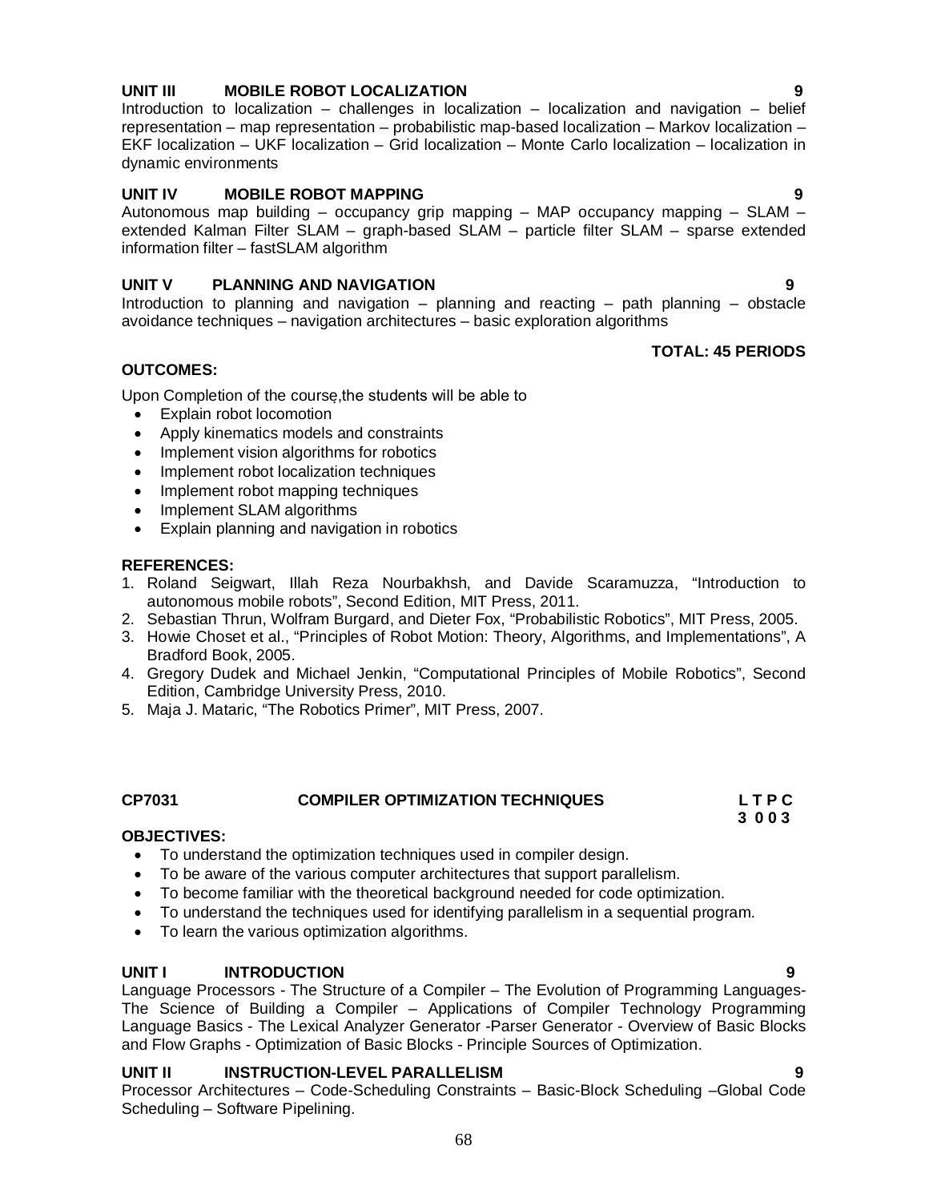### UNIT III MOBILE ROBOT LOCALIZATION 9

Introduction to localization – challenges in localization – localization and navigation – belief representation – map representation – probabilistic map-based localization – Markov localization – EKF localization – UKF localization – Grid localization – Monte Carlo localization – localization in dynamic environments

### UNIT IV MOBILE ROBOT MAPPING 9

Autonomous map building – occupancy grip mapping – MAP occupancy mapping – SLAM – extended Kalman Filter SLAM – graph-based SLAM – particle filter SLAM – sparse extended information filter – fastSLAM algorithm

### UNIT V PLANNING AND NAVIGATION 9

Introduction to planning and navigation – planning and reacting – path planning – obstacle avoidance techniques – navigation architectures – basic exploration algorithms

**TOTAL: 45 PERIODS**

**OUTCOMES:**

Upon Completion of the course,the students will be able to

- Explain robot locomotion
- Apply kinematics models and constraints
- Implement vision algorithms for robotics
- Implement robot localization techniques
- Implement robot mapping techniques
- Implement SLAM algorithms
- Explain planning and navigation in robotics

**REFERENCES:**

1. Roland Seigwart, Illah Reza Nourbakhsh, and Davide Scaramuzza, "Introduction to autonomous mobile robots", Second Edition, MIT Press, 2011.
2. Sebastian Thrun, Wolfram Burgard, and Dieter Fox, "Probabilistic Robotics", MIT Press, 2005.
3. Howie Choset et al., "Principles of Robot Motion: Theory, Algorithms, and Implementations", A Bradford Book, 2005.
4. Gregory Dudek and Michael Jenkin, "Computational Principles of Mobile Robotics", Second Edition, Cambridge University Press, 2010.
5. Maja J. Mataric, "The Robotics Primer", MIT Press, 2007.

## CP7031 COMPILER OPTIMIZATION TECHNIQUES

**L T P C**
**3 0 0 3**

**OBJECTIVES:**

- To understand the optimization techniques used in compiler design.
- To be aware of the various computer architectures that support parallelism.
- To become familiar with the theoretical background needed for code optimization.
- To understand the techniques used for identifying parallelism in a sequential program.
- To learn the various optimization algorithms.

### UNIT I INTRODUCTION 9

Language Processors - The Structure of a Compiler – The Evolution of Programming Languages- The Science of Building a Compiler – Applications of Compiler Technology Programming Language Basics - The Lexical Analyzer Generator -Parser Generator - Overview of Basic Blocks and Flow Graphs - Optimization of Basic Blocks - Principle Sources of Optimization.

### UNIT II INSTRUCTION-LEVEL PARALLELISM 9

Processor Architectures – Code-Scheduling Constraints – Basic-Block Scheduling –Global Code Scheduling – Software Pipelining.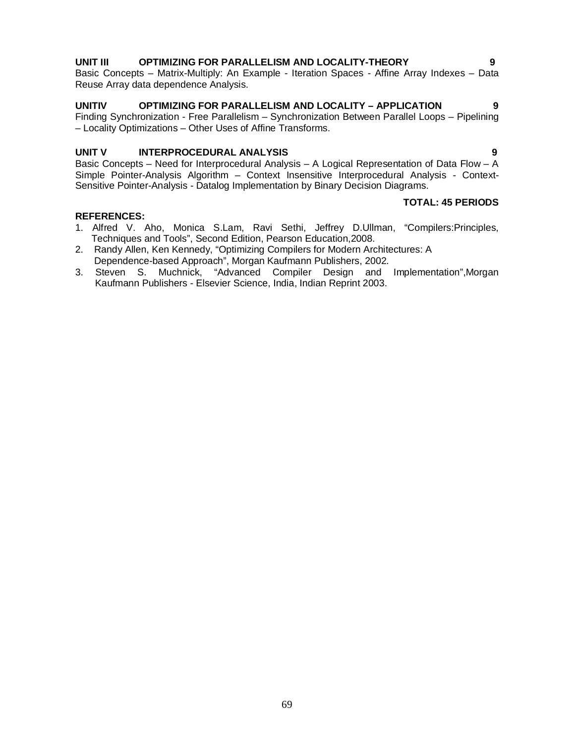**UNIT III OPTIMIZING FOR PARALLELISM AND LOCALITY-THEORY 9**

Basic Concepts – Matrix-Multiply: An Example - Iteration Spaces - Affine Array Indexes – Data Reuse Array data dependence Analysis.

**UNITIV OPTIMIZING FOR PARALLELISM AND LOCALITY – APPLICATION 9**

Finding Synchronization - Free Parallelism – Synchronization Between Parallel Loops – Pipelining – Locality Optimizations – Other Uses of Affine Transforms.

**UNIT V INTERPROCEDURAL ANALYSIS 9**

Basic Concepts – Need for Interprocedural Analysis – A Logical Representation of Data Flow – A Simple Pointer-Analysis Algorithm – Context Insensitive Interprocedural Analysis - Context-Sensitive Pointer-Analysis - Datalog Implementation by Binary Decision Diagrams.

**TOTAL: 45 PERIODS**

**REFERENCES:**

1. Alfred V. Aho, Monica S.Lam, Ravi Sethi, Jeffrey D.Ullman, "Compilers:Principles, Techniques and Tools", Second Edition, Pearson Education,2008.
2. Randy Allen, Ken Kennedy, "Optimizing Compilers for Modern Architectures: A Dependence-based Approach", Morgan Kaufmann Publishers, 2002.
3. Steven S. Muchnick, "Advanced Compiler Design and Implementation",Morgan Kaufmann Publishers - Elsevier Science, India, Indian Reprint 2003.